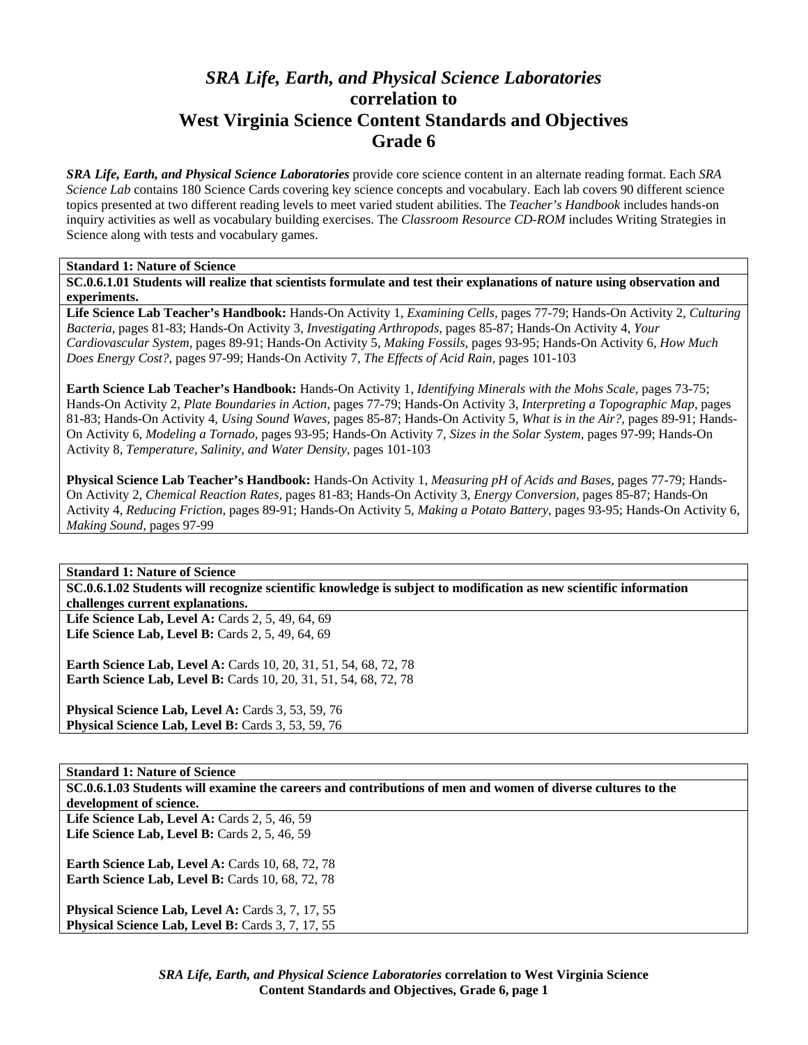# *SRA Life, Earth, and Physical Science Laboratories* correlation to West Virginia Science Content Standards and Objectives Grade 6

***SRA Life, Earth, and Physical Science Laboratories*** provide core science content in an alternate reading format. Each *SRA Science Lab* contains 180 Science Cards covering key science concepts and vocabulary. Each lab covers 90 different science topics presented at two different reading levels to meet varied student abilities. The *Teacher's Handbook* includes hands-on inquiry activities as well as vocabulary building exercises. The *Classroom Resource CD-ROM* includes Writing Strategies in Science along with tests and vocabulary games.

**Standard 1: Nature of Science**

**SC.0.6.1.01 Students will realize that scientists formulate and test their explanations of nature using observation and experiments.**

**Life Science Lab Teacher's Handbook:** Hands-On Activity 1, *Examining Cells,* pages 77-79; Hands-On Activity 2, *Culturing Bacteria,* pages 81-83; Hands-On Activity 3, *Investigating Arthropods,* pages 85-87; Hands-On Activity 4, *Your Cardiovascular System,* pages 89-91; Hands-On Activity 5, *Making Fossils,* pages 93-95; Hands-On Activity 6, *How Much Does Energy Cost?,* pages 97-99; Hands-On Activity 7, *The Effects of Acid Rain,* pages 101-103

**Earth Science Lab Teacher's Handbook:** Hands-On Activity 1, *Identifying Minerals with the Mohs Scale,* pages 73-75; Hands-On Activity 2, *Plate Boundaries in Action,* pages 77-79; Hands-On Activity 3, *Interpreting a Topographic Map,* pages 81-83; Hands-On Activity 4, *Using Sound Waves,* pages 85-87; Hands-On Activity 5, *What is in the Air?,* pages 89-91; Hands-On Activity 6, *Modeling a Tornado,* pages 93-95; Hands-On Activity 7, *Sizes in the Solar System,* pages 97-99; Hands-On Activity 8, *Temperature, Salinity, and Water Density,* pages 101-103

**Physical Science Lab Teacher's Handbook:** Hands-On Activity 1, *Measuring pH of Acids and Bases,* pages 77-79; Hands-On Activity 2, *Chemical Reaction Rates,* pages 81-83; Hands-On Activity 3, *Energy Conversion,* pages 85-87; Hands-On Activity 4, *Reducing Friction,* pages 89-91; Hands-On Activity 5, *Making a Potato Battery,* pages 93-95; Hands-On Activity 6, *Making Sound,* pages 97-99

**Standard 1: Nature of Science**

**SC.0.6.1.02 Students will recognize scientific knowledge is subject to modification as new scientific information challenges current explanations.**

**Life Science Lab, Level A:** Cards 2, 5, 49, 64, 69
**Life Science Lab, Level B:** Cards 2, 5, 49, 64, 69

**Earth Science Lab, Level A:** Cards 10, 20, 31, 51, 54, 68, 72, 78
**Earth Science Lab, Level B:** Cards 10, 20, 31, 51, 54, 68, 72, 78

**Physical Science Lab, Level A:** Cards 3, 53, 59, 76
**Physical Science Lab, Level B:** Cards 3, 53, 59, 76

**Standard 1: Nature of Science**

**SC.0.6.1.03 Students will examine the careers and contributions of men and women of diverse cultures to the development of science.**

**Life Science Lab, Level A:** Cards 2, 5, 46, 59
**Life Science Lab, Level B:** Cards 2, 5, 46, 59

**Earth Science Lab, Level A:** Cards 10, 68, 72, 78
**Earth Science Lab, Level B:** Cards 10, 68, 72, 78

**Physical Science Lab, Level A:** Cards 3, 7, 17, 55
**Physical Science Lab, Level B:** Cards 3, 7, 17, 55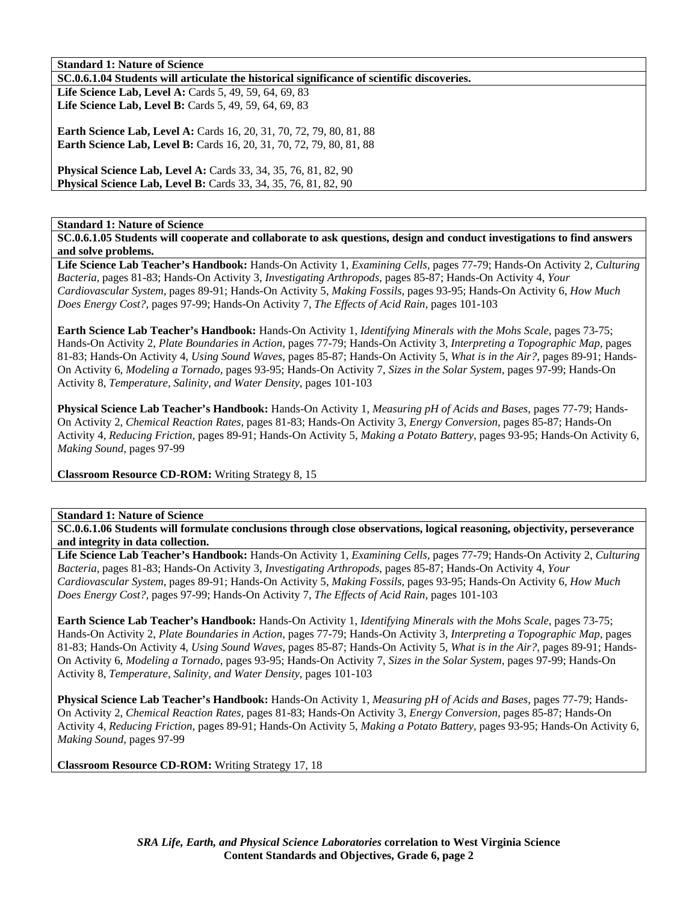**Standard 1: Nature of Science**

**SC.0.6.1.04 Students will articulate the historical significance of scientific discoveries.**

**Life Science Lab, Level A:** Cards 5, 49, 59, 64, 69, 83
**Life Science Lab, Level B:** Cards 5, 49, 59, 64, 69, 83

**Earth Science Lab, Level A:** Cards 16, 20, 31, 70, 72, 79, 80, 81, 88
**Earth Science Lab, Level B:** Cards 16, 20, 31, 70, 72, 79, 80, 81, 88

**Physical Science Lab, Level A:** Cards 33, 34, 35, 76, 81, 82, 90
**Physical Science Lab, Level B:** Cards 33, 34, 35, 76, 81, 82, 90

**Standard 1: Nature of Science**

**SC.0.6.1.05 Students will cooperate and collaborate to ask questions, design and conduct investigations to find answers and solve problems.**

**Life Science Lab Teacher's Handbook:** Hands-On Activity 1, *Examining Cells,* pages 77-79; Hands-On Activity 2, *Culturing Bacteria,* pages 81-83; Hands-On Activity 3, *Investigating Arthropods,* pages 85-87; Hands-On Activity 4, *Your Cardiovascular System,* pages 89-91; Hands-On Activity 5, *Making Fossils,* pages 93-95; Hands-On Activity 6, *How Much Does Energy Cost?,* pages 97-99; Hands-On Activity 7, *The Effects of Acid Rain,* pages 101-103

**Earth Science Lab Teacher's Handbook:** Hands-On Activity 1, *Identifying Minerals with the Mohs Scale,* pages 73-75; Hands-On Activity 2, *Plate Boundaries in Action,* pages 77-79; Hands-On Activity 3, *Interpreting a Topographic Map,* pages 81-83; Hands-On Activity 4, *Using Sound Waves,* pages 85-87; Hands-On Activity 5, *What is in the Air?,* pages 89-91; Hands-On Activity 6, *Modeling a Tornado,* pages 93-95; Hands-On Activity 7, *Sizes in the Solar System,* pages 97-99; Hands-On Activity 8, *Temperature, Salinity, and Water Density,* pages 101-103

**Physical Science Lab Teacher's Handbook:** Hands-On Activity 1, *Measuring pH of Acids and Bases,* pages 77-79; Hands-On Activity 2, *Chemical Reaction Rates,* pages 81-83; Hands-On Activity 3, *Energy Conversion,* pages 85-87; Hands-On Activity 4, *Reducing Friction,* pages 89-91; Hands-On Activity 5, *Making a Potato Battery,* pages 93-95; Hands-On Activity 6, *Making Sound,* pages 97-99

**Classroom Resource CD-ROM:** Writing Strategy 8, 15

**Standard 1: Nature of Science**

**SC.0.6.1.06 Students will formulate conclusions through close observations, logical reasoning, objectivity, perseverance and integrity in data collection.**

**Life Science Lab Teacher's Handbook:** Hands-On Activity 1, *Examining Cells,* pages 77-79; Hands-On Activity 2, *Culturing Bacteria,* pages 81-83; Hands-On Activity 3, *Investigating Arthropods,* pages 85-87; Hands-On Activity 4, *Your Cardiovascular System,* pages 89-91; Hands-On Activity 5, *Making Fossils,* pages 93-95; Hands-On Activity 6, *How Much Does Energy Cost?,* pages 97-99; Hands-On Activity 7, *The Effects of Acid Rain,* pages 101-103

**Earth Science Lab Teacher's Handbook:** Hands-On Activity 1, *Identifying Minerals with the Mohs Scale,* pages 73-75; Hands-On Activity 2, *Plate Boundaries in Action,* pages 77-79; Hands-On Activity 3, *Interpreting a Topographic Map,* pages 81-83; Hands-On Activity 4, *Using Sound Waves,* pages 85-87; Hands-On Activity 5, *What is in the Air?,* pages 89-91; Hands-On Activity 6, *Modeling a Tornado,* pages 93-95; Hands-On Activity 7, *Sizes in the Solar System,* pages 97-99; Hands-On Activity 8, *Temperature, Salinity, and Water Density,* pages 101-103

**Physical Science Lab Teacher's Handbook:** Hands-On Activity 1, *Measuring pH of Acids and Bases,* pages 77-79; Hands-On Activity 2, *Chemical Reaction Rates,* pages 81-83; Hands-On Activity 3, *Energy Conversion,* pages 85-87; Hands-On Activity 4, *Reducing Friction,* pages 89-91; Hands-On Activity 5, *Making a Potato Battery,* pages 93-95; Hands-On Activity 6, *Making Sound,* pages 97-99

**Classroom Resource CD-ROM:** Writing Strategy 17, 18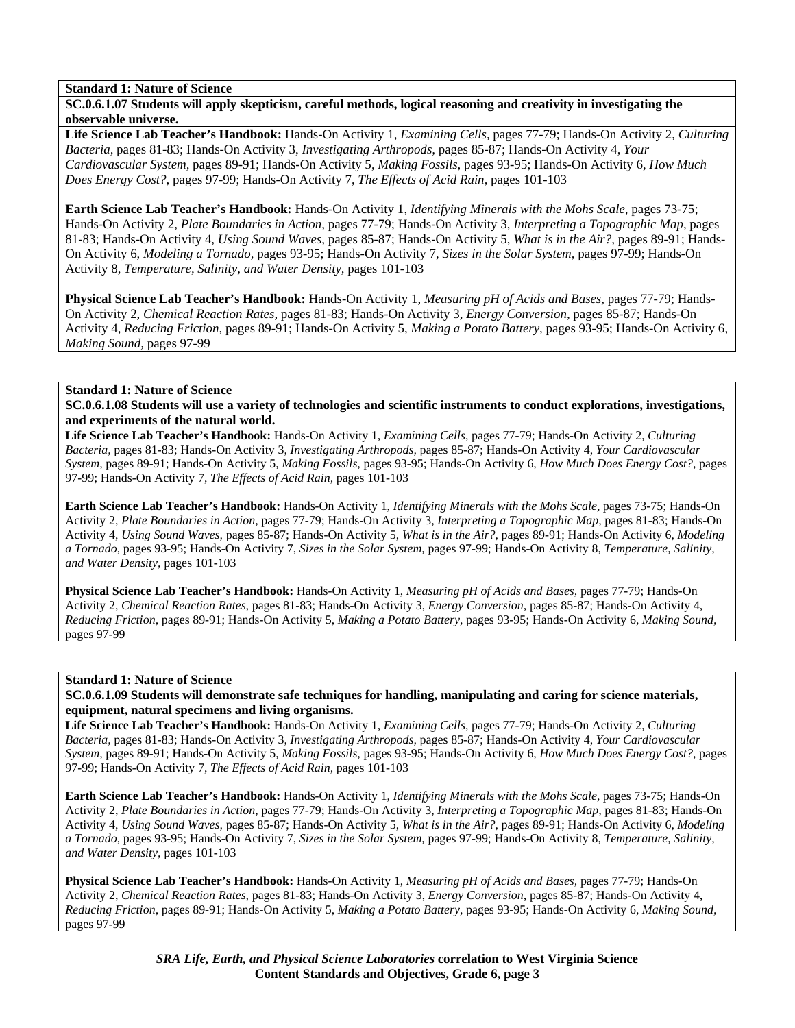**Standard 1: Nature of Science**

**SC.0.6.1.07 Students will apply skepticism, careful methods, logical reasoning and creativity in investigating the observable universe.**

**Life Science Lab Teacher's Handbook:** Hands-On Activity 1, *Examining Cells,* pages 77-79; Hands-On Activity 2, *Culturing Bacteria,* pages 81-83; Hands-On Activity 3, *Investigating Arthropods,* pages 85-87; Hands-On Activity 4, *Your Cardiovascular System,* pages 89-91; Hands-On Activity 5, *Making Fossils,* pages 93-95; Hands-On Activity 6, *How Much Does Energy Cost?,* pages 97-99; Hands-On Activity 7, *The Effects of Acid Rain,* pages 101-103

**Earth Science Lab Teacher's Handbook:** Hands-On Activity 1, *Identifying Minerals with the Mohs Scale,* pages 73-75; Hands-On Activity 2, *Plate Boundaries in Action,* pages 77-79; Hands-On Activity 3, *Interpreting a Topographic Map,* pages 81-83; Hands-On Activity 4, *Using Sound Waves,* pages 85-87; Hands-On Activity 5, *What is in the Air?,* pages 89-91; Hands-On Activity 6, *Modeling a Tornado,* pages 93-95; Hands-On Activity 7, *Sizes in the Solar System,* pages 97-99; Hands-On Activity 8, *Temperature, Salinity, and Water Density,* pages 101-103

**Physical Science Lab Teacher's Handbook:** Hands-On Activity 1, *Measuring pH of Acids and Bases,* pages 77-79; Hands-On Activity 2, *Chemical Reaction Rates,* pages 81-83; Hands-On Activity 3, *Energy Conversion,* pages 85-87; Hands-On Activity 4, *Reducing Friction,* pages 89-91; Hands-On Activity 5, *Making a Potato Battery,* pages 93-95; Hands-On Activity 6, *Making Sound,* pages 97-99

**Standard 1: Nature of Science**

**SC.0.6.1.08 Students will use a variety of technologies and scientific instruments to conduct explorations, investigations, and experiments of the natural world.**

**Life Science Lab Teacher's Handbook:** Hands-On Activity 1, *Examining Cells,* pages 77-79; Hands-On Activity 2, *Culturing Bacteria,* pages 81-83; Hands-On Activity 3, *Investigating Arthropods,* pages 85-87; Hands-On Activity 4, *Your Cardiovascular System,* pages 89-91; Hands-On Activity 5, *Making Fossils,* pages 93-95; Hands-On Activity 6, *How Much Does Energy Cost?,* pages 97-99; Hands-On Activity 7, *The Effects of Acid Rain,* pages 101-103

**Earth Science Lab Teacher's Handbook:** Hands-On Activity 1, *Identifying Minerals with the Mohs Scale,* pages 73-75; Hands-On Activity 2, *Plate Boundaries in Action,* pages 77-79; Hands-On Activity 3, *Interpreting a Topographic Map,* pages 81-83; Hands-On Activity 4, *Using Sound Waves,* pages 85-87; Hands-On Activity 5, *What is in the Air?,* pages 89-91; Hands-On Activity 6, *Modeling a Tornado,* pages 93-95; Hands-On Activity 7, *Sizes in the Solar System,* pages 97-99; Hands-On Activity 8, *Temperature, Salinity, and Water Density,* pages 101-103

**Physical Science Lab Teacher's Handbook:** Hands-On Activity 1, *Measuring pH of Acids and Bases,* pages 77-79; Hands-On Activity 2, *Chemical Reaction Rates,* pages 81-83; Hands-On Activity 3, *Energy Conversion,* pages 85-87; Hands-On Activity 4, *Reducing Friction,* pages 89-91; Hands-On Activity 5, *Making a Potato Battery,* pages 93-95; Hands-On Activity 6, *Making Sound,* pages 97-99

**Standard 1: Nature of Science**

**SC.0.6.1.09 Students will demonstrate safe techniques for handling, manipulating and caring for science materials, equipment, natural specimens and living organisms.**

**Life Science Lab Teacher's Handbook:** Hands-On Activity 1, *Examining Cells,* pages 77-79; Hands-On Activity 2, *Culturing Bacteria,* pages 81-83; Hands-On Activity 3, *Investigating Arthropods,* pages 85-87; Hands-On Activity 4, *Your Cardiovascular System,* pages 89-91; Hands-On Activity 5, *Making Fossils,* pages 93-95; Hands-On Activity 6, *How Much Does Energy Cost?,* pages 97-99; Hands-On Activity 7, *The Effects of Acid Rain,* pages 101-103

**Earth Science Lab Teacher's Handbook:** Hands-On Activity 1, *Identifying Minerals with the Mohs Scale,* pages 73-75; Hands-On Activity 2, *Plate Boundaries in Action,* pages 77-79; Hands-On Activity 3, *Interpreting a Topographic Map,* pages 81-83; Hands-On Activity 4, *Using Sound Waves,* pages 85-87; Hands-On Activity 5, *What is in the Air?,* pages 89-91; Hands-On Activity 6, *Modeling a Tornado,* pages 93-95; Hands-On Activity 7, *Sizes in the Solar System,* pages 97-99; Hands-On Activity 8, *Temperature, Salinity, and Water Density,* pages 101-103

**Physical Science Lab Teacher's Handbook:** Hands-On Activity 1, *Measuring pH of Acids and Bases,* pages 77-79; Hands-On Activity 2, *Chemical Reaction Rates,* pages 81-83; Hands-On Activity 3, *Energy Conversion,* pages 85-87; Hands-On Activity 4, *Reducing Friction,* pages 89-91; Hands-On Activity 5, *Making a Potato Battery,* pages 93-95; Hands-On Activity 6, *Making Sound,* pages 97-99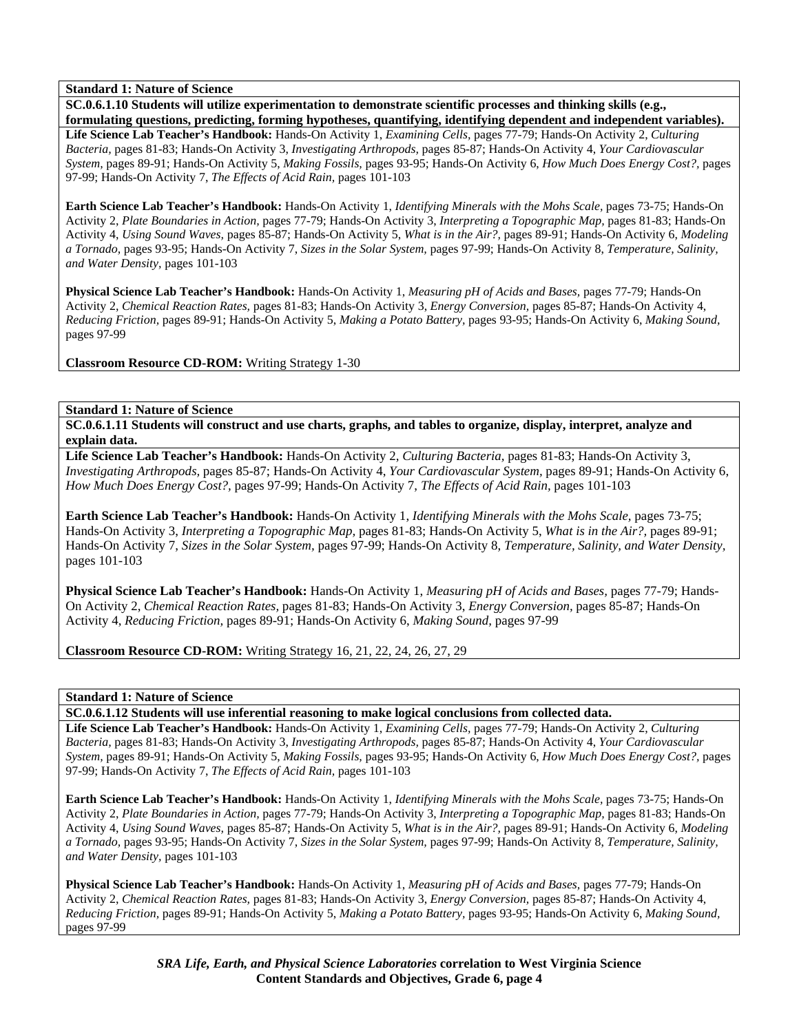**Standard 1: Nature of Science**

**SC.0.6.1.10 Students will utilize experimentation to demonstrate scientific processes and thinking skills (e.g., formulating questions, predicting, forming hypotheses, quantifying, identifying dependent and independent variables).**

**Life Science Lab Teacher's Handbook:** Hands-On Activity 1, *Examining Cells,* pages 77-79; Hands-On Activity 2, *Culturing Bacteria,* pages 81-83; Hands-On Activity 3, *Investigating Arthropods,* pages 85-87; Hands-On Activity 4, *Your Cardiovascular System,* pages 89-91; Hands-On Activity 5, *Making Fossils,* pages 93-95; Hands-On Activity 6, *How Much Does Energy Cost?,* pages 97-99; Hands-On Activity 7, *The Effects of Acid Rain,* pages 101-103

**Earth Science Lab Teacher's Handbook:** Hands-On Activity 1, *Identifying Minerals with the Mohs Scale,* pages 73-75; Hands-On Activity 2, *Plate Boundaries in Action,* pages 77-79; Hands-On Activity 3, *Interpreting a Topographic Map,* pages 81-83; Hands-On Activity 4, *Using Sound Waves,* pages 85-87; Hands-On Activity 5, *What is in the Air?,* pages 89-91; Hands-On Activity 6, *Modeling a Tornado,* pages 93-95; Hands-On Activity 7, *Sizes in the Solar System,* pages 97-99; Hands-On Activity 8, *Temperature, Salinity, and Water Density,* pages 101-103

**Physical Science Lab Teacher's Handbook:** Hands-On Activity 1, *Measuring pH of Acids and Bases,* pages 77-79; Hands-On Activity 2, *Chemical Reaction Rates,* pages 81-83; Hands-On Activity 3, *Energy Conversion,* pages 85-87; Hands-On Activity 4, *Reducing Friction,* pages 89-91; Hands-On Activity 5, *Making a Potato Battery,* pages 93-95; Hands-On Activity 6, *Making Sound,* pages 97-99

**Classroom Resource CD-ROM:** Writing Strategy 1-30

**Standard 1: Nature of Science**

**SC.0.6.1.11 Students will construct and use charts, graphs, and tables to organize, display, interpret, analyze and explain data.**

**Life Science Lab Teacher's Handbook:** Hands-On Activity 2, *Culturing Bacteria,* pages 81-83; Hands-On Activity 3, *Investigating Arthropods,* pages 85-87; Hands-On Activity 4, *Your Cardiovascular System,* pages 89-91; Hands-On Activity 6, *How Much Does Energy Cost?,* pages 97-99; Hands-On Activity 7, *The Effects of Acid Rain,* pages 101-103

**Earth Science Lab Teacher's Handbook:** Hands-On Activity 1, *Identifying Minerals with the Mohs Scale,* pages 73-75; Hands-On Activity 3, *Interpreting a Topographic Map,* pages 81-83; Hands-On Activity 5, *What is in the Air?,* pages 89-91; Hands-On Activity 7, *Sizes in the Solar System,* pages 97-99; Hands-On Activity 8, *Temperature, Salinity, and Water Density,* pages 101-103

**Physical Science Lab Teacher's Handbook:** Hands-On Activity 1, *Measuring pH of Acids and Bases,* pages 77-79; Hands-On Activity 2, *Chemical Reaction Rates,* pages 81-83; Hands-On Activity 3, *Energy Conversion,* pages 85-87; Hands-On Activity 4, *Reducing Friction,* pages 89-91; Hands-On Activity 6, *Making Sound,* pages 97-99

**Classroom Resource CD-ROM:** Writing Strategy 16, 21, 22, 24, 26, 27, 29

**Standard 1: Nature of Science**

**SC.0.6.1.12 Students will use inferential reasoning to make logical conclusions from collected data.**

**Life Science Lab Teacher's Handbook:** Hands-On Activity 1, *Examining Cells,* pages 77-79; Hands-On Activity 2, *Culturing Bacteria,* pages 81-83; Hands-On Activity 3, *Investigating Arthropods,* pages 85-87; Hands-On Activity 4, *Your Cardiovascular System,* pages 89-91; Hands-On Activity 5, *Making Fossils,* pages 93-95; Hands-On Activity 6, *How Much Does Energy Cost?,* pages 97-99; Hands-On Activity 7, *The Effects of Acid Rain,* pages 101-103

**Earth Science Lab Teacher's Handbook:** Hands-On Activity 1, *Identifying Minerals with the Mohs Scale,* pages 73-75; Hands-On Activity 2, *Plate Boundaries in Action,* pages 77-79; Hands-On Activity 3, *Interpreting a Topographic Map,* pages 81-83; Hands-On Activity 4, *Using Sound Waves,* pages 85-87; Hands-On Activity 5, *What is in the Air?,* pages 89-91; Hands-On Activity 6, *Modeling a Tornado,* pages 93-95; Hands-On Activity 7, *Sizes in the Solar System,* pages 97-99; Hands-On Activity 8, *Temperature, Salinity, and Water Density,* pages 101-103

**Physical Science Lab Teacher's Handbook:** Hands-On Activity 1, *Measuring pH of Acids and Bases,* pages 77-79; Hands-On Activity 2, *Chemical Reaction Rates,* pages 81-83; Hands-On Activity 3, *Energy Conversion,* pages 85-87; Hands-On Activity 4, *Reducing Friction,* pages 89-91; Hands-On Activity 5, *Making a Potato Battery,* pages 93-95; Hands-On Activity 6, *Making Sound,* pages 97-99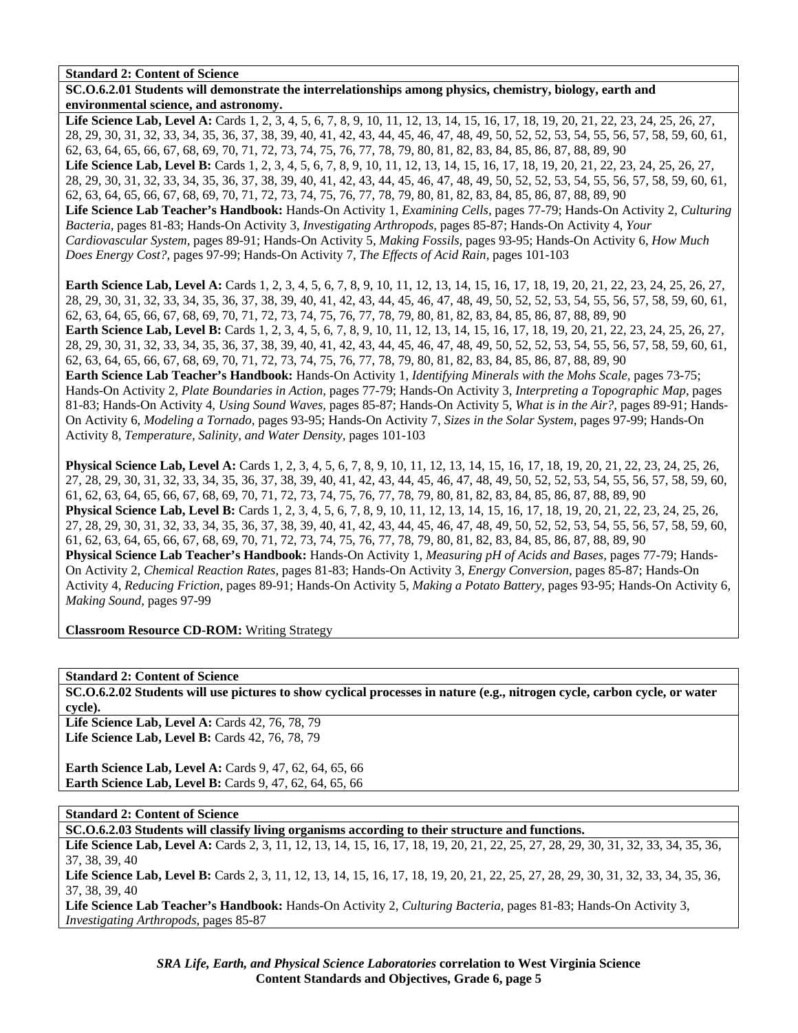**Standard 2: Content of Science**

**SC.O.6.2.01 Students will demonstrate the interrelationships among physics, chemistry, biology, earth and environmental science, and astronomy.**

**Life Science Lab, Level A:** Cards 1, 2, 3, 4, 5, 6, 7, 8, 9, 10, 11, 12, 13, 14, 15, 16, 17, 18, 19, 20, 21, 22, 23, 24, 25, 26, 27, 28, 29, 30, 31, 32, 33, 34, 35, 36, 37, 38, 39, 40, 41, 42, 43, 44, 45, 46, 47, 48, 49, 50, 52, 52, 53, 54, 55, 56, 57, 58, 59, 60, 61, 62, 63, 64, 65, 66, 67, 68, 69, 70, 71, 72, 73, 74, 75, 76, 77, 78, 79, 80, 81, 82, 83, 84, 85, 86, 87, 88, 89, 90
**Life Science Lab, Level B:** Cards 1, 2, 3, 4, 5, 6, 7, 8, 9, 10, 11, 12, 13, 14, 15, 16, 17, 18, 19, 20, 21, 22, 23, 24, 25, 26, 27, 28, 29, 30, 31, 32, 33, 34, 35, 36, 37, 38, 39, 40, 41, 42, 43, 44, 45, 46, 47, 48, 49, 50, 52, 52, 53, 54, 55, 56, 57, 58, 59, 60, 61, 62, 63, 64, 65, 66, 67, 68, 69, 70, 71, 72, 73, 74, 75, 76, 77, 78, 79, 80, 81, 82, 83, 84, 85, 86, 87, 88, 89, 90
**Life Science Lab Teacher's Handbook:** Hands-On Activity 1, *Examining Cells,* pages 77-79; Hands-On Activity 2, *Culturing Bacteria,* pages 81-83; Hands-On Activity 3, *Investigating Arthropods,* pages 85-87; Hands-On Activity 4, *Your Cardiovascular System,* pages 89-91; Hands-On Activity 5, *Making Fossils,* pages 93-95; Hands-On Activity 6, *How Much Does Energy Cost?,* pages 97-99; Hands-On Activity 7, *The Effects of Acid Rain,* pages 101-103

**Earth Science Lab, Level A:** Cards 1, 2, 3, 4, 5, 6, 7, 8, 9, 10, 11, 12, 13, 14, 15, 16, 17, 18, 19, 20, 21, 22, 23, 24, 25, 26, 27, 28, 29, 30, 31, 32, 33, 34, 35, 36, 37, 38, 39, 40, 41, 42, 43, 44, 45, 46, 47, 48, 49, 50, 52, 52, 53, 54, 55, 56, 57, 58, 59, 60, 61, 62, 63, 64, 65, 66, 67, 68, 69, 70, 71, 72, 73, 74, 75, 76, 77, 78, 79, 80, 81, 82, 83, 84, 85, 86, 87, 88, 89, 90
**Earth Science Lab, Level B:** Cards 1, 2, 3, 4, 5, 6, 7, 8, 9, 10, 11, 12, 13, 14, 15, 16, 17, 18, 19, 20, 21, 22, 23, 24, 25, 26, 27, 28, 29, 30, 31, 32, 33, 34, 35, 36, 37, 38, 39, 40, 41, 42, 43, 44, 45, 46, 47, 48, 49, 50, 52, 52, 53, 54, 55, 56, 57, 58, 59, 60, 61, 62, 63, 64, 65, 66, 67, 68, 69, 70, 71, 72, 73, 74, 75, 76, 77, 78, 79, 80, 81, 82, 83, 84, 85, 86, 87, 88, 89, 90
**Earth Science Lab Teacher's Handbook:** Hands-On Activity 1, *Identifying Minerals with the Mohs Scale,* pages 73-75; Hands-On Activity 2, *Plate Boundaries in Action,* pages 77-79; Hands-On Activity 3, *Interpreting a Topographic Map,* pages 81-83; Hands-On Activity 4, *Using Sound Waves,* pages 85-87; Hands-On Activity 5, *What is in the Air?,* pages 89-91; Hands-On Activity 6, *Modeling a Tornado,* pages 93-95; Hands-On Activity 7, *Sizes in the Solar System,* pages 97-99; Hands-On Activity 8, *Temperature, Salinity, and Water Density,* pages 101-103

**Physical Science Lab, Level A:** Cards 1, 2, 3, 4, 5, 6, 7, 8, 9, 10, 11, 12, 13, 14, 15, 16, 17, 18, 19, 20, 21, 22, 23, 24, 25, 26, 27, 28, 29, 30, 31, 32, 33, 34, 35, 36, 37, 38, 39, 40, 41, 42, 43, 44, 45, 46, 47, 48, 49, 50, 52, 52, 53, 54, 55, 56, 57, 58, 59, 60, 61, 62, 63, 64, 65, 66, 67, 68, 69, 70, 71, 72, 73, 74, 75, 76, 77, 78, 79, 80, 81, 82, 83, 84, 85, 86, 87, 88, 89, 90
**Physical Science Lab, Level B:** Cards 1, 2, 3, 4, 5, 6, 7, 8, 9, 10, 11, 12, 13, 14, 15, 16, 17, 18, 19, 20, 21, 22, 23, 24, 25, 26, 27, 28, 29, 30, 31, 32, 33, 34, 35, 36, 37, 38, 39, 40, 41, 42, 43, 44, 45, 46, 47, 48, 49, 50, 52, 52, 53, 54, 55, 56, 57, 58, 59, 60, 61, 62, 63, 64, 65, 66, 67, 68, 69, 70, 71, 72, 73, 74, 75, 76, 77, 78, 79, 80, 81, 82, 83, 84, 85, 86, 87, 88, 89, 90
**Physical Science Lab Teacher's Handbook:** Hands-On Activity 1, *Measuring pH of Acids and Bases,* pages 77-79; Hands-On Activity 2, *Chemical Reaction Rates,* pages 81-83; Hands-On Activity 3, *Energy Conversion,* pages 85-87; Hands-On Activity 4, *Reducing Friction,* pages 89-91; Hands-On Activity 5, *Making a Potato Battery,* pages 93-95; Hands-On Activity 6, *Making Sound,* pages 97-99

**Classroom Resource CD-ROM:** Writing Strategy

**Standard 2: Content of Science**

**SC.O.6.2.02 Students will use pictures to show cyclical processes in nature (e.g., nitrogen cycle, carbon cycle, or water cycle).**

**Life Science Lab, Level A:** Cards 42, 76, 78, 79
**Life Science Lab, Level B:** Cards 42, 76, 78, 79

**Earth Science Lab, Level A:** Cards 9, 47, 62, 64, 65, 66
**Earth Science Lab, Level B:** Cards 9, 47, 62, 64, 65, 66

**Standard 2: Content of Science**

**SC.O.6.2.03 Students will classify living organisms according to their structure and functions.**

**Life Science Lab, Level A:** Cards 2, 3, 11, 12, 13, 14, 15, 16, 17, 18, 19, 20, 21, 22, 25, 27, 28, 29, 30, 31, 32, 33, 34, 35, 36, 37, 38, 39, 40
**Life Science Lab, Level B:** Cards 2, 3, 11, 12, 13, 14, 15, 16, 17, 18, 19, 20, 21, 22, 25, 27, 28, 29, 30, 31, 32, 33, 34, 35, 36, 37, 38, 39, 40
**Life Science Lab Teacher's Handbook:** Hands-On Activity 2, *Culturing Bacteria,* pages 81-83; Hands-On Activity 3, *Investigating Arthropods,* pages 85-87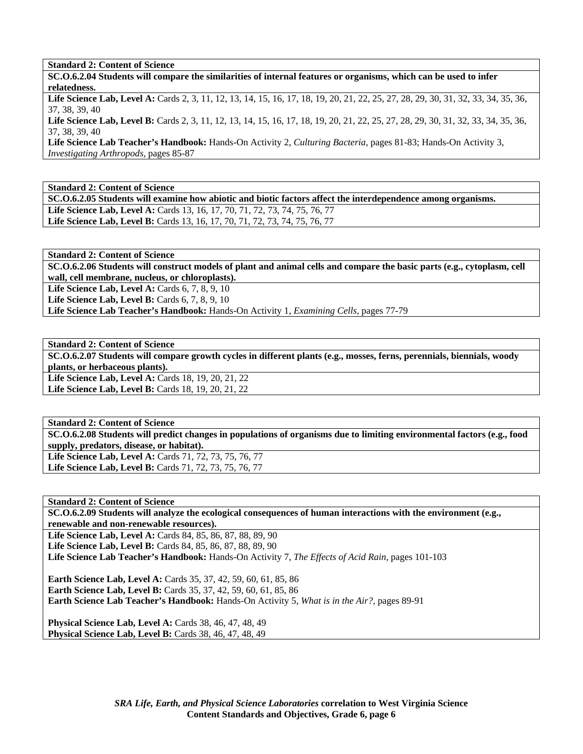**Standard 2: Content of Science**

**SC.O.6.2.04 Students will compare the similarities of internal features or organisms, which can be used to infer relatedness.**

**Life Science Lab, Level A:** Cards 2, 3, 11, 12, 13, 14, 15, 16, 17, 18, 19, 20, 21, 22, 25, 27, 28, 29, 30, 31, 32, 33, 34, 35, 36, 37, 38, 39, 40

**Life Science Lab, Level B:** Cards 2, 3, 11, 12, 13, 14, 15, 16, 17, 18, 19, 20, 21, 22, 25, 27, 28, 29, 30, 31, 32, 33, 34, 35, 36, 37, 38, 39, 40

**Life Science Lab Teacher's Handbook:** Hands-On Activity 2, *Culturing Bacteria,* pages 81-83; Hands-On Activity 3, *Investigating Arthropods,* pages 85-87

**Standard 2: Content of Science**

**SC.O.6.2.05 Students will examine how abiotic and biotic factors affect the interdependence among organisms.**

**Life Science Lab, Level A:** Cards 13, 16, 17, 70, 71, 72, 73, 74, 75, 76, 77

**Life Science Lab, Level B:** Cards 13, 16, 17, 70, 71, 72, 73, 74, 75, 76, 77

**Standard 2: Content of Science**

**SC.O.6.2.06 Students will construct models of plant and animal cells and compare the basic parts (e.g., cytoplasm, cell wall, cell membrane, nucleus, or chloroplasts).**

**Life Science Lab, Level A:** Cards 6, 7, 8, 9, 10

**Life Science Lab, Level B:** Cards 6, 7, 8, 9, 10

**Life Science Lab Teacher's Handbook:** Hands-On Activity 1, *Examining Cells,* pages 77-79

**Standard 2: Content of Science**

**SC.O.6.2.07 Students will compare growth cycles in different plants (e.g., mosses, ferns, perennials, biennials, woody plants, or herbaceous plants).**

**Life Science Lab, Level A:** Cards 18, 19, 20, 21, 22

**Life Science Lab, Level B:** Cards 18, 19, 20, 21, 22

**Standard 2: Content of Science**

**SC.O.6.2.08 Students will predict changes in populations of organisms due to limiting environmental factors (e.g., food supply, predators, disease, or habitat).**

**Life Science Lab, Level A:** Cards 71, 72, 73, 75, 76, 77

**Life Science Lab, Level B:** Cards 71, 72, 73, 75, 76, 77

**Standard 2: Content of Science**

**SC.O.6.2.09 Students will analyze the ecological consequences of human interactions with the environment (e.g., renewable and non-renewable resources).**

**Life Science Lab, Level A:** Cards 84, 85, 86, 87, 88, 89, 90

**Life Science Lab, Level B:** Cards 84, 85, 86, 87, 88, 89, 90

**Life Science Lab Teacher's Handbook:** Hands-On Activity 7, *The Effects of Acid Rain,* pages 101-103

**Earth Science Lab, Level A:** Cards 35, 37, 42, 59, 60, 61, 85, 86

**Earth Science Lab, Level B:** Cards 35, 37, 42, 59, 60, 61, 85, 86

**Earth Science Lab Teacher's Handbook:** Hands-On Activity 5, *What is in the Air?,* pages 89-91

**Physical Science Lab, Level A:** Cards 38, 46, 47, 48, 49

**Physical Science Lab, Level B:** Cards 38, 46, 47, 48, 49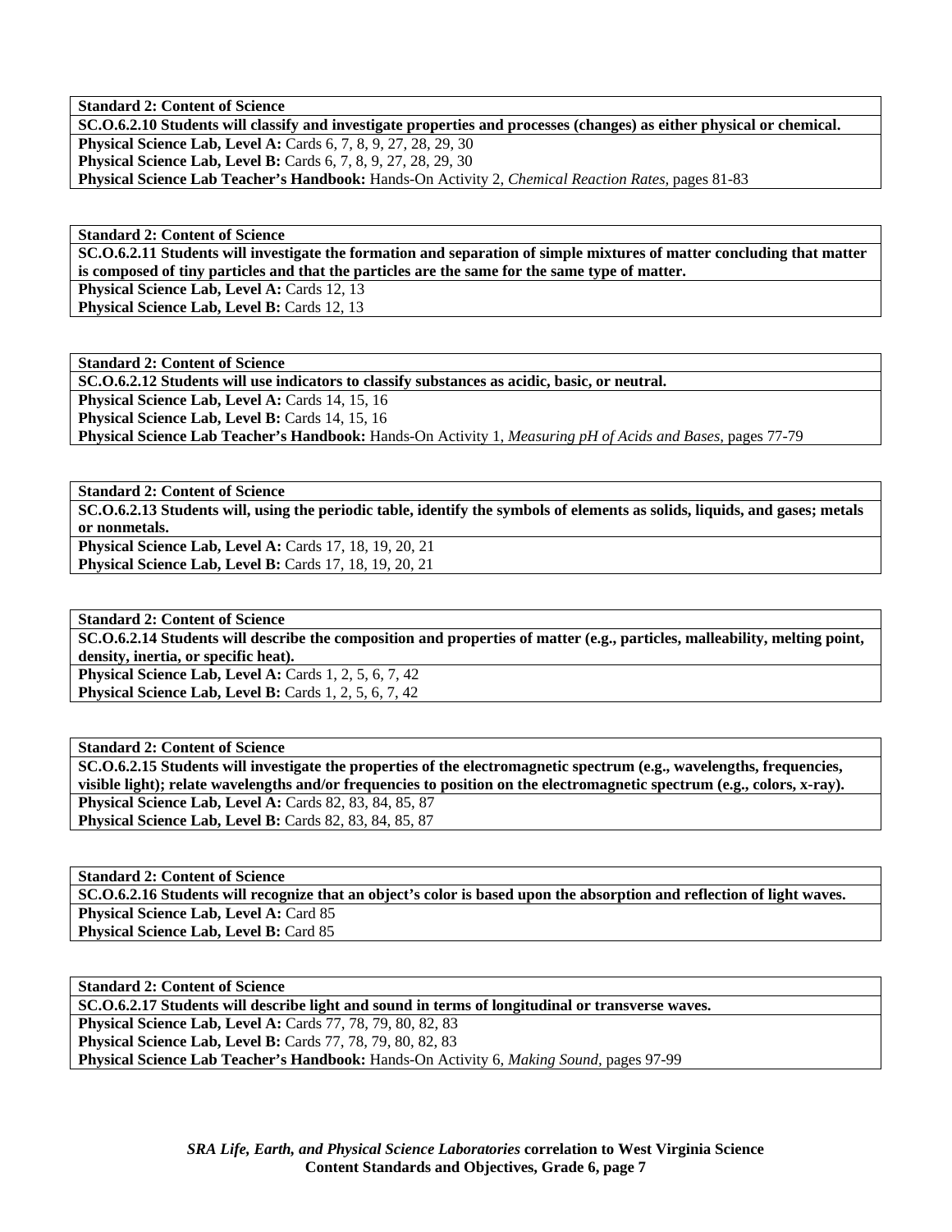| **Standard 2: Content of Science** |
|---|
| **SC.O.6.2.10 Students will classify and investigate properties and processes (changes) as either physical or chemical.** |
| **Physical Science Lab, Level A:** Cards 6, 7, 8, 9, 27, 28, 29, 30 |
| **Physical Science Lab, Level B:** Cards 6, 7, 8, 9, 27, 28, 29, 30 |
| **Physical Science Lab Teacher's Handbook:** Hands-On Activity 2, *Chemical Reaction Rates,* pages 81-83 |

| **Standard 2: Content of Science** |
|---|
| **SC.O.6.2.11 Students will investigate the formation and separation of simple mixtures of matter concluding that matter is composed of tiny particles and that the particles are the same for the same type of matter.** |
| **Physical Science Lab, Level A:** Cards 12, 13 |
| **Physical Science Lab, Level B:** Cards 12, 13 |

| **Standard 2: Content of Science** |
|---|
| **SC.O.6.2.12 Students will use indicators to classify substances as acidic, basic, or neutral.** |
| **Physical Science Lab, Level A:** Cards 14, 15, 16 |
| **Physical Science Lab, Level B:** Cards 14, 15, 16 |
| **Physical Science Lab Teacher's Handbook:** Hands-On Activity 1, *Measuring pH of Acids and Bases,* pages 77-79 |

| **Standard 2: Content of Science** |
|---|
| **SC.O.6.2.13 Students will, using the periodic table, identify the symbols of elements as solids, liquids, and gases; metals or nonmetals.** |
| **Physical Science Lab, Level A:** Cards 17, 18, 19, 20, 21 |
| **Physical Science Lab, Level B:** Cards 17, 18, 19, 20, 21 |

| **Standard 2: Content of Science** |
|---|
| **SC.O.6.2.14 Students will describe the composition and properties of matter (e.g., particles, malleability, melting point, density, inertia, or specific heat).** |
| **Physical Science Lab, Level A:** Cards 1, 2, 5, 6, 7, 42 |
| **Physical Science Lab, Level B:** Cards 1, 2, 5, 6, 7, 42 |

| **Standard 2: Content of Science** |
|---|
| **SC.O.6.2.15 Students will investigate the properties of the electromagnetic spectrum (e.g., wavelengths, frequencies, visible light); relate wavelengths and/or frequencies to position on the electromagnetic spectrum (e.g., colors, x-ray).** |
| **Physical Science Lab, Level A:** Cards 82, 83, 84, 85, 87 |
| **Physical Science Lab, Level B:** Cards 82, 83, 84, 85, 87 |

| **Standard 2: Content of Science** |
|---|
| **SC.O.6.2.16 Students will recognize that an object's color is based upon the absorption and reflection of light waves.** |
| **Physical Science Lab, Level A:** Card 85 |
| **Physical Science Lab, Level B:** Card 85 |

| **Standard 2: Content of Science** |
|---|
| **SC.O.6.2.17 Students will describe light and sound in terms of longitudinal or transverse waves.** |
| **Physical Science Lab, Level A:** Cards 77, 78, 79, 80, 82, 83 |
| **Physical Science Lab, Level B:** Cards 77, 78, 79, 80, 82, 83 |
| **Physical Science Lab Teacher's Handbook:** Hands-On Activity 6, *Making Sound,* pages 97-99 |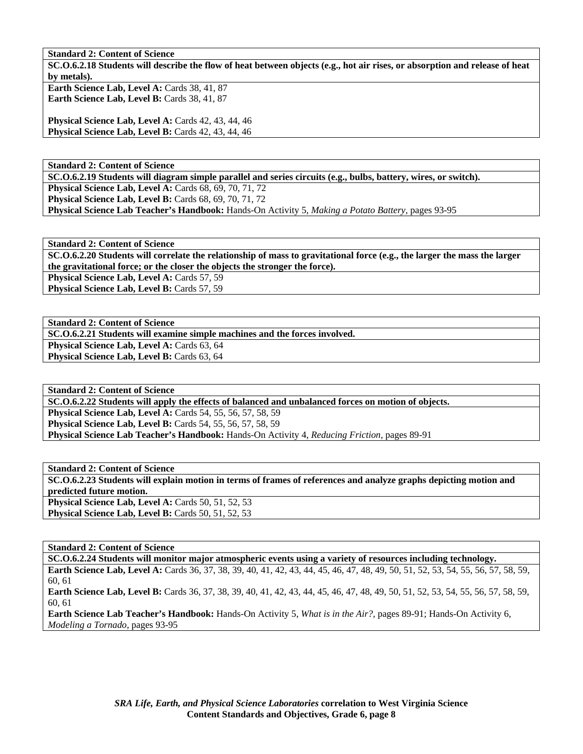**Standard 2: Content of Science**

**SC.O.6.2.18 Students will describe the flow of heat between objects (e.g., hot air rises, or absorption and release of heat by metals).**

**Earth Science Lab, Level A:** Cards 38, 41, 87
**Earth Science Lab, Level B:** Cards 38, 41, 87

**Physical Science Lab, Level A:** Cards 42, 43, 44, 46
**Physical Science Lab, Level B:** Cards 42, 43, 44, 46

**Standard 2: Content of Science**

**SC.O.6.2.19 Students will diagram simple parallel and series circuits (e.g., bulbs, battery, wires, or switch).**

**Physical Science Lab, Level A:** Cards 68, 69, 70, 71, 72
**Physical Science Lab, Level B:** Cards 68, 69, 70, 71, 72
**Physical Science Lab Teacher's Handbook:** Hands-On Activity 5, *Making a Potato Battery,* pages 93-95

**Standard 2: Content of Science**

**SC.O.6.2.20 Students will correlate the relationship of mass to gravitational force (e.g., the larger the mass the larger the gravitational force; or the closer the objects the stronger the force).**

**Physical Science Lab, Level A:** Cards 57, 59
**Physical Science Lab, Level B:** Cards 57, 59

**Standard 2: Content of Science**

**SC.O.6.2.21 Students will examine simple machines and the forces involved.**

**Physical Science Lab, Level A:** Cards 63, 64
**Physical Science Lab, Level B:** Cards 63, 64

**Standard 2: Content of Science**

**SC.O.6.2.22 Students will apply the effects of balanced and unbalanced forces on motion of objects.**

**Physical Science Lab, Level A:** Cards 54, 55, 56, 57, 58, 59
**Physical Science Lab, Level B:** Cards 54, 55, 56, 57, 58, 59
**Physical Science Lab Teacher's Handbook:** Hands-On Activity 4, *Reducing Friction,* pages 89-91

**Standard 2: Content of Science**

**SC.O.6.2.23 Students will explain motion in terms of frames of references and analyze graphs depicting motion and predicted future motion.**

**Physical Science Lab, Level A:** Cards 50, 51, 52, 53
**Physical Science Lab, Level B:** Cards 50, 51, 52, 53

**Standard 2: Content of Science**

**SC.O.6.2.24 Students will monitor major atmospheric events using a variety of resources including technology.**

**Earth Science Lab, Level A:** Cards 36, 37, 38, 39, 40, 41, 42, 43, 44, 45, 46, 47, 48, 49, 50, 51, 52, 53, 54, 55, 56, 57, 58, 59, 60, 61
**Earth Science Lab, Level B:** Cards 36, 37, 38, 39, 40, 41, 42, 43, 44, 45, 46, 47, 48, 49, 50, 51, 52, 53, 54, 55, 56, 57, 58, 59, 60, 61
**Earth Science Lab Teacher's Handbook:** Hands-On Activity 5, *What is in the Air?,* pages 89-91; Hands-On Activity 6, *Modeling a Tornado,* pages 93-95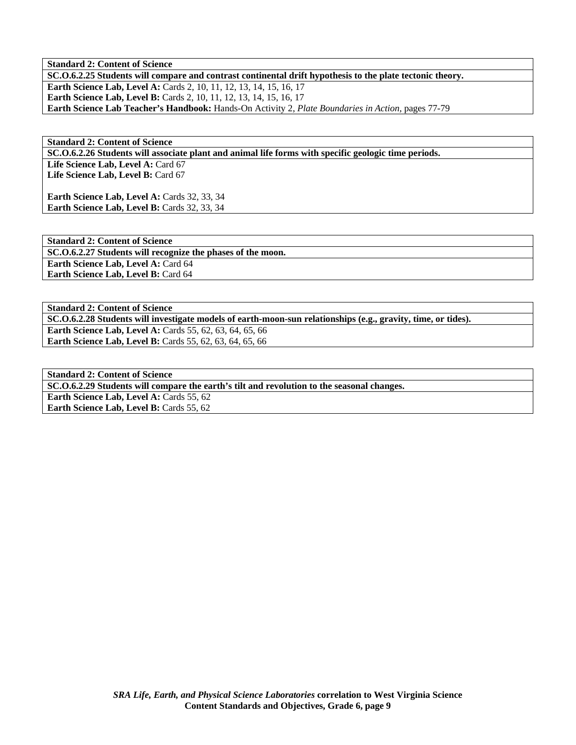**Standard 2: Content of Science**

**SC.O.6.2.25 Students will compare and contrast continental drift hypothesis to the plate tectonic theory.**

**Earth Science Lab, Level A:** Cards 2, 10, 11, 12, 13, 14, 15, 16, 17
**Earth Science Lab, Level B:** Cards 2, 10, 11, 12, 13, 14, 15, 16, 17
**Earth Science Lab Teacher's Handbook:** Hands-On Activity 2, *Plate Boundaries in Action,* pages 77-79

**Standard 2: Content of Science**

**SC.O.6.2.26 Students will associate plant and animal life forms with specific geologic time periods.**

**Life Science Lab, Level A:** Card 67
**Life Science Lab, Level B:** Card 67

**Earth Science Lab, Level A:** Cards 32, 33, 34
**Earth Science Lab, Level B:** Cards 32, 33, 34

**Standard 2: Content of Science**

**SC.O.6.2.27 Students will recognize the phases of the moon.**

**Earth Science Lab, Level A:** Card 64
**Earth Science Lab, Level B:** Card 64

**Standard 2: Content of Science**

**SC.O.6.2.28 Students will investigate models of earth-moon-sun relationships (e.g., gravity, time, or tides).**

**Earth Science Lab, Level A:** Cards 55, 62, 63, 64, 65, 66
**Earth Science Lab, Level B:** Cards 55, 62, 63, 64, 65, 66

**Standard 2: Content of Science**

**SC.O.6.2.29 Students will compare the earth's tilt and revolution to the seasonal changes.**

**Earth Science Lab, Level A:** Cards 55, 62
**Earth Science Lab, Level B:** Cards 55, 62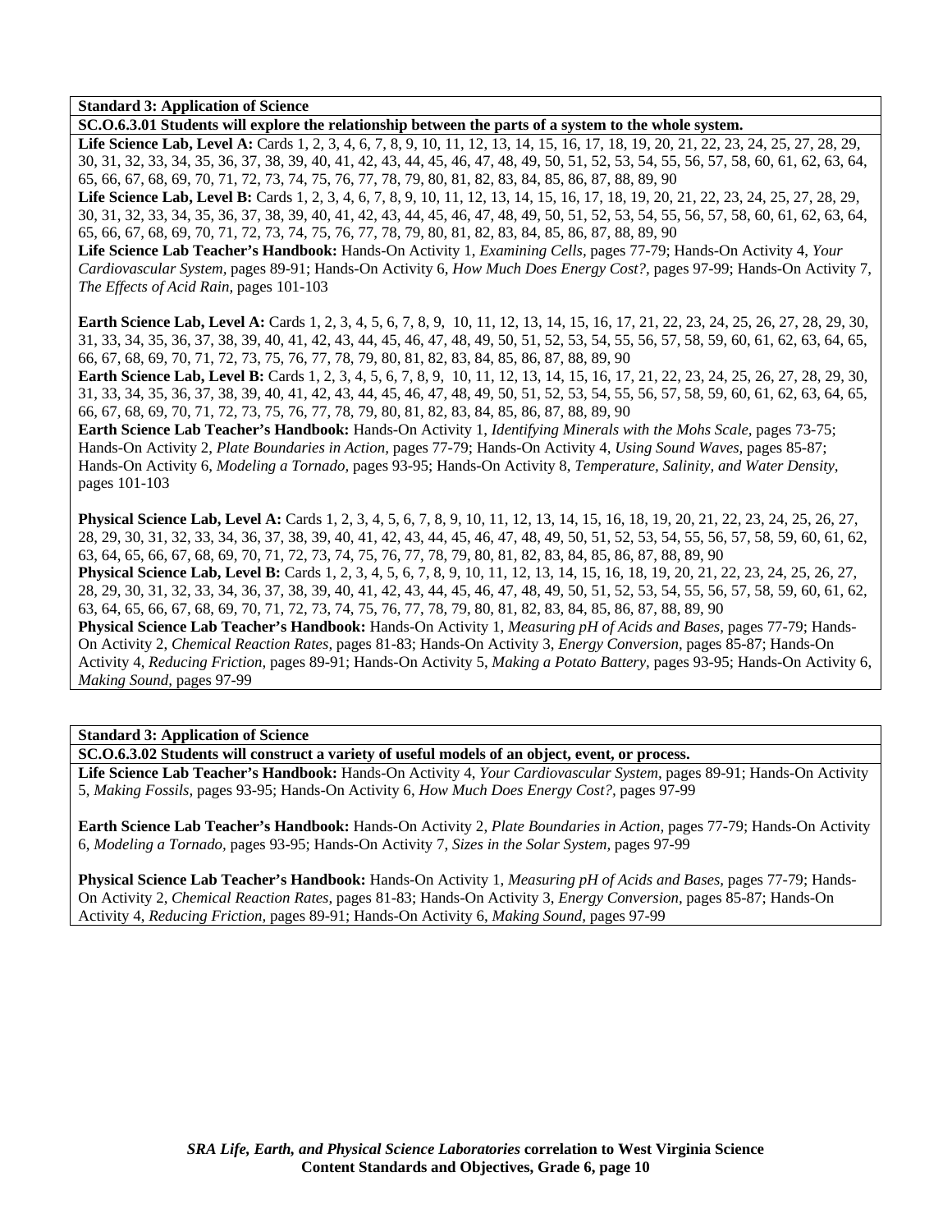**Standard 3: Application of Science**

**SC.O.6.3.01 Students will explore the relationship between the parts of a system to the whole system.**

**Life Science Lab, Level A:** Cards 1, 2, 3, 4, 6, 7, 8, 9, 10, 11, 12, 13, 14, 15, 16, 17, 18, 19, 20, 21, 22, 23, 24, 25, 27, 28, 29, 30, 31, 32, 33, 34, 35, 36, 37, 38, 39, 40, 41, 42, 43, 44, 45, 46, 47, 48, 49, 50, 51, 52, 53, 54, 55, 56, 57, 58, 60, 61, 62, 63, 64, 65, 66, 67, 68, 69, 70, 71, 72, 73, 74, 75, 76, 77, 78, 79, 80, 81, 82, 83, 84, 85, 86, 87, 88, 89, 90

**Life Science Lab, Level B:** Cards 1, 2, 3, 4, 6, 7, 8, 9, 10, 11, 12, 13, 14, 15, 16, 17, 18, 19, 20, 21, 22, 23, 24, 25, 27, 28, 29, 30, 31, 32, 33, 34, 35, 36, 37, 38, 39, 40, 41, 42, 43, 44, 45, 46, 47, 48, 49, 50, 51, 52, 53, 54, 55, 56, 57, 58, 60, 61, 62, 63, 64, 65, 66, 67, 68, 69, 70, 71, 72, 73, 74, 75, 76, 77, 78, 79, 80, 81, 82, 83, 84, 85, 86, 87, 88, 89, 90

**Life Science Lab Teacher's Handbook:** Hands-On Activity 1, *Examining Cells,* pages 77-79; Hands-On Activity 4, *Your Cardiovascular System,* pages 89-91; Hands-On Activity 6, *How Much Does Energy Cost?,* pages 97-99; Hands-On Activity 7, *The Effects of Acid Rain,* pages 101-103

**Earth Science Lab, Level A:** Cards 1, 2, 3, 4, 5, 6, 7, 8, 9, 10, 11, 12, 13, 14, 15, 16, 17, 21, 22, 23, 24, 25, 26, 27, 28, 29, 30, 31, 33, 34, 35, 36, 37, 38, 39, 40, 41, 42, 43, 44, 45, 46, 47, 48, 49, 50, 51, 52, 53, 54, 55, 56, 57, 58, 59, 60, 61, 62, 63, 64, 65, 66, 67, 68, 69, 70, 71, 72, 73, 75, 76, 77, 78, 79, 80, 81, 82, 83, 84, 85, 86, 87, 88, 89, 90

**Earth Science Lab, Level B:** Cards 1, 2, 3, 4, 5, 6, 7, 8, 9, 10, 11, 12, 13, 14, 15, 16, 17, 21, 22, 23, 24, 25, 26, 27, 28, 29, 30, 31, 33, 34, 35, 36, 37, 38, 39, 40, 41, 42, 43, 44, 45, 46, 47, 48, 49, 50, 51, 52, 53, 54, 55, 56, 57, 58, 59, 60, 61, 62, 63, 64, 65, 66, 67, 68, 69, 70, 71, 72, 73, 75, 76, 77, 78, 79, 80, 81, 82, 83, 84, 85, 86, 87, 88, 89, 90

**Earth Science Lab Teacher's Handbook:** Hands-On Activity 1, *Identifying Minerals with the Mohs Scale,* pages 73-75; Hands-On Activity 2, *Plate Boundaries in Action,* pages 77-79; Hands-On Activity 4, *Using Sound Waves,* pages 85-87; Hands-On Activity 6, *Modeling a Tornado,* pages 93-95; Hands-On Activity 8, *Temperature, Salinity, and Water Density,* pages 101-103

**Physical Science Lab, Level A:** Cards 1, 2, 3, 4, 5, 6, 7, 8, 9, 10, 11, 12, 13, 14, 15, 16, 18, 19, 20, 21, 22, 23, 24, 25, 26, 27, 28, 29, 30, 31, 32, 33, 34, 36, 37, 38, 39, 40, 41, 42, 43, 44, 45, 46, 47, 48, 49, 50, 51, 52, 53, 54, 55, 56, 57, 58, 59, 60, 61, 62, 63, 64, 65, 66, 67, 68, 69, 70, 71, 72, 73, 74, 75, 76, 77, 78, 79, 80, 81, 82, 83, 84, 85, 86, 87, 88, 89, 90

**Physical Science Lab, Level B:** Cards 1, 2, 3, 4, 5, 6, 7, 8, 9, 10, 11, 12, 13, 14, 15, 16, 18, 19, 20, 21, 22, 23, 24, 25, 26, 27, 28, 29, 30, 31, 32, 33, 34, 36, 37, 38, 39, 40, 41, 42, 43, 44, 45, 46, 47, 48, 49, 50, 51, 52, 53, 54, 55, 56, 57, 58, 59, 60, 61, 62, 63, 64, 65, 66, 67, 68, 69, 70, 71, 72, 73, 74, 75, 76, 77, 78, 79, 80, 81, 82, 83, 84, 85, 86, 87, 88, 89, 90

**Physical Science Lab Teacher's Handbook:** Hands-On Activity 1, *Measuring pH of Acids and Bases,* pages 77-79; Hands-On Activity 2, *Chemical Reaction Rates,* pages 81-83; Hands-On Activity 3, *Energy Conversion,* pages 85-87; Hands-On Activity 4, *Reducing Friction,* pages 89-91; Hands-On Activity 5, *Making a Potato Battery,* pages 93-95; Hands-On Activity 6, *Making Sound,* pages 97-99

**Standard 3: Application of Science**

**SC.O.6.3.02 Students will construct a variety of useful models of an object, event, or process.**

**Life Science Lab Teacher's Handbook:** Hands-On Activity 4, *Your Cardiovascular System,* pages 89-91; Hands-On Activity 5, *Making Fossils,* pages 93-95; Hands-On Activity 6, *How Much Does Energy Cost?,* pages 97-99

**Earth Science Lab Teacher's Handbook:** Hands-On Activity 2, *Plate Boundaries in Action,* pages 77-79; Hands-On Activity 6, *Modeling a Tornado,* pages 93-95; Hands-On Activity 7, *Sizes in the Solar System,* pages 97-99

**Physical Science Lab Teacher's Handbook:** Hands-On Activity 1, *Measuring pH of Acids and Bases,* pages 77-79; Hands-On Activity 2, *Chemical Reaction Rates,* pages 81-83; Hands-On Activity 3, *Energy Conversion,* pages 85-87; Hands-On Activity 4, *Reducing Friction,* pages 89-91; Hands-On Activity 6, *Making Sound,* pages 97-99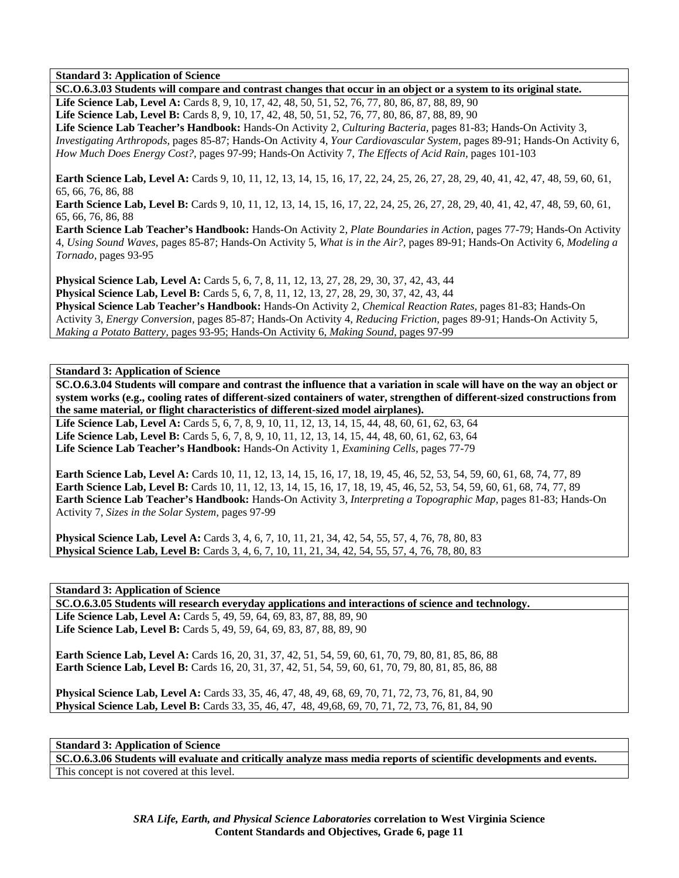**Standard 3: Application of Science**

**SC.O.6.3.03 Students will compare and contrast changes that occur in an object or a system to its original state.**

**Life Science Lab, Level A:** Cards 8, 9, 10, 17, 42, 48, 50, 51, 52, 76, 77, 80, 86, 87, 88, 89, 90
**Life Science Lab, Level B:** Cards 8, 9, 10, 17, 42, 48, 50, 51, 52, 76, 77, 80, 86, 87, 88, 89, 90
**Life Science Lab Teacher's Handbook:** Hands-On Activity 2, *Culturing Bacteria,* pages 81-83; Hands-On Activity 3, *Investigating Arthropods,* pages 85-87; Hands-On Activity 4, *Your Cardiovascular System,* pages 89-91; Hands-On Activity 6, *How Much Does Energy Cost?*, pages 97-99; Hands-On Activity 7, *The Effects of Acid Rain,* pages 101-103

**Earth Science Lab, Level A:** Cards 9, 10, 11, 12, 13, 14, 15, 16, 17, 22, 24, 25, 26, 27, 28, 29, 40, 41, 42, 47, 48, 59, 60, 61, 65, 66, 76, 86, 88
**Earth Science Lab, Level B:** Cards 9, 10, 11, 12, 13, 14, 15, 16, 17, 22, 24, 25, 26, 27, 28, 29, 40, 41, 42, 47, 48, 59, 60, 61, 65, 66, 76, 86, 88
**Earth Science Lab Teacher's Handbook:** Hands-On Activity 2, *Plate Boundaries in Action,* pages 77-79; Hands-On Activity 4, *Using Sound Waves,* pages 85-87; Hands-On Activity 5, *What is in the Air?,* pages 89-91; Hands-On Activity 6, *Modeling a Tornado,* pages 93-95

**Physical Science Lab, Level A:** Cards 5, 6, 7, 8, 11, 12, 13, 27, 28, 29, 30, 37, 42, 43, 44
**Physical Science Lab, Level B:** Cards 5, 6, 7, 8, 11, 12, 13, 27, 28, 29, 30, 37, 42, 43, 44
**Physical Science Lab Teacher's Handbook:** Hands-On Activity 2, *Chemical Reaction Rates,* pages 81-83; Hands-On Activity 3, *Energy Conversion,* pages 85-87; Hands-On Activity 4, *Reducing Friction,* pages 89-91; Hands-On Activity 5, *Making a Potato Battery,* pages 93-95; Hands-On Activity 6, *Making Sound,* pages 97-99

**Standard 3: Application of Science**

**SC.O.6.3.04 Students will compare and contrast the influence that a variation in scale will have on the way an object or system works (e.g., cooling rates of different-sized containers of water, strengthen of different-sized constructions from the same material, or flight characteristics of different-sized model airplanes).**

**Life Science Lab, Level A:** Cards 5, 6, 7, 8, 9, 10, 11, 12, 13, 14, 15, 44, 48, 60, 61, 62, 63, 64
**Life Science Lab, Level B:** Cards 5, 6, 7, 8, 9, 10, 11, 12, 13, 14, 15, 44, 48, 60, 61, 62, 63, 64
**Life Science Lab Teacher's Handbook:** Hands-On Activity 1, *Examining Cells,* pages 77-79

**Earth Science Lab, Level A:** Cards 10, 11, 12, 13, 14, 15, 16, 17, 18, 19, 45, 46, 52, 53, 54, 59, 60, 61, 68, 74, 77, 89
**Earth Science Lab, Level B:** Cards 10, 11, 12, 13, 14, 15, 16, 17, 18, 19, 45, 46, 52, 53, 54, 59, 60, 61, 68, 74, 77, 89
**Earth Science Lab Teacher's Handbook:** Hands-On Activity 3, *Interpreting a Topographic Map,* pages 81-83; Hands-On Activity 7, *Sizes in the Solar System,* pages 97-99

**Physical Science Lab, Level A:** Cards 3, 4, 6, 7, 10, 11, 21, 34, 42, 54, 55, 57, 4, 76, 78, 80, 83
**Physical Science Lab, Level B:** Cards 3, 4, 6, 7, 10, 11, 21, 34, 42, 54, 55, 57, 4, 76, 78, 80, 83

**Standard 3: Application of Science**

**SC.O.6.3.05 Students will research everyday applications and interactions of science and technology.**

**Life Science Lab, Level A:** Cards 5, 49, 59, 64, 69, 83, 87, 88, 89, 90
**Life Science Lab, Level B:** Cards 5, 49, 59, 64, 69, 83, 87, 88, 89, 90

**Earth Science Lab, Level A:** Cards 16, 20, 31, 37, 42, 51, 54, 59, 60, 61, 70, 79, 80, 81, 85, 86, 88
**Earth Science Lab, Level B:** Cards 16, 20, 31, 37, 42, 51, 54, 59, 60, 61, 70, 79, 80, 81, 85, 86, 88

**Physical Science Lab, Level A:** Cards 33, 35, 46, 47, 48, 49, 68, 69, 70, 71, 72, 73, 76, 81, 84, 90
**Physical Science Lab, Level B:** Cards 33, 35, 46, 47, 48, 49,68, 69, 70, 71, 72, 73, 76, 81, 84, 90

**Standard 3: Application of Science**

**SC.O.6.3.06 Students will evaluate and critically analyze mass media reports of scientific developments and events.**

This concept is not covered at this level.

***SRA Life, Earth, and Physical Science Laboratories* correlation to West Virginia Science Content Standards and Objectives, Grade 6, page 11**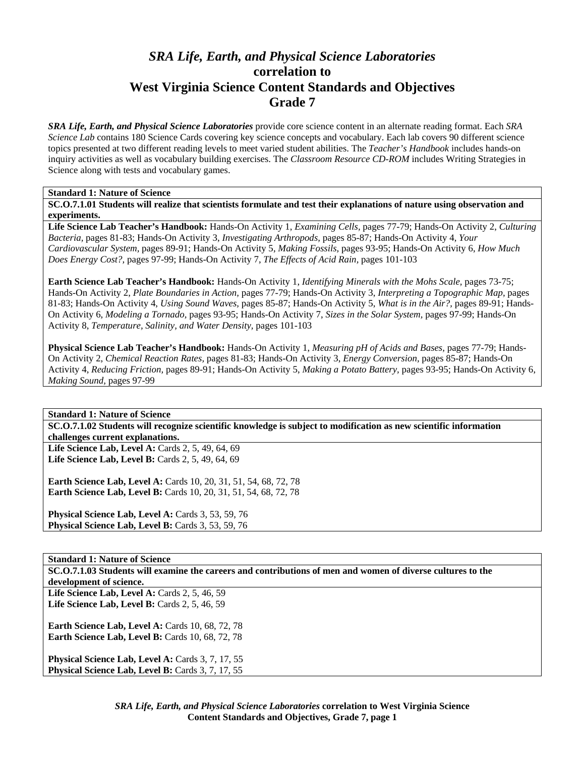# *SRA Life, Earth, and Physical Science Laboratories* correlation to West Virginia Science Content Standards and Objectives Grade 7

***SRA Life, Earth, and Physical Science Laboratories*** provide core science content in an alternate reading format. Each *SRA Science Lab* contains 180 Science Cards covering key science concepts and vocabulary. Each lab covers 90 different science topics presented at two different reading levels to meet varied student abilities. The *Teacher's Handbook* includes hands-on inquiry activities as well as vocabulary building exercises. The *Classroom Resource CD-ROM* includes Writing Strategies in Science along with tests and vocabulary games.

**Standard 1: Nature of Science**

**SC.O.7.1.01 Students will realize that scientists formulate and test their explanations of nature using observation and experiments.**

**Life Science Lab Teacher's Handbook:** Hands-On Activity 1, *Examining Cells,* pages 77-79; Hands-On Activity 2, *Culturing Bacteria,* pages 81-83; Hands-On Activity 3, *Investigating Arthropods,* pages 85-87; Hands-On Activity 4, *Your Cardiovascular System,* pages 89-91; Hands-On Activity 5, *Making Fossils,* pages 93-95; Hands-On Activity 6, *How Much Does Energy Cost?,* pages 97-99; Hands-On Activity 7, *The Effects of Acid Rain,* pages 101-103

**Earth Science Lab Teacher's Handbook:** Hands-On Activity 1, *Identifying Minerals with the Mohs Scale,* pages 73-75; Hands-On Activity 2, *Plate Boundaries in Action,* pages 77-79; Hands-On Activity 3, *Interpreting a Topographic Map,* pages 81-83; Hands-On Activity 4, *Using Sound Waves,* pages 85-87; Hands-On Activity 5, *What is in the Air?,* pages 89-91; Hands-On Activity 6, *Modeling a Tornado,* pages 93-95; Hands-On Activity 7, *Sizes in the Solar System,* pages 97-99; Hands-On Activity 8, *Temperature, Salinity, and Water Density,* pages 101-103

**Physical Science Lab Teacher's Handbook:** Hands-On Activity 1, *Measuring pH of Acids and Bases,* pages 77-79; Hands-On Activity 2, *Chemical Reaction Rates,* pages 81-83; Hands-On Activity 3, *Energy Conversion,* pages 85-87; Hands-On Activity 4, *Reducing Friction,* pages 89-91; Hands-On Activity 5, *Making a Potato Battery,* pages 93-95; Hands-On Activity 6, *Making Sound,* pages 97-99

**Standard 1: Nature of Science**

**SC.O.7.1.02 Students will recognize scientific knowledge is subject to modification as new scientific information challenges current explanations.**

**Life Science Lab, Level A:** Cards 2, 5, 49, 64, 69
**Life Science Lab, Level B:** Cards 2, 5, 49, 64, 69

**Earth Science Lab, Level A:** Cards 10, 20, 31, 51, 54, 68, 72, 78
**Earth Science Lab, Level B:** Cards 10, 20, 31, 51, 54, 68, 72, 78

**Physical Science Lab, Level A:** Cards 3, 53, 59, 76
**Physical Science Lab, Level B:** Cards 3, 53, 59, 76

**Standard 1: Nature of Science**

**SC.O.7.1.03 Students will examine the careers and contributions of men and women of diverse cultures to the development of science.**

**Life Science Lab, Level A:** Cards 2, 5, 46, 59
**Life Science Lab, Level B:** Cards 2, 5, 46, 59

**Earth Science Lab, Level A:** Cards 10, 68, 72, 78
**Earth Science Lab, Level B:** Cards 10, 68, 72, 78

**Physical Science Lab, Level A:** Cards 3, 7, 17, 55
**Physical Science Lab, Level B:** Cards 3, 7, 17, 55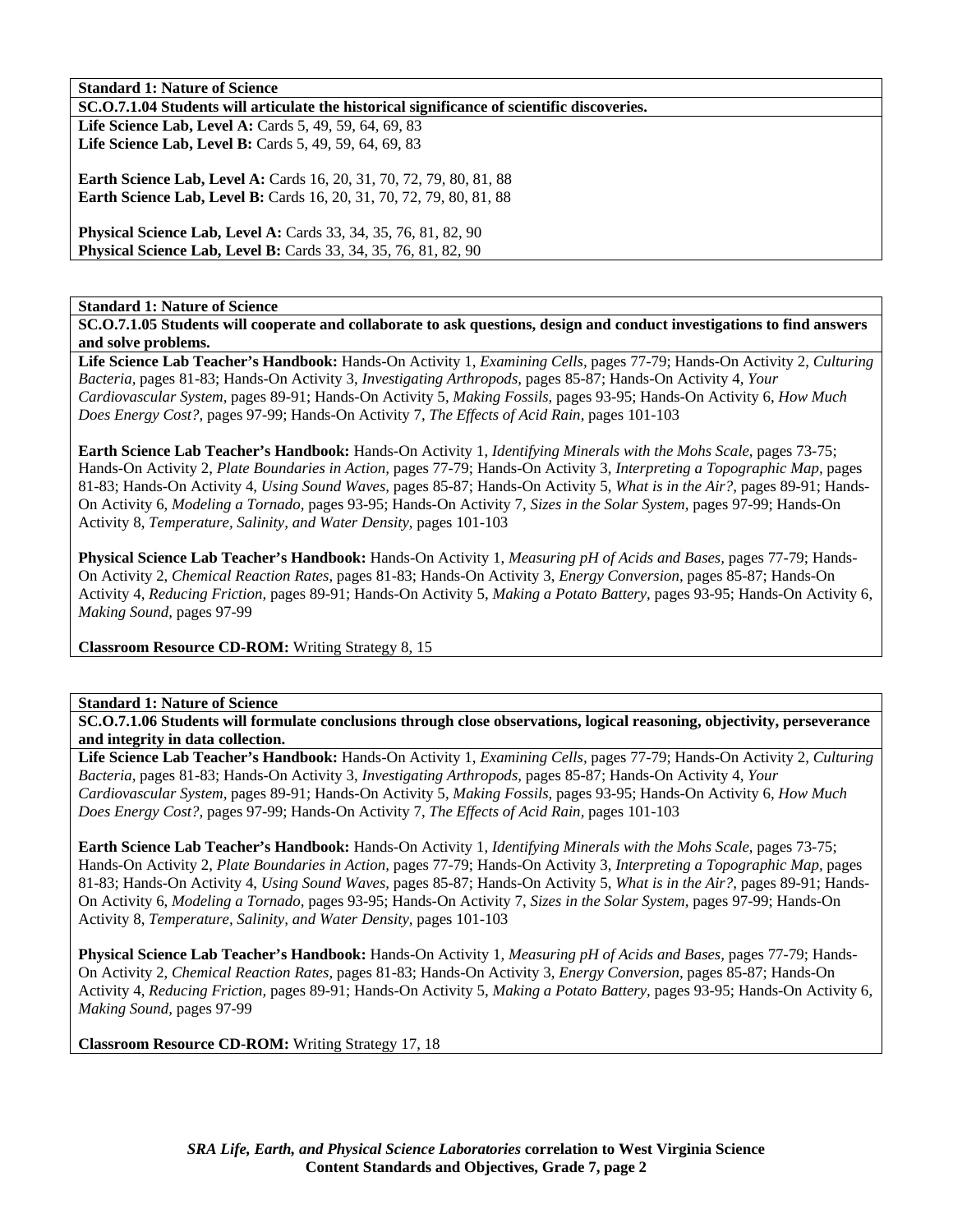**Standard 1: Nature of Science**

**SC.O.7.1.04 Students will articulate the historical significance of scientific discoveries.**

**Life Science Lab, Level A:** Cards 5, 49, 59, 64, 69, 83
**Life Science Lab, Level B:** Cards 5, 49, 59, 64, 69, 83

**Earth Science Lab, Level A:** Cards 16, 20, 31, 70, 72, 79, 80, 81, 88
**Earth Science Lab, Level B:** Cards 16, 20, 31, 70, 72, 79, 80, 81, 88

**Physical Science Lab, Level A:** Cards 33, 34, 35, 76, 81, 82, 90
**Physical Science Lab, Level B:** Cards 33, 34, 35, 76, 81, 82, 90

**Standard 1: Nature of Science**

**SC.O.7.1.05 Students will cooperate and collaborate to ask questions, design and conduct investigations to find answers and solve problems.**

**Life Science Lab Teacher's Handbook:** Hands-On Activity 1, *Examining Cells,* pages 77-79; Hands-On Activity 2, *Culturing Bacteria,* pages 81-83; Hands-On Activity 3, *Investigating Arthropods,* pages 85-87; Hands-On Activity 4, *Your Cardiovascular System,* pages 89-91; Hands-On Activity 5, *Making Fossils,* pages 93-95; Hands-On Activity 6, *How Much Does Energy Cost?,* pages 97-99; Hands-On Activity 7, *The Effects of Acid Rain,* pages 101-103

**Earth Science Lab Teacher's Handbook:** Hands-On Activity 1, *Identifying Minerals with the Mohs Scale,* pages 73-75; Hands-On Activity 2, *Plate Boundaries in Action,* pages 77-79; Hands-On Activity 3, *Interpreting a Topographic Map,* pages 81-83; Hands-On Activity 4, *Using Sound Waves,* pages 85-87; Hands-On Activity 5, *What is in the Air?,* pages 89-91; Hands-On Activity 6, *Modeling a Tornado,* pages 93-95; Hands-On Activity 7, *Sizes in the Solar System,* pages 97-99; Hands-On Activity 8, *Temperature, Salinity, and Water Density,* pages 101-103

**Physical Science Lab Teacher's Handbook:** Hands-On Activity 1, *Measuring pH of Acids and Bases,* pages 77-79; Hands-On Activity 2, *Chemical Reaction Rates,* pages 81-83; Hands-On Activity 3, *Energy Conversion,* pages 85-87; Hands-On Activity 4, *Reducing Friction,* pages 89-91; Hands-On Activity 5, *Making a Potato Battery,* pages 93-95; Hands-On Activity 6, *Making Sound,* pages 97-99

**Classroom Resource CD-ROM:** Writing Strategy 8, 15

**Standard 1: Nature of Science**

**SC.O.7.1.06 Students will formulate conclusions through close observations, logical reasoning, objectivity, perseverance and integrity in data collection.**

**Life Science Lab Teacher's Handbook:** Hands-On Activity 1, *Examining Cells,* pages 77-79; Hands-On Activity 2, *Culturing Bacteria,* pages 81-83; Hands-On Activity 3, *Investigating Arthropods,* pages 85-87; Hands-On Activity 4, *Your Cardiovascular System,* pages 89-91; Hands-On Activity 5, *Making Fossils,* pages 93-95; Hands-On Activity 6, *How Much Does Energy Cost?,* pages 97-99; Hands-On Activity 7, *The Effects of Acid Rain,* pages 101-103

**Earth Science Lab Teacher's Handbook:** Hands-On Activity 1, *Identifying Minerals with the Mohs Scale,* pages 73-75; Hands-On Activity 2, *Plate Boundaries in Action,* pages 77-79; Hands-On Activity 3, *Interpreting a Topographic Map,* pages 81-83; Hands-On Activity 4, *Using Sound Waves,* pages 85-87; Hands-On Activity 5, *What is in the Air?,* pages 89-91; Hands-On Activity 6, *Modeling a Tornado,* pages 93-95; Hands-On Activity 7, *Sizes in the Solar System,* pages 97-99; Hands-On Activity 8, *Temperature, Salinity, and Water Density,* pages 101-103

**Physical Science Lab Teacher's Handbook:** Hands-On Activity 1, *Measuring pH of Acids and Bases,* pages 77-79; Hands-On Activity 2, *Chemical Reaction Rates,* pages 81-83; Hands-On Activity 3, *Energy Conversion,* pages 85-87; Hands-On Activity 4, *Reducing Friction,* pages 89-91; Hands-On Activity 5, *Making a Potato Battery,* pages 93-95; Hands-On Activity 6, *Making Sound,* pages 97-99

**Classroom Resource CD-ROM:** Writing Strategy 17, 18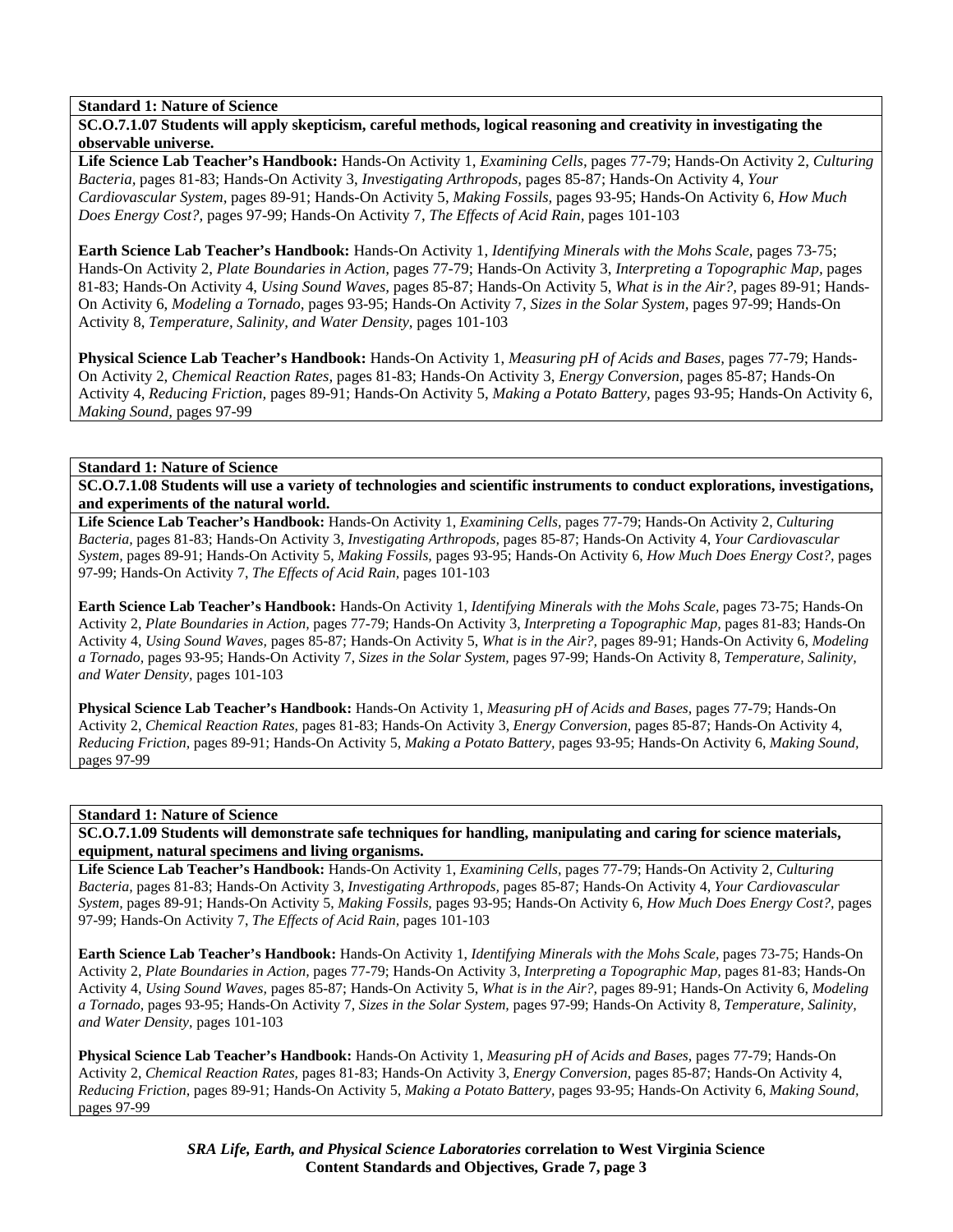**Standard 1: Nature of Science**

**SC.O.7.1.07 Students will apply skepticism, careful methods, logical reasoning and creativity in investigating the observable universe.**

**Life Science Lab Teacher's Handbook:** Hands-On Activity 1, *Examining Cells,* pages 77-79; Hands-On Activity 2, *Culturing Bacteria,* pages 81-83; Hands-On Activity 3, *Investigating Arthropods,* pages 85-87; Hands-On Activity 4, *Your Cardiovascular System,* pages 89-91; Hands-On Activity 5, *Making Fossils,* pages 93-95; Hands-On Activity 6, *How Much Does Energy Cost?,* pages 97-99; Hands-On Activity 7, *The Effects of Acid Rain,* pages 101-103

**Earth Science Lab Teacher's Handbook:** Hands-On Activity 1, *Identifying Minerals with the Mohs Scale,* pages 73-75; Hands-On Activity 2, *Plate Boundaries in Action,* pages 77-79; Hands-On Activity 3, *Interpreting a Topographic Map,* pages 81-83; Hands-On Activity 4, *Using Sound Waves,* pages 85-87; Hands-On Activity 5, *What is in the Air?,* pages 89-91; Hands-On Activity 6, *Modeling a Tornado,* pages 93-95; Hands-On Activity 7, *Sizes in the Solar System,* pages 97-99; Hands-On Activity 8, *Temperature, Salinity, and Water Density,* pages 101-103

**Physical Science Lab Teacher's Handbook:** Hands-On Activity 1, *Measuring pH of Acids and Bases,* pages 77-79; Hands-On Activity 2, *Chemical Reaction Rates,* pages 81-83; Hands-On Activity 3, *Energy Conversion,* pages 85-87; Hands-On Activity 4, *Reducing Friction,* pages 89-91; Hands-On Activity 5, *Making a Potato Battery,* pages 93-95; Hands-On Activity 6, *Making Sound,* pages 97-99

**Standard 1: Nature of Science**

**SC.O.7.1.08 Students will use a variety of technologies and scientific instruments to conduct explorations, investigations, and experiments of the natural world.**

**Life Science Lab Teacher's Handbook:** Hands-On Activity 1, *Examining Cells,* pages 77-79; Hands-On Activity 2, *Culturing Bacteria,* pages 81-83; Hands-On Activity 3, *Investigating Arthropods,* pages 85-87; Hands-On Activity 4, *Your Cardiovascular System,* pages 89-91; Hands-On Activity 5, *Making Fossils,* pages 93-95; Hands-On Activity 6, *How Much Does Energy Cost?,* pages 97-99; Hands-On Activity 7, *The Effects of Acid Rain,* pages 101-103

**Earth Science Lab Teacher's Handbook:** Hands-On Activity 1, *Identifying Minerals with the Mohs Scale,* pages 73-75; Hands-On Activity 2, *Plate Boundaries in Action,* pages 77-79; Hands-On Activity 3, *Interpreting a Topographic Map,* pages 81-83; Hands-On Activity 4, *Using Sound Waves,* pages 85-87; Hands-On Activity 5, *What is in the Air?,* pages 89-91; Hands-On Activity 6, *Modeling a Tornado,* pages 93-95; Hands-On Activity 7, *Sizes in the Solar System,* pages 97-99; Hands-On Activity 8, *Temperature, Salinity, and Water Density,* pages 101-103

**Physical Science Lab Teacher's Handbook:** Hands-On Activity 1, *Measuring pH of Acids and Bases,* pages 77-79; Hands-On Activity 2, *Chemical Reaction Rates,* pages 81-83; Hands-On Activity 3, *Energy Conversion,* pages 85-87; Hands-On Activity 4, *Reducing Friction,* pages 89-91; Hands-On Activity 5, *Making a Potato Battery,* pages 93-95; Hands-On Activity 6, *Making Sound,* pages 97-99

**Standard 1: Nature of Science**

**SC.O.7.1.09 Students will demonstrate safe techniques for handling, manipulating and caring for science materials, equipment, natural specimens and living organisms.**

**Life Science Lab Teacher's Handbook:** Hands-On Activity 1, *Examining Cells,* pages 77-79; Hands-On Activity 2, *Culturing Bacteria,* pages 81-83; Hands-On Activity 3, *Investigating Arthropods,* pages 85-87; Hands-On Activity 4, *Your Cardiovascular System,* pages 89-91; Hands-On Activity 5, *Making Fossils,* pages 93-95; Hands-On Activity 6, *How Much Does Energy Cost?,* pages 97-99; Hands-On Activity 7, *The Effects of Acid Rain,* pages 101-103

**Earth Science Lab Teacher's Handbook:** Hands-On Activity 1, *Identifying Minerals with the Mohs Scale,* pages 73-75; Hands-On Activity 2, *Plate Boundaries in Action,* pages 77-79; Hands-On Activity 3, *Interpreting a Topographic Map,* pages 81-83; Hands-On Activity 4, *Using Sound Waves,* pages 85-87; Hands-On Activity 5, *What is in the Air?,* pages 89-91; Hands-On Activity 6, *Modeling a Tornado,* pages 93-95; Hands-On Activity 7, *Sizes in the Solar System,* pages 97-99; Hands-On Activity 8, *Temperature, Salinity, and Water Density,* pages 101-103

**Physical Science Lab Teacher's Handbook:** Hands-On Activity 1, *Measuring pH of Acids and Bases,* pages 77-79; Hands-On Activity 2, *Chemical Reaction Rates,* pages 81-83; Hands-On Activity 3, *Energy Conversion,* pages 85-87; Hands-On Activity 4, *Reducing Friction,* pages 89-91; Hands-On Activity 5, *Making a Potato Battery,* pages 93-95; Hands-On Activity 6, *Making Sound,* pages 97-99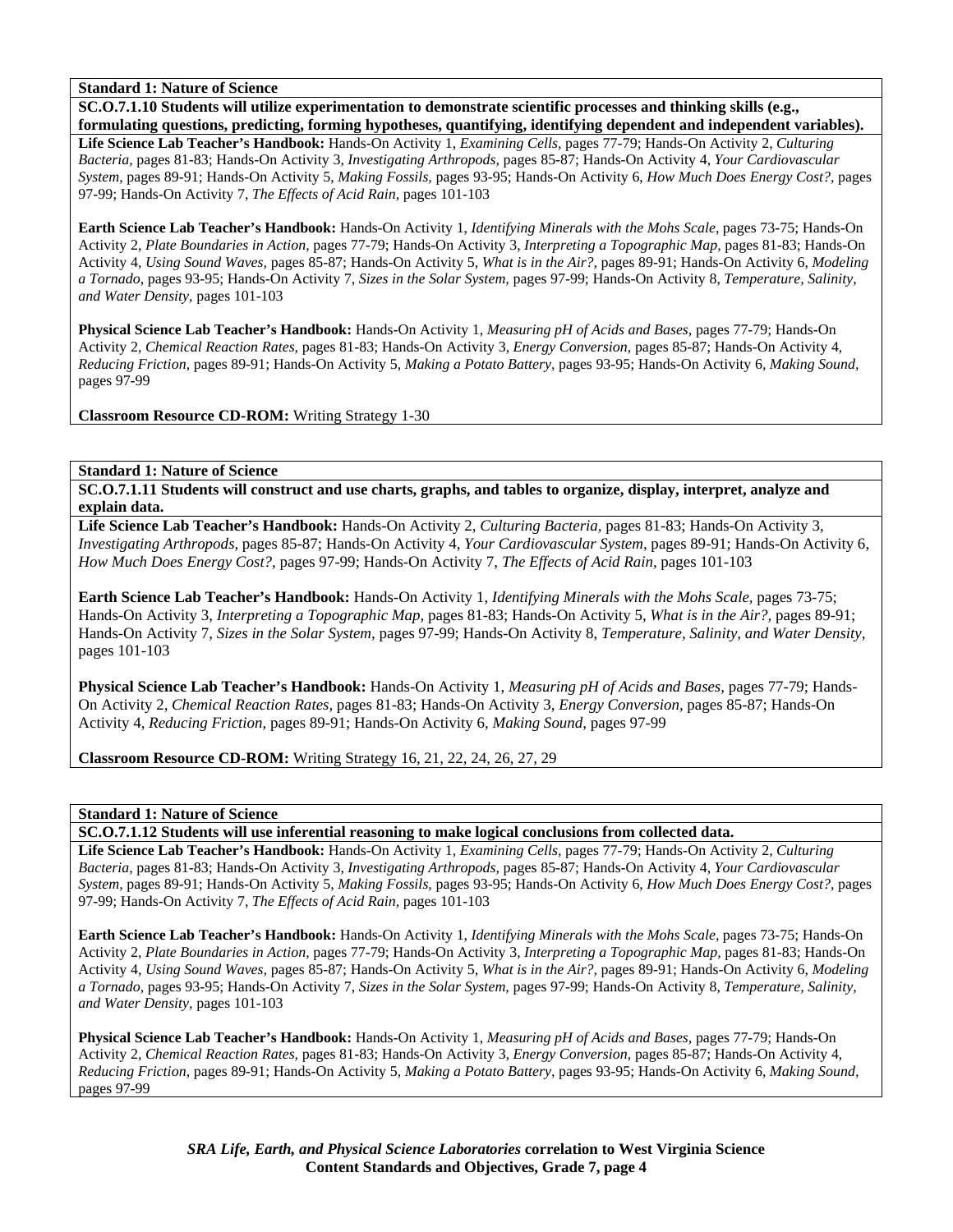**Standard 1: Nature of Science**

**SC.O.7.1.10 Students will utilize experimentation to demonstrate scientific processes and thinking skills (e.g., formulating questions, predicting, forming hypotheses, quantifying, identifying dependent and independent variables).**

**Life Science Lab Teacher's Handbook:** Hands-On Activity 1, *Examining Cells,* pages 77-79; Hands-On Activity 2, *Culturing Bacteria,* pages 81-83; Hands-On Activity 3, *Investigating Arthropods,* pages 85-87; Hands-On Activity 4, *Your Cardiovascular System,* pages 89-91; Hands-On Activity 5, *Making Fossils,* pages 93-95; Hands-On Activity 6, *How Much Does Energy Cost?,* pages 97-99; Hands-On Activity 7, *The Effects of Acid Rain,* pages 101-103

**Earth Science Lab Teacher's Handbook:** Hands-On Activity 1, *Identifying Minerals with the Mohs Scale,* pages 73-75; Hands-On Activity 2, *Plate Boundaries in Action,* pages 77-79; Hands-On Activity 3, *Interpreting a Topographic Map,* pages 81-83; Hands-On Activity 4, *Using Sound Waves,* pages 85-87; Hands-On Activity 5, *What is in the Air?,* pages 89-91; Hands-On Activity 6, *Modeling a Tornado,* pages 93-95; Hands-On Activity 7, *Sizes in the Solar System,* pages 97-99; Hands-On Activity 8, *Temperature, Salinity, and Water Density,* pages 101-103

**Physical Science Lab Teacher's Handbook:** Hands-On Activity 1, *Measuring pH of Acids and Bases,* pages 77-79; Hands-On Activity 2, *Chemical Reaction Rates,* pages 81-83; Hands-On Activity 3, *Energy Conversion,* pages 85-87; Hands-On Activity 4, *Reducing Friction,* pages 89-91; Hands-On Activity 5, *Making a Potato Battery,* pages 93-95; Hands-On Activity 6, *Making Sound,* pages 97-99

**Classroom Resource CD-ROM:** Writing Strategy 1-30

**Standard 1: Nature of Science**

**SC.O.7.1.11 Students will construct and use charts, graphs, and tables to organize, display, interpret, analyze and explain data.**

**Life Science Lab Teacher's Handbook:** Hands-On Activity 2, *Culturing Bacteria,* pages 81-83; Hands-On Activity 3, *Investigating Arthropods,* pages 85-87; Hands-On Activity 4, *Your Cardiovascular System,* pages 89-91; Hands-On Activity 6, *How Much Does Energy Cost?,* pages 97-99; Hands-On Activity 7, *The Effects of Acid Rain,* pages 101-103

**Earth Science Lab Teacher's Handbook:** Hands-On Activity 1, *Identifying Minerals with the Mohs Scale,* pages 73-75; Hands-On Activity 3, *Interpreting a Topographic Map,* pages 81-83; Hands-On Activity 5, *What is in the Air?,* pages 89-91; Hands-On Activity 7, *Sizes in the Solar System,* pages 97-99; Hands-On Activity 8, *Temperature, Salinity, and Water Density,* pages 101-103

**Physical Science Lab Teacher's Handbook:** Hands-On Activity 1, *Measuring pH of Acids and Bases,* pages 77-79; Hands-On Activity 2, *Chemical Reaction Rates,* pages 81-83; Hands-On Activity 3, *Energy Conversion,* pages 85-87; Hands-On Activity 4, *Reducing Friction,* pages 89-91; Hands-On Activity 6, *Making Sound,* pages 97-99

**Classroom Resource CD-ROM:** Writing Strategy 16, 21, 22, 24, 26, 27, 29

**Standard 1: Nature of Science**

**SC.O.7.1.12 Students will use inferential reasoning to make logical conclusions from collected data.**

**Life Science Lab Teacher's Handbook:** Hands-On Activity 1, *Examining Cells,* pages 77-79; Hands-On Activity 2, *Culturing Bacteria,* pages 81-83; Hands-On Activity 3, *Investigating Arthropods,* pages 85-87; Hands-On Activity 4, *Your Cardiovascular System,* pages 89-91; Hands-On Activity 5, *Making Fossils,* pages 93-95; Hands-On Activity 6, *How Much Does Energy Cost?,* pages 97-99; Hands-On Activity 7, *The Effects of Acid Rain,* pages 101-103

**Earth Science Lab Teacher's Handbook:** Hands-On Activity 1, *Identifying Minerals with the Mohs Scale,* pages 73-75; Hands-On Activity 2, *Plate Boundaries in Action,* pages 77-79; Hands-On Activity 3, *Interpreting a Topographic Map,* pages 81-83; Hands-On Activity 4, *Using Sound Waves,* pages 85-87; Hands-On Activity 5, *What is in the Air?,* pages 89-91; Hands-On Activity 6, *Modeling a Tornado,* pages 93-95; Hands-On Activity 7, *Sizes in the Solar System,* pages 97-99; Hands-On Activity 8, *Temperature, Salinity, and Water Density,* pages 101-103

**Physical Science Lab Teacher's Handbook:** Hands-On Activity 1, *Measuring pH of Acids and Bases,* pages 77-79; Hands-On Activity 2, *Chemical Reaction Rates,* pages 81-83; Hands-On Activity 3, *Energy Conversion,* pages 85-87; Hands-On Activity 4, *Reducing Friction,* pages 89-91; Hands-On Activity 5, *Making a Potato Battery,* pages 93-95; Hands-On Activity 6, *Making Sound,* pages 97-99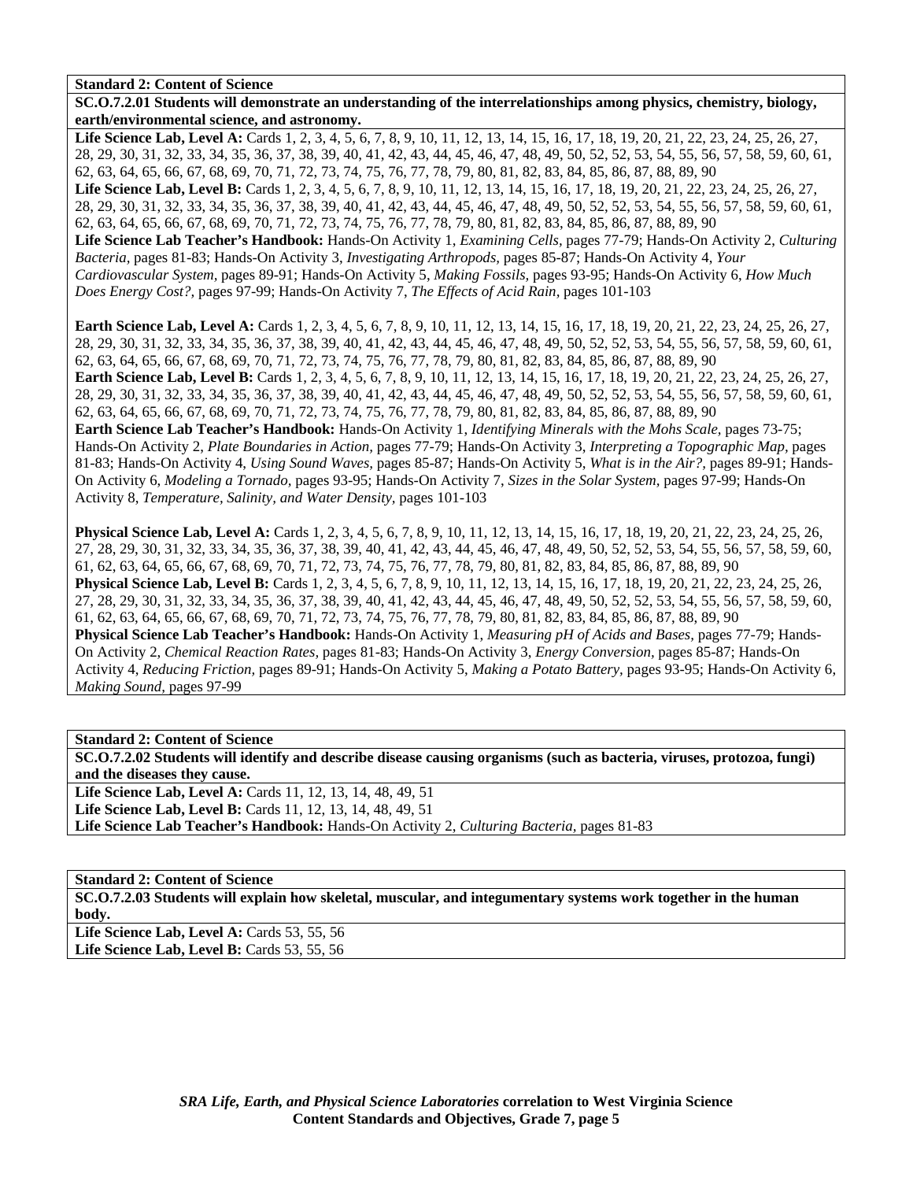**Standard 2: Content of Science**

**SC.O.7.2.01 Students will demonstrate an understanding of the interrelationships among physics, chemistry, biology, earth/environmental science, and astronomy.**

**Life Science Lab, Level A:** Cards 1, 2, 3, 4, 5, 6, 7, 8, 9, 10, 11, 12, 13, 14, 15, 16, 17, 18, 19, 20, 21, 22, 23, 24, 25, 26, 27, 28, 29, 30, 31, 32, 33, 34, 35, 36, 37, 38, 39, 40, 41, 42, 43, 44, 45, 46, 47, 48, 49, 50, 52, 52, 53, 54, 55, 56, 57, 58, 59, 60, 61, 62, 63, 64, 65, 66, 67, 68, 69, 70, 71, 72, 73, 74, 75, 76, 77, 78, 79, 80, 81, 82, 83, 84, 85, 86, 87, 88, 89, 90
**Life Science Lab, Level B:** Cards 1, 2, 3, 4, 5, 6, 7, 8, 9, 10, 11, 12, 13, 14, 15, 16, 17, 18, 19, 20, 21, 22, 23, 24, 25, 26, 27, 28, 29, 30, 31, 32, 33, 34, 35, 36, 37, 38, 39, 40, 41, 42, 43, 44, 45, 46, 47, 48, 49, 50, 52, 52, 53, 54, 55, 56, 57, 58, 59, 60, 61, 62, 63, 64, 65, 66, 67, 68, 69, 70, 71, 72, 73, 74, 75, 76, 77, 78, 79, 80, 81, 82, 83, 84, 85, 86, 87, 88, 89, 90
**Life Science Lab Teacher's Handbook:** Hands-On Activity 1, *Examining Cells,* pages 77-79; Hands-On Activity 2, *Culturing Bacteria,* pages 81-83; Hands-On Activity 3, *Investigating Arthropods,* pages 85-87; Hands-On Activity 4, *Your Cardiovascular System,* pages 89-91; Hands-On Activity 5, *Making Fossils,* pages 93-95; Hands-On Activity 6, *How Much Does Energy Cost?,* pages 97-99; Hands-On Activity 7, *The Effects of Acid Rain,* pages 101-103

**Earth Science Lab, Level A:** Cards 1, 2, 3, 4, 5, 6, 7, 8, 9, 10, 11, 12, 13, 14, 15, 16, 17, 18, 19, 20, 21, 22, 23, 24, 25, 26, 27, 28, 29, 30, 31, 32, 33, 34, 35, 36, 37, 38, 39, 40, 41, 42, 43, 44, 45, 46, 47, 48, 49, 50, 52, 52, 53, 54, 55, 56, 57, 58, 59, 60, 61, 62, 63, 64, 65, 66, 67, 68, 69, 70, 71, 72, 73, 74, 75, 76, 77, 78, 79, 80, 81, 82, 83, 84, 85, 86, 87, 88, 89, 90
**Earth Science Lab, Level B:** Cards 1, 2, 3, 4, 5, 6, 7, 8, 9, 10, 11, 12, 13, 14, 15, 16, 17, 18, 19, 20, 21, 22, 23, 24, 25, 26, 27, 28, 29, 30, 31, 32, 33, 34, 35, 36, 37, 38, 39, 40, 41, 42, 43, 44, 45, 46, 47, 48, 49, 50, 52, 52, 53, 54, 55, 56, 57, 58, 59, 60, 61, 62, 63, 64, 65, 66, 67, 68, 69, 70, 71, 72, 73, 74, 75, 76, 77, 78, 79, 80, 81, 82, 83, 84, 85, 86, 87, 88, 89, 90
**Earth Science Lab Teacher's Handbook:** Hands-On Activity 1, *Identifying Minerals with the Mohs Scale,* pages 73-75; Hands-On Activity 2, *Plate Boundaries in Action,* pages 77-79; Hands-On Activity 3, *Interpreting a Topographic Map,* pages 81-83; Hands-On Activity 4, *Using Sound Waves,* pages 85-87; Hands-On Activity 5, *What is in the Air?,* pages 89-91; Hands-On Activity 6, *Modeling a Tornado,* pages 93-95; Hands-On Activity 7, *Sizes in the Solar System,* pages 97-99; Hands-On Activity 8, *Temperature, Salinity, and Water Density,* pages 101-103

**Physical Science Lab, Level A:** Cards 1, 2, 3, 4, 5, 6, 7, 8, 9, 10, 11, 12, 13, 14, 15, 16, 17, 18, 19, 20, 21, 22, 23, 24, 25, 26, 27, 28, 29, 30, 31, 32, 33, 34, 35, 36, 37, 38, 39, 40, 41, 42, 43, 44, 45, 46, 47, 48, 49, 50, 52, 52, 53, 54, 55, 56, 57, 58, 59, 60, 61, 62, 63, 64, 65, 66, 67, 68, 69, 70, 71, 72, 73, 74, 75, 76, 77, 78, 79, 80, 81, 82, 83, 84, 85, 86, 87, 88, 89, 90
**Physical Science Lab, Level B:** Cards 1, 2, 3, 4, 5, 6, 7, 8, 9, 10, 11, 12, 13, 14, 15, 16, 17, 18, 19, 20, 21, 22, 23, 24, 25, 26, 27, 28, 29, 30, 31, 32, 33, 34, 35, 36, 37, 38, 39, 40, 41, 42, 43, 44, 45, 46, 47, 48, 49, 50, 52, 52, 53, 54, 55, 56, 57, 58, 59, 60, 61, 62, 63, 64, 65, 66, 67, 68, 69, 70, 71, 72, 73, 74, 75, 76, 77, 78, 79, 80, 81, 82, 83, 84, 85, 86, 87, 88, 89, 90
**Physical Science Lab Teacher's Handbook:** Hands-On Activity 1, *Measuring pH of Acids and Bases,* pages 77-79; Hands-On Activity 2, *Chemical Reaction Rates,* pages 81-83; Hands-On Activity 3, *Energy Conversion,* pages 85-87; Hands-On Activity 4, *Reducing Friction,* pages 89-91; Hands-On Activity 5, *Making a Potato Battery,* pages 93-95; Hands-On Activity 6, *Making Sound,* pages 97-99

**Standard 2: Content of Science**

**SC.O.7.2.02 Students will identify and describe disease causing organisms (such as bacteria, viruses, protozoa, fungi) and the diseases they cause.**

**Life Science Lab, Level A:** Cards 11, 12, 13, 14, 48, 49, 51
**Life Science Lab, Level B:** Cards 11, 12, 13, 14, 48, 49, 51
**Life Science Lab Teacher's Handbook:** Hands-On Activity 2, *Culturing Bacteria,* pages 81-83

**Standard 2: Content of Science**

**SC.O.7.2.03 Students will explain how skeletal, muscular, and integumentary systems work together in the human body.**

**Life Science Lab, Level A:** Cards 53, 55, 56
**Life Science Lab, Level B:** Cards 53, 55, 56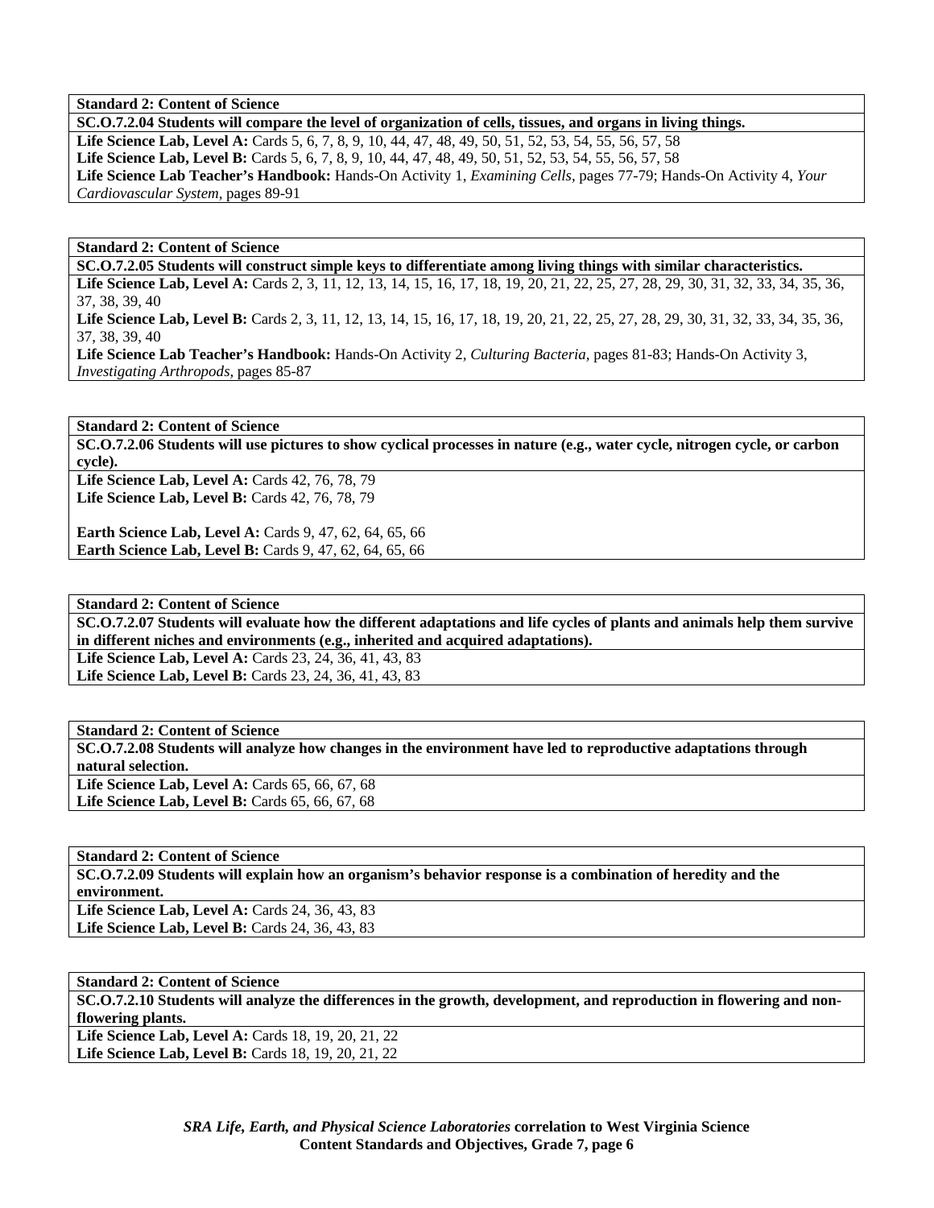**Standard 2: Content of Science**

**SC.O.7.2.04 Students will compare the level of organization of cells, tissues, and organs in living things.**

**Life Science Lab, Level A:** Cards 5, 6, 7, 8, 9, 10, 44, 47, 48, 49, 50, 51, 52, 53, 54, 55, 56, 57, 58
**Life Science Lab, Level B:** Cards 5, 6, 7, 8, 9, 10, 44, 47, 48, 49, 50, 51, 52, 53, 54, 55, 56, 57, 58
**Life Science Lab Teacher's Handbook:** Hands-On Activity 1, *Examining Cells,* pages 77-79; Hands-On Activity 4, *Your Cardiovascular System,* pages 89-91

**Standard 2: Content of Science**

**SC.O.7.2.05 Students will construct simple keys to differentiate among living things with similar characteristics.**

**Life Science Lab, Level A:** Cards 2, 3, 11, 12, 13, 14, 15, 16, 17, 18, 19, 20, 21, 22, 25, 27, 28, 29, 30, 31, 32, 33, 34, 35, 36, 37, 38, 39, 40
**Life Science Lab, Level B:** Cards 2, 3, 11, 12, 13, 14, 15, 16, 17, 18, 19, 20, 21, 22, 25, 27, 28, 29, 30, 31, 32, 33, 34, 35, 36, 37, 38, 39, 40
**Life Science Lab Teacher's Handbook:** Hands-On Activity 2, *Culturing Bacteria,* pages 81-83; Hands-On Activity 3, *Investigating Arthropods,* pages 85-87

**Standard 2: Content of Science**

**SC.O.7.2.06 Students will use pictures to show cyclical processes in nature (e.g., water cycle, nitrogen cycle, or carbon cycle).**

**Life Science Lab, Level A:** Cards 42, 76, 78, 79
**Life Science Lab, Level B:** Cards 42, 76, 78, 79

**Earth Science Lab, Level A:** Cards 9, 47, 62, 64, 65, 66
**Earth Science Lab, Level B:** Cards 9, 47, 62, 64, 65, 66

**Standard 2: Content of Science**

**SC.O.7.2.07 Students will evaluate how the different adaptations and life cycles of plants and animals help them survive in different niches and environments (e.g., inherited and acquired adaptations).**

**Life Science Lab, Level A:** Cards 23, 24, 36, 41, 43, 83
**Life Science Lab, Level B:** Cards 23, 24, 36, 41, 43, 83

**Standard 2: Content of Science**

**SC.O.7.2.08 Students will analyze how changes in the environment have led to reproductive adaptations through natural selection.**

**Life Science Lab, Level A:** Cards 65, 66, 67, 68
**Life Science Lab, Level B:** Cards 65, 66, 67, 68

**Standard 2: Content of Science**

**SC.O.7.2.09 Students will explain how an organism's behavior response is a combination of heredity and the environment.**

**Life Science Lab, Level A:** Cards 24, 36, 43, 83
**Life Science Lab, Level B:** Cards 24, 36, 43, 83

**Standard 2: Content of Science**

**SC.O.7.2.10 Students will analyze the differences in the growth, development, and reproduction in flowering and non-flowering plants.**

**Life Science Lab, Level A:** Cards 18, 19, 20, 21, 22
**Life Science Lab, Level B:** Cards 18, 19, 20, 21, 22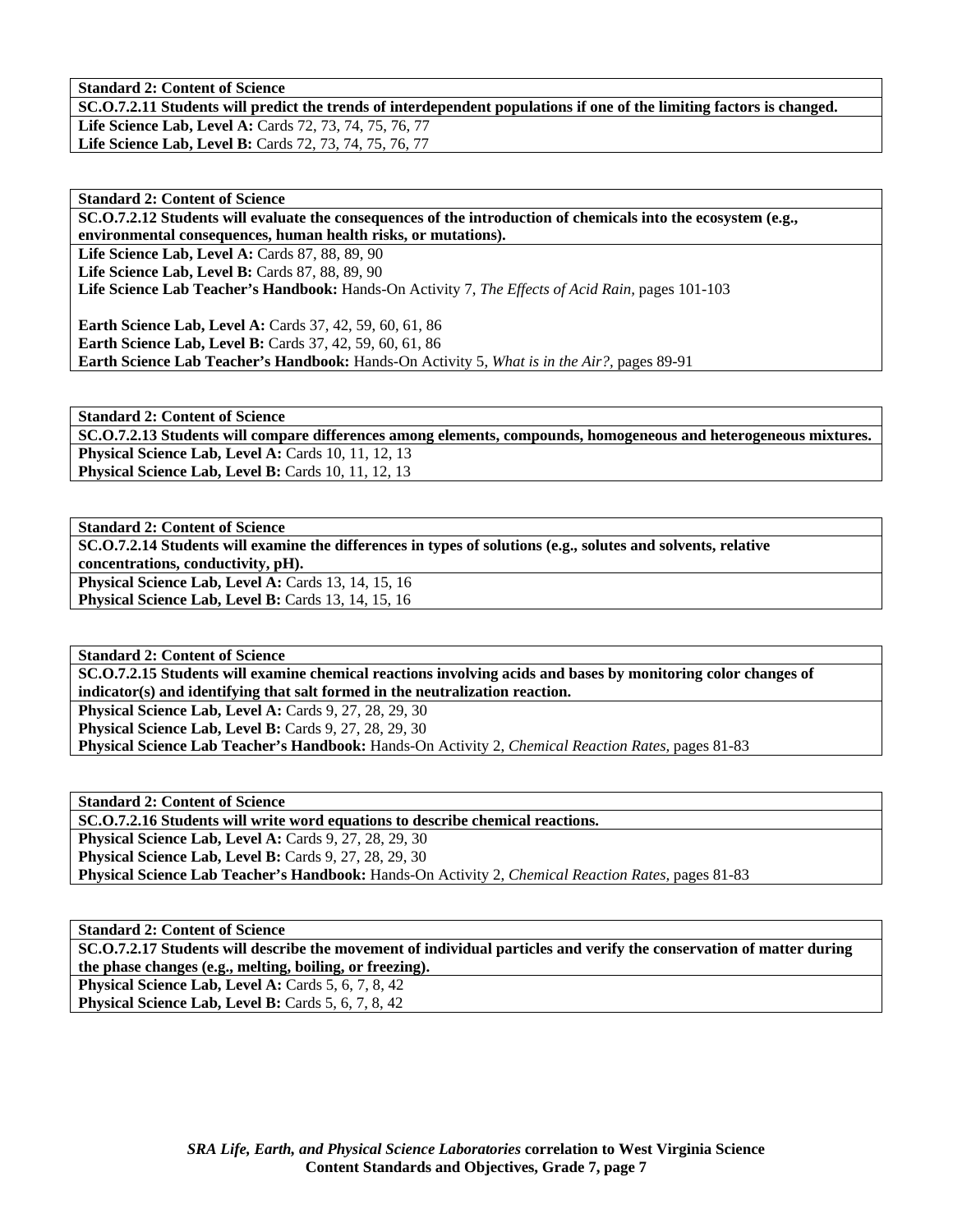**Standard 2: Content of Science**

**SC.O.7.2.11 Students will predict the trends of interdependent populations if one of the limiting factors is changed.**

**Life Science Lab, Level A:** Cards 72, 73, 74, 75, 76, 77
**Life Science Lab, Level B:** Cards 72, 73, 74, 75, 76, 77

**Standard 2: Content of Science**

**SC.O.7.2.12 Students will evaluate the consequences of the introduction of chemicals into the ecosystem (e.g., environmental consequences, human health risks, or mutations).**

**Life Science Lab, Level A:** Cards 87, 88, 89, 90
**Life Science Lab, Level B:** Cards 87, 88, 89, 90
**Life Science Lab Teacher's Handbook:** Hands-On Activity 7, *The Effects of Acid Rain,* pages 101-103

**Earth Science Lab, Level A:** Cards 37, 42, 59, 60, 61, 86
**Earth Science Lab, Level B:** Cards 37, 42, 59, 60, 61, 86
**Earth Science Lab Teacher's Handbook:** Hands-On Activity 5, *What is in the Air?,* pages 89-91

**Standard 2: Content of Science**

**SC.O.7.2.13 Students will compare differences among elements, compounds, homogeneous and heterogeneous mixtures.**

**Physical Science Lab, Level A:** Cards 10, 11, 12, 13
**Physical Science Lab, Level B:** Cards 10, 11, 12, 13

**Standard 2: Content of Science**

**SC.O.7.2.14 Students will examine the differences in types of solutions (e.g., solutes and solvents, relative concentrations, conductivity, pH).**

**Physical Science Lab, Level A:** Cards 13, 14, 15, 16
**Physical Science Lab, Level B:** Cards 13, 14, 15, 16

**Standard 2: Content of Science**

**SC.O.7.2.15 Students will examine chemical reactions involving acids and bases by monitoring color changes of indicator(s) and identifying that salt formed in the neutralization reaction.**

**Physical Science Lab, Level A:** Cards 9, 27, 28, 29, 30
**Physical Science Lab, Level B:** Cards 9, 27, 28, 29, 30
**Physical Science Lab Teacher's Handbook:** Hands-On Activity 2, *Chemical Reaction Rates,* pages 81-83

**Standard 2: Content of Science**

**SC.O.7.2.16 Students will write word equations to describe chemical reactions.**

**Physical Science Lab, Level A:** Cards 9, 27, 28, 29, 30
**Physical Science Lab, Level B:** Cards 9, 27, 28, 29, 30
**Physical Science Lab Teacher's Handbook:** Hands-On Activity 2, *Chemical Reaction Rates,* pages 81-83

**Standard 2: Content of Science**

**SC.O.7.2.17 Students will describe the movement of individual particles and verify the conservation of matter during the phase changes (e.g., melting, boiling, or freezing).**

**Physical Science Lab, Level A:** Cards 5, 6, 7, 8, 42
**Physical Science Lab, Level B:** Cards 5, 6, 7, 8, 42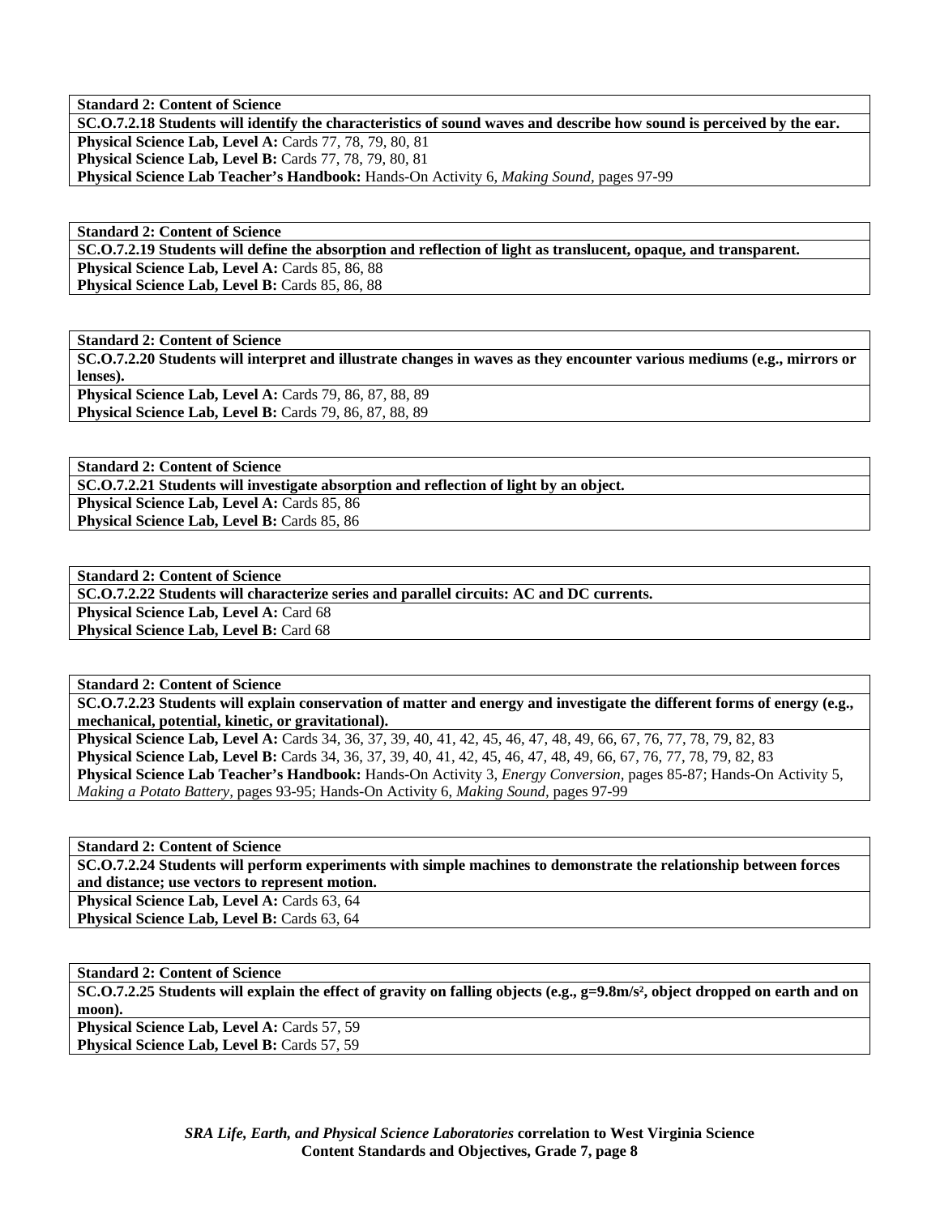| **Standard 2: Content of Science** |
|---|
| **SC.O.7.2.18 Students will identify the characteristics of sound waves and describe how sound is perceived by the ear.** |
| **Physical Science Lab, Level A:** Cards 77, 78, 79, 80, 81<br>**Physical Science Lab, Level B:** Cards 77, 78, 79, 80, 81<br>**Physical Science Lab Teacher's Handbook:** Hands-On Activity 6, *Making Sound,* pages 97-99 |

| **Standard 2: Content of Science** |
|---|
| **SC.O.7.2.19 Students will define the absorption and reflection of light as translucent, opaque, and transparent.** |
| **Physical Science Lab, Level A:** Cards 85, 86, 88<br>**Physical Science Lab, Level B:** Cards 85, 86, 88 |

| **Standard 2: Content of Science** |
|---|
| **SC.O.7.2.20 Students will interpret and illustrate changes in waves as they encounter various mediums (e.g., mirrors or lenses).** |
| **Physical Science Lab, Level A:** Cards 79, 86, 87, 88, 89<br>**Physical Science Lab, Level B:** Cards 79, 86, 87, 88, 89 |

| **Standard 2: Content of Science** |
|---|
| **SC.O.7.2.21 Students will investigate absorption and reflection of light by an object.** |
| **Physical Science Lab, Level A:** Cards 85, 86<br>**Physical Science Lab, Level B:** Cards 85, 86 |

| **Standard 2: Content of Science** |
|---|
| **SC.O.7.2.22 Students will characterize series and parallel circuits: AC and DC currents.** |
| **Physical Science Lab, Level A:** Card 68<br>**Physical Science Lab, Level B:** Card 68 |

| **Standard 2: Content of Science** |
|---|
| **SC.O.7.2.23 Students will explain conservation of matter and energy and investigate the different forms of energy (e.g., mechanical, potential, kinetic, or gravitational).** |
| **Physical Science Lab, Level A:** Cards 34, 36, 37, 39, 40, 41, 42, 45, 46, 47, 48, 49, 66, 67, 76, 77, 78, 79, 82, 83<br>**Physical Science Lab, Level B:** Cards 34, 36, 37, 39, 40, 41, 42, 45, 46, 47, 48, 49, 66, 67, 76, 77, 78, 79, 82, 83<br>**Physical Science Lab Teacher's Handbook:** Hands-On Activity 3, *Energy Conversion,* pages 85-87; Hands-On Activity 5, *Making a Potato Battery,* pages 93-95; Hands-On Activity 6, *Making Sound,* pages 97-99 |

| **Standard 2: Content of Science** |
|---|
| **SC.O.7.2.24 Students will perform experiments with simple machines to demonstrate the relationship between forces and distance; use vectors to represent motion.** |
| **Physical Science Lab, Level A:** Cards 63, 64<br>**Physical Science Lab, Level B:** Cards 63, 64 |

| **Standard 2: Content of Science** |
|---|
| **SC.O.7.2.25 Students will explain the effect of gravity on falling objects (e.g., $g=9.8m/s^2$, object dropped on earth and on moon).** |
| **Physical Science Lab, Level A:** Cards 57, 59<br>**Physical Science Lab, Level B:** Cards 57, 59 |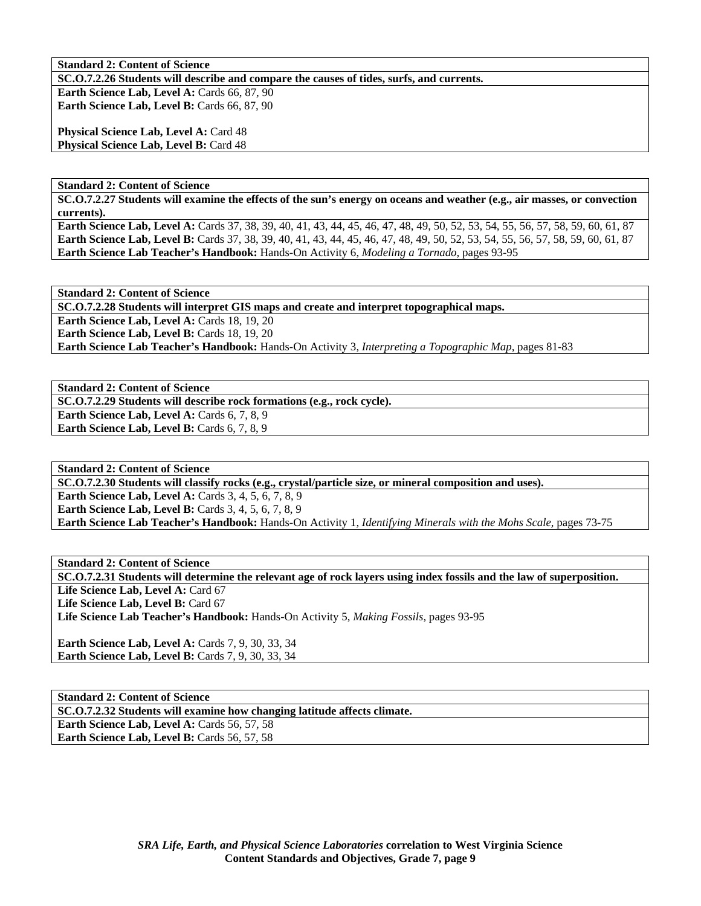**Standard 2: Content of Science**

**SC.O.7.2.26 Students will describe and compare the causes of tides, surfs, and currents.**

**Earth Science Lab, Level A:** Cards 66, 87, 90
**Earth Science Lab, Level B:** Cards 66, 87, 90

**Physical Science Lab, Level A:** Card 48
**Physical Science Lab, Level B:** Card 48

**Standard 2: Content of Science**

**SC.O.7.2.27 Students will examine the effects of the sun's energy on oceans and weather (e.g., air masses, or convection currents).**

**Earth Science Lab, Level A:** Cards 37, 38, 39, 40, 41, 43, 44, 45, 46, 47, 48, 49, 50, 52, 53, 54, 55, 56, 57, 58, 59, 60, 61, 87
**Earth Science Lab, Level B:** Cards 37, 38, 39, 40, 41, 43, 44, 45, 46, 47, 48, 49, 50, 52, 53, 54, 55, 56, 57, 58, 59, 60, 61, 87
**Earth Science Lab Teacher's Handbook:** Hands-On Activity 6, *Modeling a Tornado,* pages 93-95

**Standard 2: Content of Science**

**SC.O.7.2.28 Students will interpret GIS maps and create and interpret topographical maps.**

**Earth Science Lab, Level A:** Cards 18, 19, 20
**Earth Science Lab, Level B:** Cards 18, 19, 20
**Earth Science Lab Teacher's Handbook:** Hands-On Activity 3, *Interpreting a Topographic Map,* pages 81-83

**Standard 2: Content of Science**

**SC.O.7.2.29 Students will describe rock formations (e.g., rock cycle).**

**Earth Science Lab, Level A:** Cards 6, 7, 8, 9
**Earth Science Lab, Level B:** Cards 6, 7, 8, 9

**Standard 2: Content of Science**

**SC.O.7.2.30 Students will classify rocks (e.g., crystal/particle size, or mineral composition and uses).**

**Earth Science Lab, Level A:** Cards 3, 4, 5, 6, 7, 8, 9
**Earth Science Lab, Level B:** Cards 3, 4, 5, 6, 7, 8, 9
**Earth Science Lab Teacher's Handbook:** Hands-On Activity 1, *Identifying Minerals with the Mohs Scale,* pages 73-75

**Standard 2: Content of Science**

**SC.O.7.2.31 Students will determine the relevant age of rock layers using index fossils and the law of superposition.**

**Life Science Lab, Level A:** Card 67
**Life Science Lab, Level B:** Card 67
**Life Science Lab Teacher's Handbook:** Hands-On Activity 5, *Making Fossils,* pages 93-95

**Earth Science Lab, Level A:** Cards 7, 9, 30, 33, 34
**Earth Science Lab, Level B:** Cards 7, 9, 30, 33, 34

**Standard 2: Content of Science**

**SC.O.7.2.32 Students will examine how changing latitude affects climate.**

**Earth Science Lab, Level A:** Cards 56, 57, 58
**Earth Science Lab, Level B:** Cards 56, 57, 58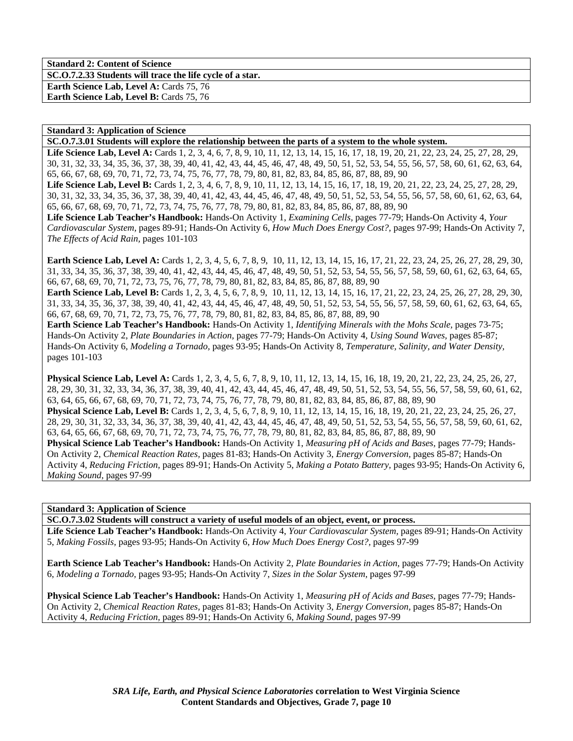**Standard 2: Content of Science**

**SC.O.7.2.33 Students will trace the life cycle of a star.**

**Earth Science Lab, Level A:** Cards 75, 76
**Earth Science Lab, Level B:** Cards 75, 76

**Standard 3: Application of Science**

**SC.O.7.3.01 Students will explore the relationship between the parts of a system to the whole system.**

**Life Science Lab, Level A:** Cards 1, 2, 3, 4, 6, 7, 8, 9, 10, 11, 12, 13, 14, 15, 16, 17, 18, 19, 20, 21, 22, 23, 24, 25, 27, 28, 29, 30, 31, 32, 33, 34, 35, 36, 37, 38, 39, 40, 41, 42, 43, 44, 45, 46, 47, 48, 49, 50, 51, 52, 53, 54, 55, 56, 57, 58, 60, 61, 62, 63, 64, 65, 66, 67, 68, 69, 70, 71, 72, 73, 74, 75, 76, 77, 78, 79, 80, 81, 82, 83, 84, 85, 86, 87, 88, 89, 90
**Life Science Lab, Level B:** Cards 1, 2, 3, 4, 6, 7, 8, 9, 10, 11, 12, 13, 14, 15, 16, 17, 18, 19, 20, 21, 22, 23, 24, 25, 27, 28, 29, 30, 31, 32, 33, 34, 35, 36, 37, 38, 39, 40, 41, 42, 43, 44, 45, 46, 47, 48, 49, 50, 51, 52, 53, 54, 55, 56, 57, 58, 60, 61, 62, 63, 64, 65, 66, 67, 68, 69, 70, 71, 72, 73, 74, 75, 76, 77, 78, 79, 80, 81, 82, 83, 84, 85, 86, 87, 88, 89, 90
**Life Science Lab Teacher's Handbook:** Hands-On Activity 1, *Examining Cells,* pages 77-79; Hands-On Activity 4, *Your Cardiovascular System,* pages 89-91; Hands-On Activity 6, *How Much Does Energy Cost?,* pages 97-99; Hands-On Activity 7, *The Effects of Acid Rain,* pages 101-103

**Earth Science Lab, Level A:** Cards 1, 2, 3, 4, 5, 6, 7, 8, 9, 10, 11, 12, 13, 14, 15, 16, 17, 21, 22, 23, 24, 25, 26, 27, 28, 29, 30, 31, 33, 34, 35, 36, 37, 38, 39, 40, 41, 42, 43, 44, 45, 46, 47, 48, 49, 50, 51, 52, 53, 54, 55, 56, 57, 58, 59, 60, 61, 62, 63, 64, 65, 66, 67, 68, 69, 70, 71, 72, 73, 75, 76, 77, 78, 79, 80, 81, 82, 83, 84, 85, 86, 87, 88, 89, 90
**Earth Science Lab, Level B:** Cards 1, 2, 3, 4, 5, 6, 7, 8, 9, 10, 11, 12, 13, 14, 15, 16, 17, 21, 22, 23, 24, 25, 26, 27, 28, 29, 30, 31, 33, 34, 35, 36, 37, 38, 39, 40, 41, 42, 43, 44, 45, 46, 47, 48, 49, 50, 51, 52, 53, 54, 55, 56, 57, 58, 59, 60, 61, 62, 63, 64, 65, 66, 67, 68, 69, 70, 71, 72, 73, 75, 76, 77, 78, 79, 80, 81, 82, 83, 84, 85, 86, 87, 88, 89, 90
**Earth Science Lab Teacher's Handbook:** Hands-On Activity 1, *Identifying Minerals with the Mohs Scale,* pages 73-75; Hands-On Activity 2, *Plate Boundaries in Action,* pages 77-79; Hands-On Activity 4, *Using Sound Waves,* pages 85-87; Hands-On Activity 6, *Modeling a Tornado,* pages 93-95; Hands-On Activity 8, *Temperature, Salinity, and Water Density,* pages 101-103

**Physical Science Lab, Level A:** Cards 1, 2, 3, 4, 5, 6, 7, 8, 9, 10, 11, 12, 13, 14, 15, 16, 18, 19, 20, 21, 22, 23, 24, 25, 26, 27, 28, 29, 30, 31, 32, 33, 34, 36, 37, 38, 39, 40, 41, 42, 43, 44, 45, 46, 47, 48, 49, 50, 51, 52, 53, 54, 55, 56, 57, 58, 59, 60, 61, 62, 63, 64, 65, 66, 67, 68, 69, 70, 71, 72, 73, 74, 75, 76, 77, 78, 79, 80, 81, 82, 83, 84, 85, 86, 87, 88, 89, 90
**Physical Science Lab, Level B:** Cards 1, 2, 3, 4, 5, 6, 7, 8, 9, 10, 11, 12, 13, 14, 15, 16, 18, 19, 20, 21, 22, 23, 24, 25, 26, 27, 28, 29, 30, 31, 32, 33, 34, 36, 37, 38, 39, 40, 41, 42, 43, 44, 45, 46, 47, 48, 49, 50, 51, 52, 53, 54, 55, 56, 57, 58, 59, 60, 61, 62, 63, 64, 65, 66, 67, 68, 69, 70, 71, 72, 73, 74, 75, 76, 77, 78, 79, 80, 81, 82, 83, 84, 85, 86, 87, 88, 89, 90
**Physical Science Lab Teacher's Handbook:** Hands-On Activity 1, *Measuring pH of Acids and Bases,* pages 77-79; Hands-On Activity 2, *Chemical Reaction Rates,* pages 81-83; Hands-On Activity 3, *Energy Conversion,* pages 85-87; Hands-On Activity 4, *Reducing Friction,* pages 89-91; Hands-On Activity 5, *Making a Potato Battery,* pages 93-95; Hands-On Activity 6, *Making Sound,* pages 97-99

**Standard 3: Application of Science**

**SC.O.7.3.02 Students will construct a variety of useful models of an object, event, or process.**

**Life Science Lab Teacher's Handbook:** Hands-On Activity 4, *Your Cardiovascular System,* pages 89-91; Hands-On Activity 5, *Making Fossils,* pages 93-95; Hands-On Activity 6, *How Much Does Energy Cost?,* pages 97-99

**Earth Science Lab Teacher's Handbook:** Hands-On Activity 2, *Plate Boundaries in Action,* pages 77-79; Hands-On Activity 6, *Modeling a Tornado,* pages 93-95; Hands-On Activity 7, *Sizes in the Solar System,* pages 97-99

**Physical Science Lab Teacher's Handbook:** Hands-On Activity 1, *Measuring pH of Acids and Bases,* pages 77-79; Hands-On Activity 2, *Chemical Reaction Rates,* pages 81-83; Hands-On Activity 3, *Energy Conversion,* pages 85-87; Hands-On Activity 4, *Reducing Friction,* pages 89-91; Hands-On Activity 6, *Making Sound,* pages 97-99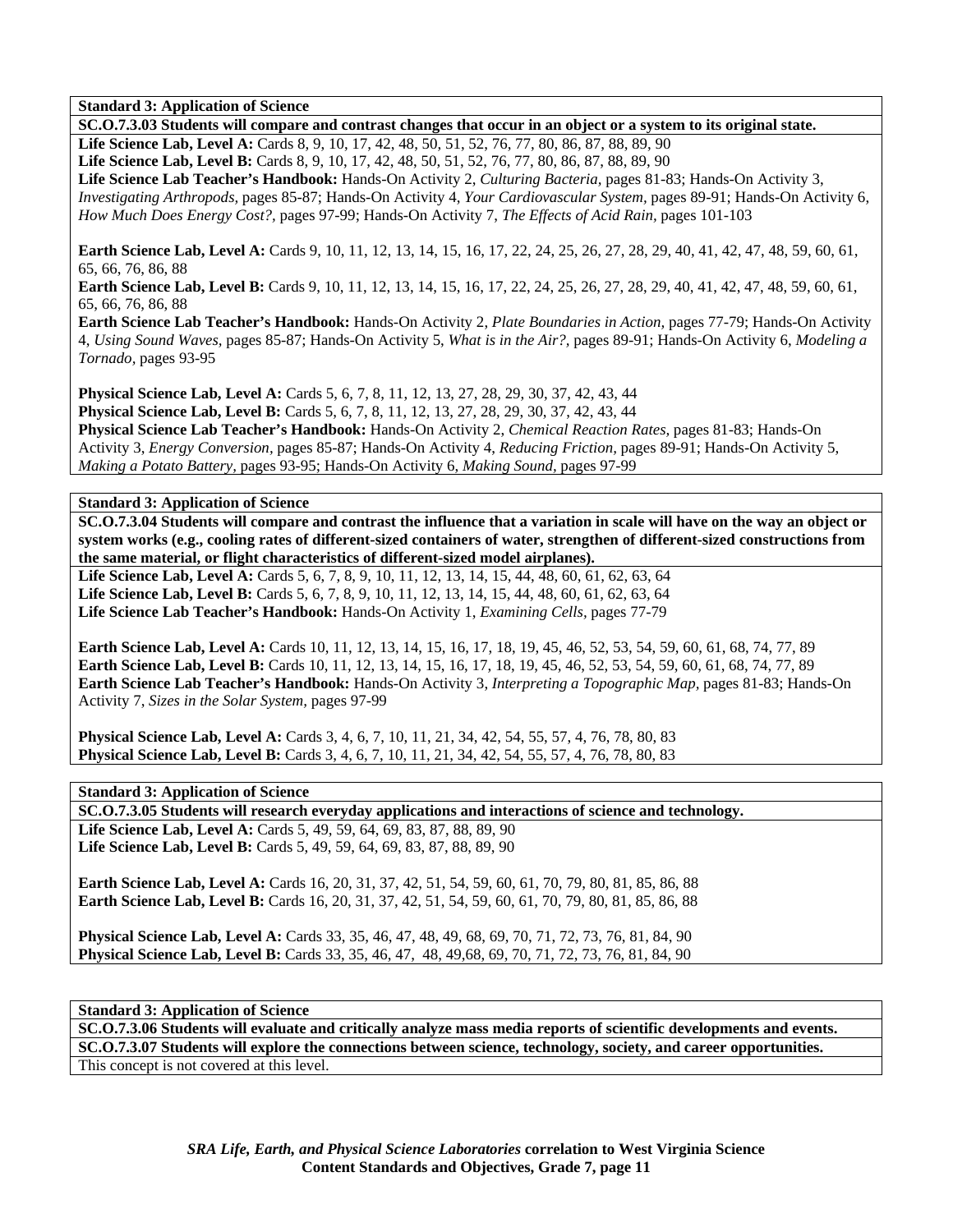**Standard 3: Application of Science**

**SC.O.7.3.03 Students will compare and contrast changes that occur in an object or a system to its original state.**

**Life Science Lab, Level A:** Cards 8, 9, 10, 17, 42, 48, 50, 51, 52, 76, 77, 80, 86, 87, 88, 89, 90
**Life Science Lab, Level B:** Cards 8, 9, 10, 17, 42, 48, 50, 51, 52, 76, 77, 80, 86, 87, 88, 89, 90
**Life Science Lab Teacher's Handbook:** Hands-On Activity 2, *Culturing Bacteria,* pages 81-83; Hands-On Activity 3, *Investigating Arthropods,* pages 85-87; Hands-On Activity 4, *Your Cardiovascular System,* pages 89-91; Hands-On Activity 6, *How Much Does Energy Cost?*, pages 97-99; Hands-On Activity 7, *The Effects of Acid Rain,* pages 101-103

**Earth Science Lab, Level A:** Cards 9, 10, 11, 12, 13, 14, 15, 16, 17, 22, 24, 25, 26, 27, 28, 29, 40, 41, 42, 47, 48, 59, 60, 61, 65, 66, 76, 86, 88
**Earth Science Lab, Level B:** Cards 9, 10, 11, 12, 13, 14, 15, 16, 17, 22, 24, 25, 26, 27, 28, 29, 40, 41, 42, 47, 48, 59, 60, 61, 65, 66, 76, 86, 88
**Earth Science Lab Teacher's Handbook:** Hands-On Activity 2, *Plate Boundaries in Action,* pages 77-79; Hands-On Activity 4, *Using Sound Waves,* pages 85-87; Hands-On Activity 5, *What is in the Air?,* pages 89-91; Hands-On Activity 6, *Modeling a Tornado,* pages 93-95

**Physical Science Lab, Level A:** Cards 5, 6, 7, 8, 11, 12, 13, 27, 28, 29, 30, 37, 42, 43, 44
**Physical Science Lab, Level B:** Cards 5, 6, 7, 8, 11, 12, 13, 27, 28, 29, 30, 37, 42, 43, 44
**Physical Science Lab Teacher's Handbook:** Hands-On Activity 2, *Chemical Reaction Rates,* pages 81-83; Hands-On Activity 3, *Energy Conversion,* pages 85-87; Hands-On Activity 4, *Reducing Friction,* pages 89-91; Hands-On Activity 5, *Making a Potato Battery,* pages 93-95; Hands-On Activity 6, *Making Sound,* pages 97-99

**Standard 3: Application of Science**

**SC.O.7.3.04 Students will compare and contrast the influence that a variation in scale will have on the way an object or system works (e.g., cooling rates of different-sized containers of water, strengthen of different-sized constructions from the same material, or flight characteristics of different-sized model airplanes).**

**Life Science Lab, Level A:** Cards 5, 6, 7, 8, 9, 10, 11, 12, 13, 14, 15, 44, 48, 60, 61, 62, 63, 64
**Life Science Lab, Level B:** Cards 5, 6, 7, 8, 9, 10, 11, 12, 13, 14, 15, 44, 48, 60, 61, 62, 63, 64
**Life Science Lab Teacher's Handbook:** Hands-On Activity 1, *Examining Cells,* pages 77-79

**Earth Science Lab, Level A:** Cards 10, 11, 12, 13, 14, 15, 16, 17, 18, 19, 45, 46, 52, 53, 54, 59, 60, 61, 68, 74, 77, 89
**Earth Science Lab, Level B:** Cards 10, 11, 12, 13, 14, 15, 16, 17, 18, 19, 45, 46, 52, 53, 54, 59, 60, 61, 68, 74, 77, 89
**Earth Science Lab Teacher's Handbook:** Hands-On Activity 3, *Interpreting a Topographic Map,* pages 81-83; Hands-On Activity 7, *Sizes in the Solar System,* pages 97-99

**Physical Science Lab, Level A:** Cards 3, 4, 6, 7, 10, 11, 21, 34, 42, 54, 55, 57, 4, 76, 78, 80, 83
**Physical Science Lab, Level B:** Cards 3, 4, 6, 7, 10, 11, 21, 34, 42, 54, 55, 57, 4, 76, 78, 80, 83

**Standard 3: Application of Science**

**SC.O.7.3.05 Students will research everyday applications and interactions of science and technology.**

**Life Science Lab, Level A:** Cards 5, 49, 59, 64, 69, 83, 87, 88, 89, 90
**Life Science Lab, Level B:** Cards 5, 49, 59, 64, 69, 83, 87, 88, 89, 90

**Earth Science Lab, Level A:** Cards 16, 20, 31, 37, 42, 51, 54, 59, 60, 61, 70, 79, 80, 81, 85, 86, 88
**Earth Science Lab, Level B:** Cards 16, 20, 31, 37, 42, 51, 54, 59, 60, 61, 70, 79, 80, 81, 85, 86, 88

**Physical Science Lab, Level A:** Cards 33, 35, 46, 47, 48, 49, 68, 69, 70, 71, 72, 73, 76, 81, 84, 90
**Physical Science Lab, Level B:** Cards 33, 35, 46, 47, 48, 49,68, 69, 70, 71, 72, 73, 76, 81, 84, 90

**Standard 3: Application of Science**

**SC.O.7.3.06 Students will evaluate and critically analyze mass media reports of scientific developments and events.**

**SC.O.7.3.07 Students will explore the connections between science, technology, society, and career opportunities.**

This concept is not covered at this level.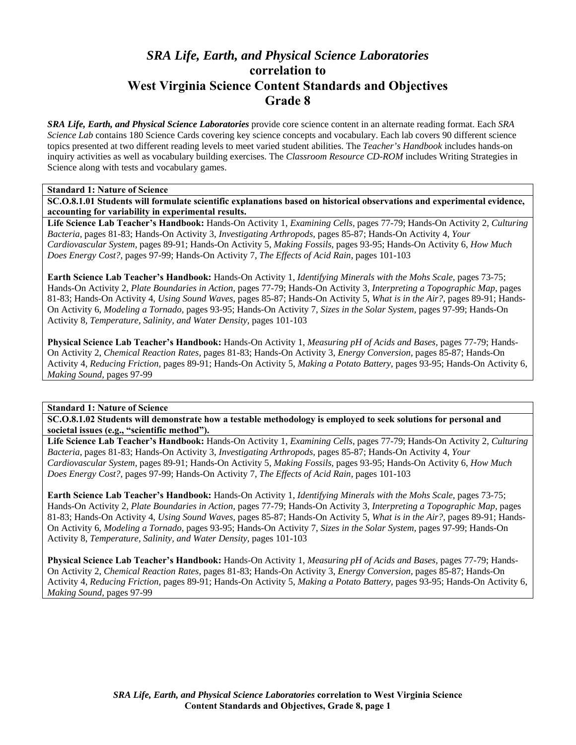# *SRA Life, Earth, and Physical Science Laboratories* correlation to West Virginia Science Content Standards and Objectives Grade 8

***SRA Life, Earth, and Physical Science Laboratories*** provide core science content in an alternate reading format. Each *SRA Science Lab* contains 180 Science Cards covering key science concepts and vocabulary. Each lab covers 90 different science topics presented at two different reading levels to meet varied student abilities. The *Teacher's Handbook* includes hands-on inquiry activities as well as vocabulary building exercises. The *Classroom Resource CD-ROM* includes Writing Strategies in Science along with tests and vocabulary games.

**Standard 1: Nature of Science**

**SC.O.8.1.01 Students will formulate scientific explanations based on historical observations and experimental evidence, accounting for variability in experimental results.**

**Life Science Lab Teacher's Handbook:** Hands-On Activity 1, *Examining Cells,* pages 77-79; Hands-On Activity 2, *Culturing Bacteria,* pages 81-83; Hands-On Activity 3, *Investigating Arthropods,* pages 85-87; Hands-On Activity 4, *Your Cardiovascular System,* pages 89-91; Hands-On Activity 5, *Making Fossils,* pages 93-95; Hands-On Activity 6, *How Much Does Energy Cost?,* pages 97-99; Hands-On Activity 7, *The Effects of Acid Rain,* pages 101-103

**Earth Science Lab Teacher's Handbook:** Hands-On Activity 1, *Identifying Minerals with the Mohs Scale,* pages 73-75; Hands-On Activity 2, *Plate Boundaries in Action,* pages 77-79; Hands-On Activity 3, *Interpreting a Topographic Map,* pages 81-83; Hands-On Activity 4, *Using Sound Waves,* pages 85-87; Hands-On Activity 5, *What is in the Air?,* pages 89-91; Hands-On Activity 6, *Modeling a Tornado,* pages 93-95; Hands-On Activity 7, *Sizes in the Solar System,* pages 97-99; Hands-On Activity 8, *Temperature, Salinity, and Water Density,* pages 101-103

**Physical Science Lab Teacher's Handbook:** Hands-On Activity 1, *Measuring pH of Acids and Bases,* pages 77-79; Hands-On Activity 2, *Chemical Reaction Rates,* pages 81-83; Hands-On Activity 3, *Energy Conversion,* pages 85-87; Hands-On Activity 4, *Reducing Friction,* pages 89-91; Hands-On Activity 5, *Making a Potato Battery,* pages 93-95; Hands-On Activity 6, *Making Sound,* pages 97-99

**Standard 1: Nature of Science**

**SC.O.8.1.02 Students will demonstrate how a testable methodology is employed to seek solutions for personal and societal issues (e.g., "scientific method").**

**Life Science Lab Teacher's Handbook:** Hands-On Activity 1, *Examining Cells,* pages 77-79; Hands-On Activity 2, *Culturing Bacteria,* pages 81-83; Hands-On Activity 3, *Investigating Arthropods,* pages 85-87; Hands-On Activity 4, *Your Cardiovascular System,* pages 89-91; Hands-On Activity 5, *Making Fossils,* pages 93-95; Hands-On Activity 6, *How Much Does Energy Cost?,* pages 97-99; Hands-On Activity 7, *The Effects of Acid Rain,* pages 101-103

**Earth Science Lab Teacher's Handbook:** Hands-On Activity 1, *Identifying Minerals with the Mohs Scale,* pages 73-75; Hands-On Activity 2, *Plate Boundaries in Action,* pages 77-79; Hands-On Activity 3, *Interpreting a Topographic Map,* pages 81-83; Hands-On Activity 4, *Using Sound Waves,* pages 85-87; Hands-On Activity 5, *What is in the Air?,* pages 89-91; Hands-On Activity 6, *Modeling a Tornado,* pages 93-95; Hands-On Activity 7, *Sizes in the Solar System,* pages 97-99; Hands-On Activity 8, *Temperature, Salinity, and Water Density,* pages 101-103

**Physical Science Lab Teacher's Handbook:** Hands-On Activity 1, *Measuring pH of Acids and Bases,* pages 77-79; Hands-On Activity 2, *Chemical Reaction Rates,* pages 81-83; Hands-On Activity 3, *Energy Conversion,* pages 85-87; Hands-On Activity 4, *Reducing Friction,* pages 89-91; Hands-On Activity 5, *Making a Potato Battery,* pages 93-95; Hands-On Activity 6, *Making Sound,* pages 97-99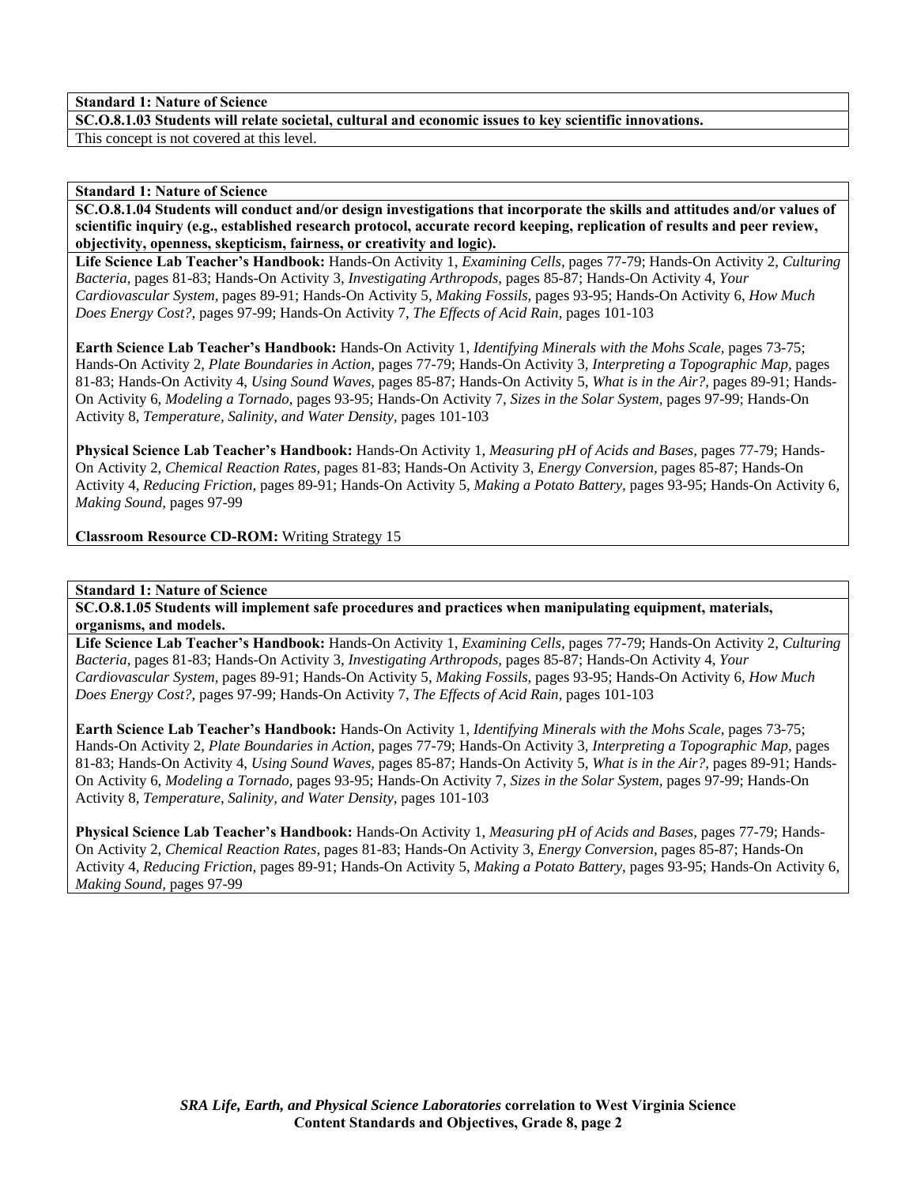**Standard 1: Nature of Science**

**SC.O.8.1.03 Students will relate societal, cultural and economic issues to key scientific innovations.**

This concept is not covered at this level.

**Standard 1: Nature of Science**

**SC.O.8.1.04 Students will conduct and/or design investigations that incorporate the skills and attitudes and/or values of scientific inquiry (e.g., established research protocol, accurate record keeping, replication of results and peer review, objectivity, openness, skepticism, fairness, or creativity and logic).**

**Life Science Lab Teacher's Handbook:** Hands-On Activity 1, *Examining Cells,* pages 77-79; Hands-On Activity 2, *Culturing Bacteria,* pages 81-83; Hands-On Activity 3, *Investigating Arthropods,* pages 85-87; Hands-On Activity 4, *Your Cardiovascular System,* pages 89-91; Hands-On Activity 5, *Making Fossils,* pages 93-95; Hands-On Activity 6, *How Much Does Energy Cost?,* pages 97-99; Hands-On Activity 7, *The Effects of Acid Rain,* pages 101-103

**Earth Science Lab Teacher's Handbook:** Hands-On Activity 1, *Identifying Minerals with the Mohs Scale,* pages 73-75; Hands-On Activity 2, *Plate Boundaries in Action,* pages 77-79; Hands-On Activity 3, *Interpreting a Topographic Map,* pages 81-83; Hands-On Activity 4, *Using Sound Waves,* pages 85-87; Hands-On Activity 5, *What is in the Air?,* pages 89-91; Hands-On Activity 6, *Modeling a Tornado,* pages 93-95; Hands-On Activity 7, *Sizes in the Solar System,* pages 97-99; Hands-On Activity 8, *Temperature, Salinity, and Water Density,* pages 101-103

**Physical Science Lab Teacher's Handbook:** Hands-On Activity 1, *Measuring pH of Acids and Bases,* pages 77-79; Hands-On Activity 2, *Chemical Reaction Rates,* pages 81-83; Hands-On Activity 3, *Energy Conversion,* pages 85-87; Hands-On Activity 4, *Reducing Friction,* pages 89-91; Hands-On Activity 5, *Making a Potato Battery,* pages 93-95; Hands-On Activity 6, *Making Sound,* pages 97-99

**Classroom Resource CD-ROM:** Writing Strategy 15

**Standard 1: Nature of Science**

**SC.O.8.1.05 Students will implement safe procedures and practices when manipulating equipment, materials, organisms, and models.**

**Life Science Lab Teacher's Handbook:** Hands-On Activity 1, *Examining Cells,* pages 77-79; Hands-On Activity 2, *Culturing Bacteria,* pages 81-83; Hands-On Activity 3, *Investigating Arthropods,* pages 85-87; Hands-On Activity 4, *Your Cardiovascular System,* pages 89-91; Hands-On Activity 5, *Making Fossils,* pages 93-95; Hands-On Activity 6, *How Much Does Energy Cost?,* pages 97-99; Hands-On Activity 7, *The Effects of Acid Rain,* pages 101-103

**Earth Science Lab Teacher's Handbook:** Hands-On Activity 1, *Identifying Minerals with the Mohs Scale,* pages 73-75; Hands-On Activity 2, *Plate Boundaries in Action,* pages 77-79; Hands-On Activity 3, *Interpreting a Topographic Map,* pages 81-83; Hands-On Activity 4, *Using Sound Waves,* pages 85-87; Hands-On Activity 5, *What is in the Air?,* pages 89-91; Hands-On Activity 6, *Modeling a Tornado,* pages 93-95; Hands-On Activity 7, *Sizes in the Solar System,* pages 97-99; Hands-On Activity 8, *Temperature, Salinity, and Water Density,* pages 101-103

**Physical Science Lab Teacher's Handbook:** Hands-On Activity 1, *Measuring pH of Acids and Bases,* pages 77-79; Hands-On Activity 2, *Chemical Reaction Rates,* pages 81-83; Hands-On Activity 3, *Energy Conversion,* pages 85-87; Hands-On Activity 4, *Reducing Friction,* pages 89-91; Hands-On Activity 5, *Making a Potato Battery,* pages 93-95; Hands-On Activity 6, *Making Sound,* pages 97-99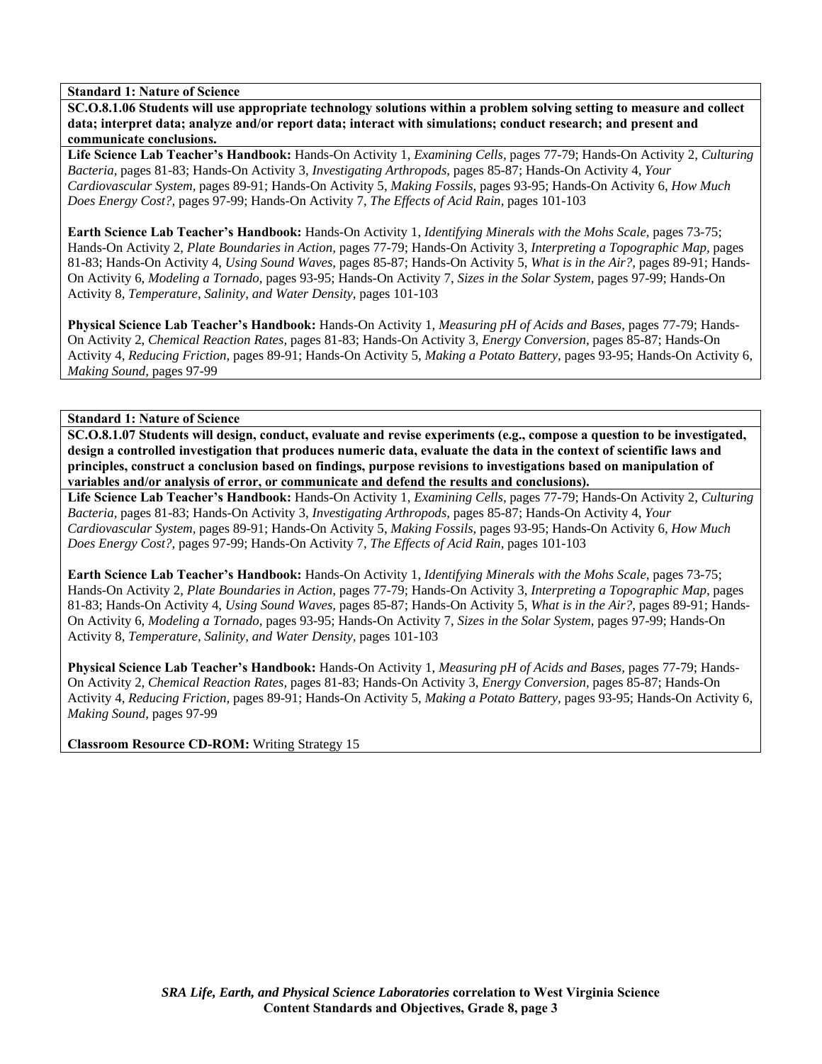**Standard 1: Nature of Science**

**SC.O.8.1.06 Students will use appropriate technology solutions within a problem solving setting to measure and collect data; interpret data; analyze and/or report data; interact with simulations; conduct research; and present and communicate conclusions.**

**Life Science Lab Teacher's Handbook:** Hands-On Activity 1, *Examining Cells,* pages 77-79; Hands-On Activity 2, *Culturing Bacteria,* pages 81-83; Hands-On Activity 3, *Investigating Arthropods,* pages 85-87; Hands-On Activity 4, *Your Cardiovascular System,* pages 89-91; Hands-On Activity 5, *Making Fossils,* pages 93-95; Hands-On Activity 6, *How Much Does Energy Cost?,* pages 97-99; Hands-On Activity 7, *The Effects of Acid Rain,* pages 101-103

**Earth Science Lab Teacher's Handbook:** Hands-On Activity 1, *Identifying Minerals with the Mohs Scale,* pages 73-75; Hands-On Activity 2, *Plate Boundaries in Action,* pages 77-79; Hands-On Activity 3, *Interpreting a Topographic Map,* pages 81-83; Hands-On Activity 4, *Using Sound Waves,* pages 85-87; Hands-On Activity 5, *What is in the Air?,* pages 89-91; Hands-On Activity 6, *Modeling a Tornado,* pages 93-95; Hands-On Activity 7, *Sizes in the Solar System,* pages 97-99; Hands-On Activity 8, *Temperature, Salinity, and Water Density,* pages 101-103

**Physical Science Lab Teacher's Handbook:** Hands-On Activity 1, *Measuring pH of Acids and Bases,* pages 77-79; Hands-On Activity 2, *Chemical Reaction Rates,* pages 81-83; Hands-On Activity 3, *Energy Conversion,* pages 85-87; Hands-On Activity 4, *Reducing Friction,* pages 89-91; Hands-On Activity 5, *Making a Potato Battery,* pages 93-95; Hands-On Activity 6, *Making Sound,* pages 97-99

**Standard 1: Nature of Science**

**SC.O.8.1.07 Students will design, conduct, evaluate and revise experiments (e.g., compose a question to be investigated, design a controlled investigation that produces numeric data, evaluate the data in the context of scientific laws and principles, construct a conclusion based on findings, purpose revisions to investigations based on manipulation of variables and/or analysis of error, or communicate and defend the results and conclusions).**

**Life Science Lab Teacher's Handbook:** Hands-On Activity 1, *Examining Cells,* pages 77-79; Hands-On Activity 2, *Culturing Bacteria,* pages 81-83; Hands-On Activity 3, *Investigating Arthropods,* pages 85-87; Hands-On Activity 4, *Your Cardiovascular System,* pages 89-91; Hands-On Activity 5, *Making Fossils,* pages 93-95; Hands-On Activity 6, *How Much Does Energy Cost?,* pages 97-99; Hands-On Activity 7, *The Effects of Acid Rain,* pages 101-103

**Earth Science Lab Teacher's Handbook:** Hands-On Activity 1, *Identifying Minerals with the Mohs Scale,* pages 73-75; Hands-On Activity 2, *Plate Boundaries in Action,* pages 77-79; Hands-On Activity 3, *Interpreting a Topographic Map,* pages 81-83; Hands-On Activity 4, *Using Sound Waves,* pages 85-87; Hands-On Activity 5, *What is in the Air?,* pages 89-91; Hands-On Activity 6, *Modeling a Tornado,* pages 93-95; Hands-On Activity 7, *Sizes in the Solar System,* pages 97-99; Hands-On Activity 8, *Temperature, Salinity, and Water Density,* pages 101-103

**Physical Science Lab Teacher's Handbook:** Hands-On Activity 1, *Measuring pH of Acids and Bases,* pages 77-79; Hands-On Activity 2, *Chemical Reaction Rates,* pages 81-83; Hands-On Activity 3, *Energy Conversion,* pages 85-87; Hands-On Activity 4, *Reducing Friction,* pages 89-91; Hands-On Activity 5, *Making a Potato Battery,* pages 93-95; Hands-On Activity 6, *Making Sound,* pages 97-99

**Classroom Resource CD-ROM:** Writing Strategy 15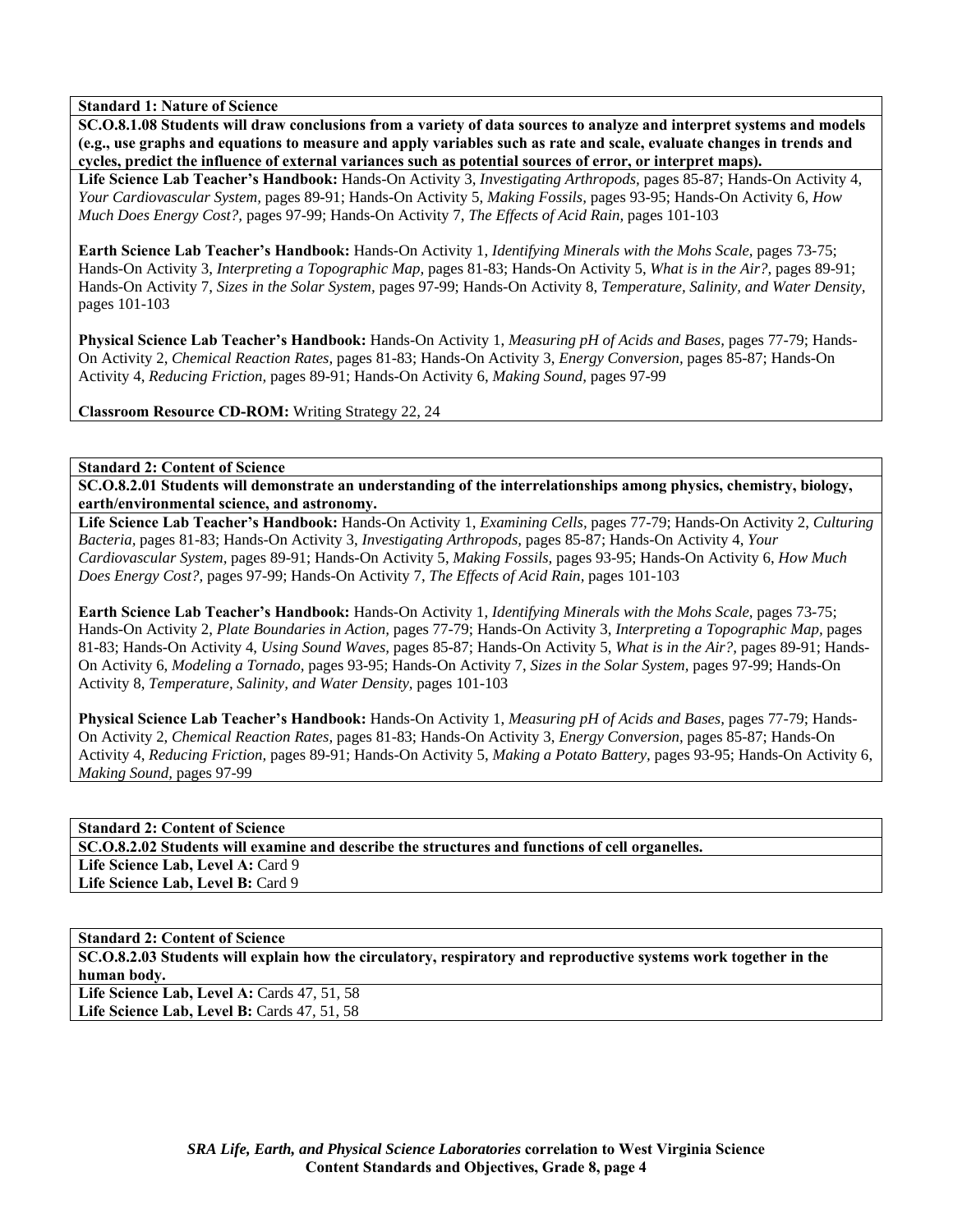**Standard 1: Nature of Science**

**SC.O.8.1.08 Students will draw conclusions from a variety of data sources to analyze and interpret systems and models (e.g., use graphs and equations to measure and apply variables such as rate and scale, evaluate changes in trends and cycles, predict the influence of external variances such as potential sources of error, or interpret maps).**

**Life Science Lab Teacher's Handbook:** Hands-On Activity 3, *Investigating Arthropods,* pages 85-87; Hands-On Activity 4, *Your Cardiovascular System,* pages 89-91; Hands-On Activity 5, *Making Fossils,* pages 93-95; Hands-On Activity 6, *How Much Does Energy Cost?,* pages 97-99; Hands-On Activity 7, *The Effects of Acid Rain,* pages 101-103

**Earth Science Lab Teacher's Handbook:** Hands-On Activity 1, *Identifying Minerals with the Mohs Scale,* pages 73-75; Hands-On Activity 3, *Interpreting a Topographic Map,* pages 81-83; Hands-On Activity 5, *What is in the Air?,* pages 89-91; Hands-On Activity 7, *Sizes in the Solar System,* pages 97-99; Hands-On Activity 8, *Temperature, Salinity, and Water Density,* pages 101-103

**Physical Science Lab Teacher's Handbook:** Hands-On Activity 1, *Measuring pH of Acids and Bases,* pages 77-79; Hands-On Activity 2, *Chemical Reaction Rates,* pages 81-83; Hands-On Activity 3, *Energy Conversion,* pages 85-87; Hands-On Activity 4, *Reducing Friction,* pages 89-91; Hands-On Activity 6, *Making Sound,* pages 97-99

**Classroom Resource CD-ROM:** Writing Strategy 22, 24

**Standard 2: Content of Science**

**SC.O.8.2.01 Students will demonstrate an understanding of the interrelationships among physics, chemistry, biology, earth/environmental science, and astronomy.**

**Life Science Lab Teacher's Handbook:** Hands-On Activity 1, *Examining Cells,* pages 77-79; Hands-On Activity 2, *Culturing Bacteria,* pages 81-83; Hands-On Activity 3, *Investigating Arthropods,* pages 85-87; Hands-On Activity 4, *Your Cardiovascular System,* pages 89-91; Hands-On Activity 5, *Making Fossils,* pages 93-95; Hands-On Activity 6, *How Much Does Energy Cost?,* pages 97-99; Hands-On Activity 7, *The Effects of Acid Rain,* pages 101-103

**Earth Science Lab Teacher's Handbook:** Hands-On Activity 1, *Identifying Minerals with the Mohs Scale,* pages 73-75; Hands-On Activity 2, *Plate Boundaries in Action,* pages 77-79; Hands-On Activity 3, *Interpreting a Topographic Map,* pages 81-83; Hands-On Activity 4, *Using Sound Waves,* pages 85-87; Hands-On Activity 5, *What is in the Air?,* pages 89-91; Hands-On Activity 6, *Modeling a Tornado,* pages 93-95; Hands-On Activity 7, *Sizes in the Solar System,* pages 97-99; Hands-On Activity 8, *Temperature, Salinity, and Water Density,* pages 101-103

**Physical Science Lab Teacher's Handbook:** Hands-On Activity 1, *Measuring pH of Acids and Bases,* pages 77-79; Hands-On Activity 2, *Chemical Reaction Rates,* pages 81-83; Hands-On Activity 3, *Energy Conversion,* pages 85-87; Hands-On Activity 4, *Reducing Friction,* pages 89-91; Hands-On Activity 5, *Making a Potato Battery,* pages 93-95; Hands-On Activity 6, *Making Sound,* pages 97-99

**Standard 2: Content of Science**

**SC.O.8.2.02 Students will examine and describe the structures and functions of cell organelles.**

**Life Science Lab, Level A:** Card 9

**Life Science Lab, Level B:** Card 9

**Standard 2: Content of Science**

**SC.O.8.2.03 Students will explain how the circulatory, respiratory and reproductive systems work together in the human body.**

**Life Science Lab, Level A:** Cards 47, 51, 58

**Life Science Lab, Level B:** Cards 47, 51, 58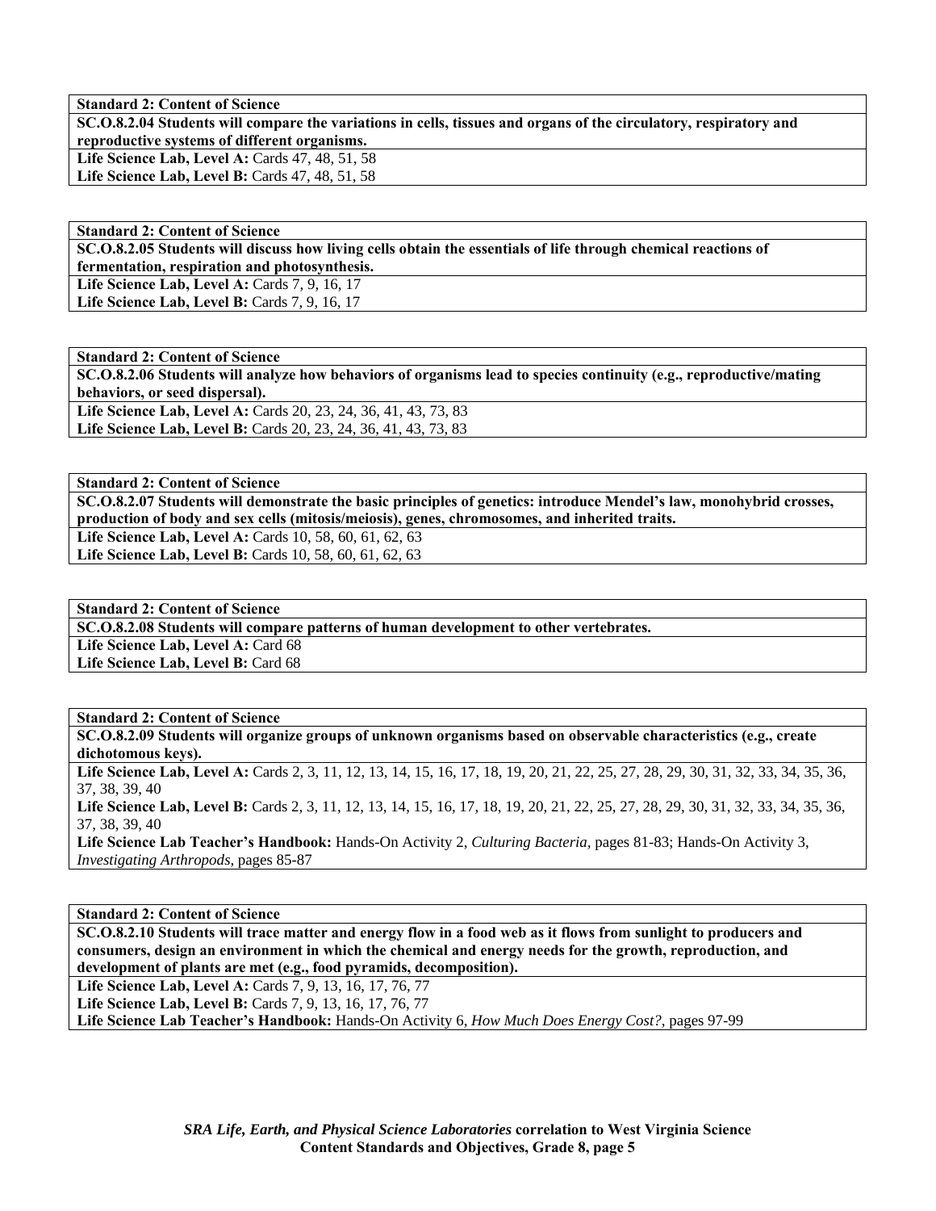**Standard 2: Content of Science**

**SC.O.8.2.04 Students will compare the variations in cells, tissues and organs of the circulatory, respiratory and reproductive systems of different organisms.**

**Life Science Lab, Level A:** Cards 47, 48, 51, 58
**Life Science Lab, Level B:** Cards 47, 48, 51, 58

**Standard 2: Content of Science**

**SC.O.8.2.05 Students will discuss how living cells obtain the essentials of life through chemical reactions of fermentation, respiration and photosynthesis.**

**Life Science Lab, Level A:** Cards 7, 9, 16, 17
**Life Science Lab, Level B:** Cards 7, 9, 16, 17

**Standard 2: Content of Science**

**SC.O.8.2.06 Students will analyze how behaviors of organisms lead to species continuity (e.g., reproductive/mating behaviors, or seed dispersal).**

**Life Science Lab, Level A:** Cards 20, 23, 24, 36, 41, 43, 73, 83
**Life Science Lab, Level B:** Cards 20, 23, 24, 36, 41, 43, 73, 83

**Standard 2: Content of Science**

**SC.O.8.2.07 Students will demonstrate the basic principles of genetics: introduce Mendel's law, monohybrid crosses, production of body and sex cells (mitosis/meiosis), genes, chromosomes, and inherited traits.**

**Life Science Lab, Level A:** Cards 10, 58, 60, 61, 62, 63
**Life Science Lab, Level B:** Cards 10, 58, 60, 61, 62, 63

**Standard 2: Content of Science**

**SC.O.8.2.08 Students will compare patterns of human development to other vertebrates.**

**Life Science Lab, Level A:** Card 68
**Life Science Lab, Level B:** Card 68

**Standard 2: Content of Science**

**SC.O.8.2.09 Students will organize groups of unknown organisms based on observable characteristics (e.g., create dichotomous keys).**

**Life Science Lab, Level A:** Cards 2, 3, 11, 12, 13, 14, 15, 16, 17, 18, 19, 20, 21, 22, 25, 27, 28, 29, 30, 31, 32, 33, 34, 35, 36, 37, 38, 39, 40
**Life Science Lab, Level B:** Cards 2, 3, 11, 12, 13, 14, 15, 16, 17, 18, 19, 20, 21, 22, 25, 27, 28, 29, 30, 31, 32, 33, 34, 35, 36, 37, 38, 39, 40
**Life Science Lab Teacher's Handbook:** Hands-On Activity 2, *Culturing Bacteria,* pages 81-83; Hands-On Activity 3, *Investigating Arthropods,* pages 85-87

**Standard 2: Content of Science**

**SC.O.8.2.10 Students will trace matter and energy flow in a food web as it flows from sunlight to producers and consumers, design an environment in which the chemical and energy needs for the growth, reproduction, and development of plants are met (e.g., food pyramids, decomposition).**

**Life Science Lab, Level A:** Cards 7, 9, 13, 16, 17, 76, 77
**Life Science Lab, Level B:** Cards 7, 9, 13, 16, 17, 76, 77
**Life Science Lab Teacher's Handbook:** Hands-On Activity 6, *How Much Does Energy Cost?,* pages 97-99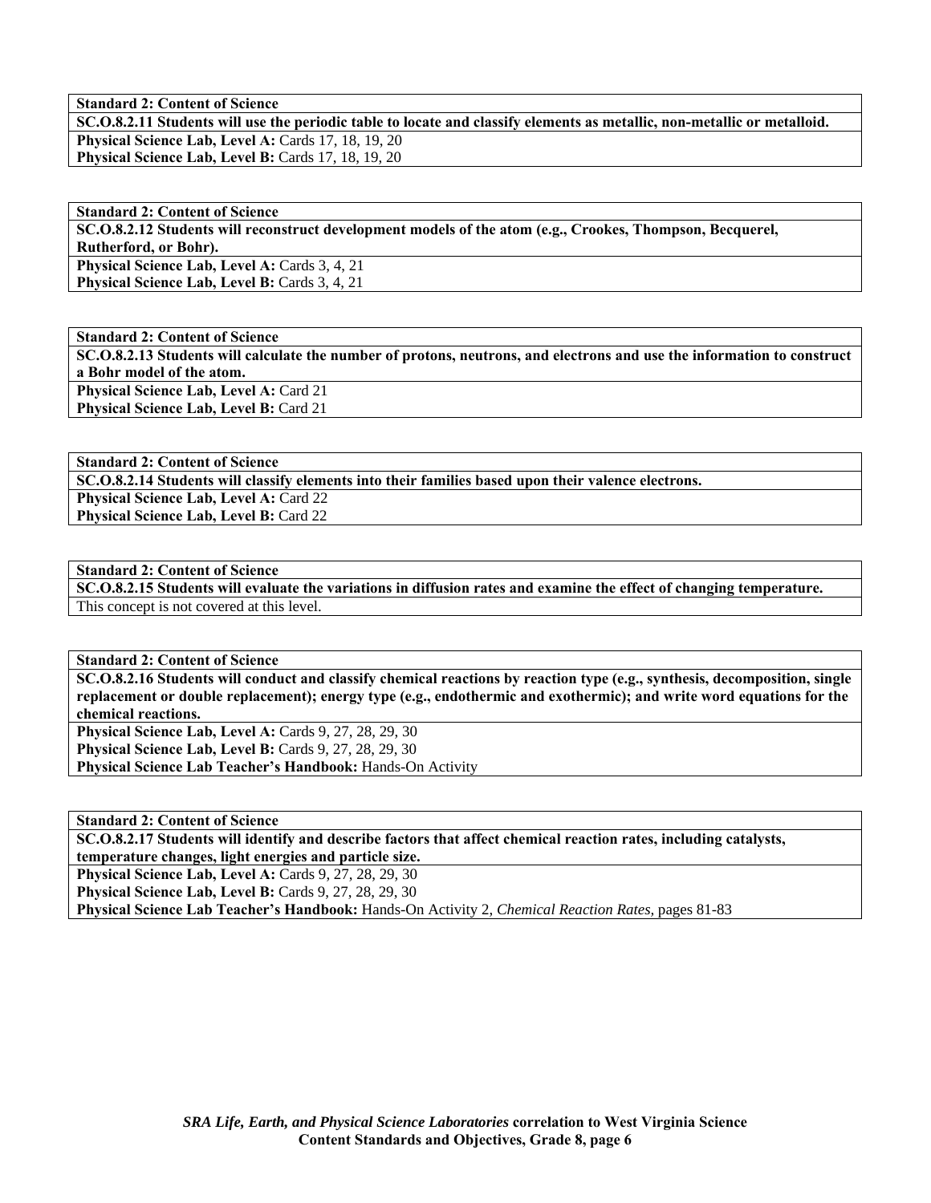**Standard 2: Content of Science**

**SC.O.8.2.11 Students will use the periodic table to locate and classify elements as metallic, non-metallic or metalloid.**

**Physical Science Lab, Level A:** Cards 17, 18, 19, 20
**Physical Science Lab, Level B:** Cards 17, 18, 19, 20

**Standard 2: Content of Science**

**SC.O.8.2.12 Students will reconstruct development models of the atom (e.g., Crookes, Thompson, Becquerel, Rutherford, or Bohr).**

**Physical Science Lab, Level A:** Cards 3, 4, 21
**Physical Science Lab, Level B:** Cards 3, 4, 21

**Standard 2: Content of Science**

**SC.O.8.2.13 Students will calculate the number of protons, neutrons, and electrons and use the information to construct a Bohr model of the atom.**

**Physical Science Lab, Level A:** Card 21
**Physical Science Lab, Level B:** Card 21

**Standard 2: Content of Science**

**SC.O.8.2.14 Students will classify elements into their families based upon their valence electrons.**

**Physical Science Lab, Level A:** Card 22
**Physical Science Lab, Level B:** Card 22

**Standard 2: Content of Science**

**SC.O.8.2.15 Students will evaluate the variations in diffusion rates and examine the effect of changing temperature.**

This concept is not covered at this level.

**Standard 2: Content of Science**

**SC.O.8.2.16 Students will conduct and classify chemical reactions by reaction type (e.g., synthesis, decomposition, single replacement or double replacement); energy type (e.g., endothermic and exothermic); and write word equations for the chemical reactions.**

**Physical Science Lab, Level A:** Cards 9, 27, 28, 29, 30
**Physical Science Lab, Level B:** Cards 9, 27, 28, 29, 30
**Physical Science Lab Teacher's Handbook:** Hands-On Activity

**Standard 2: Content of Science**

**SC.O.8.2.17 Students will identify and describe factors that affect chemical reaction rates, including catalysts, temperature changes, light energies and particle size.**

**Physical Science Lab, Level A:** Cards 9, 27, 28, 29, 30
**Physical Science Lab, Level B:** Cards 9, 27, 28, 29, 30
**Physical Science Lab Teacher's Handbook:** Hands-On Activity 2, *Chemical Reaction Rates,* pages 81-83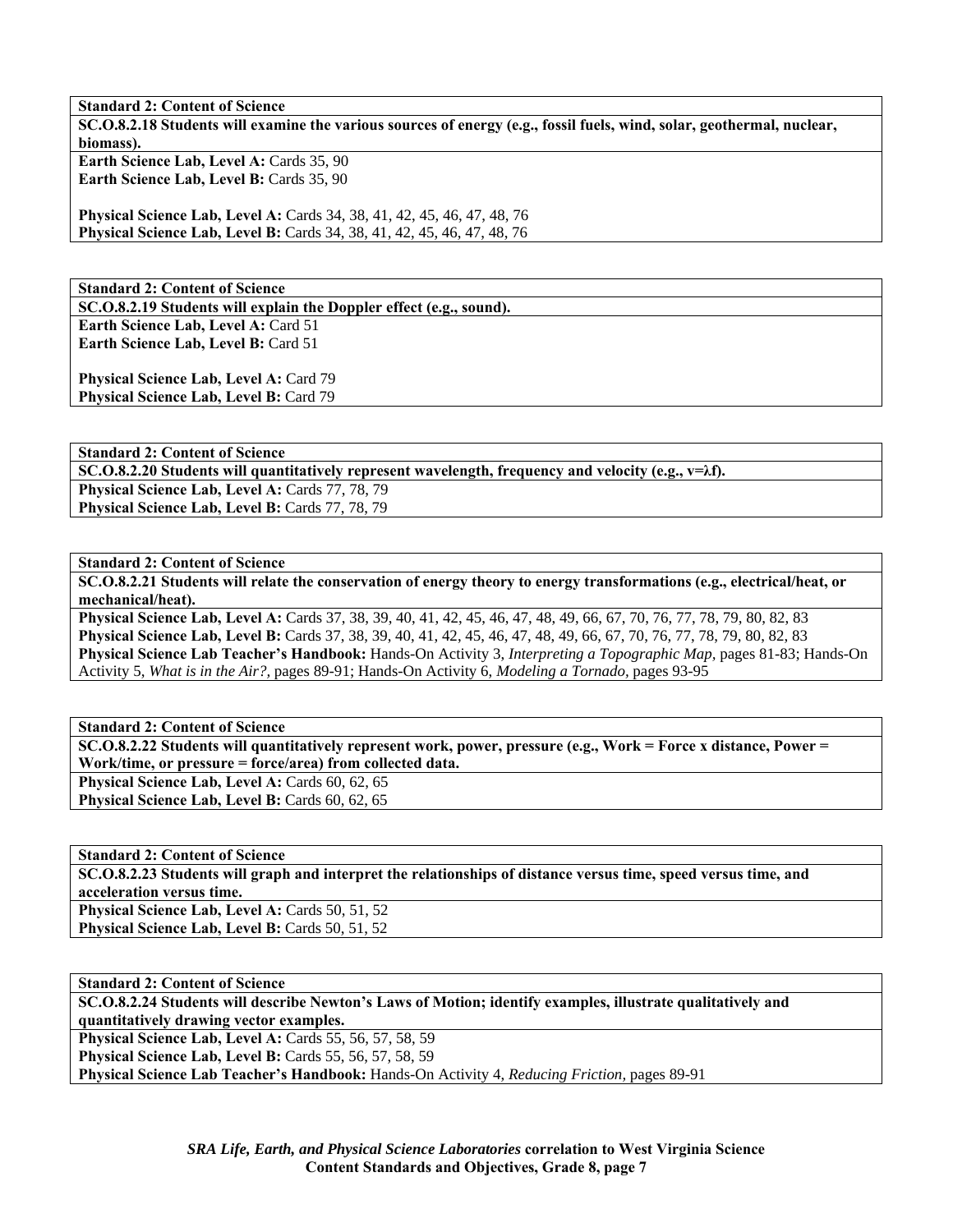**Standard 2: Content of Science**

**SC.O.8.2.18 Students will examine the various sources of energy (e.g., fossil fuels, wind, solar, geothermal, nuclear, biomass).**

**Earth Science Lab, Level A:** Cards 35, 90
**Earth Science Lab, Level B:** Cards 35, 90

**Physical Science Lab, Level A:** Cards 34, 38, 41, 42, 45, 46, 47, 48, 76
**Physical Science Lab, Level B:** Cards 34, 38, 41, 42, 45, 46, 47, 48, 76

**Standard 2: Content of Science**

**SC.O.8.2.19 Students will explain the Doppler effect (e.g., sound).**

**Earth Science Lab, Level A:** Card 51
**Earth Science Lab, Level B:** Card 51

**Physical Science Lab, Level A:** Card 79
**Physical Science Lab, Level B:** Card 79

**Standard 2: Content of Science**

**SC.O.8.2.20 Students will quantitatively represent wavelength, frequency and velocity (e.g., $v=\lambda f$).**

**Physical Science Lab, Level A:** Cards 77, 78, 79
**Physical Science Lab, Level B:** Cards 77, 78, 79

**Standard 2: Content of Science**

**SC.O.8.2.21 Students will relate the conservation of energy theory to energy transformations (e.g., electrical/heat, or mechanical/heat).**

**Physical Science Lab, Level A:** Cards 37, 38, 39, 40, 41, 42, 45, 46, 47, 48, 49, 66, 67, 70, 76, 77, 78, 79, 80, 82, 83
**Physical Science Lab, Level B:** Cards 37, 38, 39, 40, 41, 42, 45, 46, 47, 48, 49, 66, 67, 70, 76, 77, 78, 79, 80, 82, 83
**Physical Science Lab Teacher's Handbook:** Hands-On Activity 3, *Interpreting a Topographic Map,* pages 81-83; Hands-On Activity 5, *What is in the Air?,* pages 89-91; Hands-On Activity 6, *Modeling a Tornado,* pages 93-95

**Standard 2: Content of Science**

**SC.O.8.2.22 Students will quantitatively represent work, power, pressure (e.g., Work = Force x distance, Power = Work/time, or pressure = force/area) from collected data.**

**Physical Science Lab, Level A:** Cards 60, 62, 65
**Physical Science Lab, Level B:** Cards 60, 62, 65

**Standard 2: Content of Science**

**SC.O.8.2.23 Students will graph and interpret the relationships of distance versus time, speed versus time, and acceleration versus time.**

**Physical Science Lab, Level A:** Cards 50, 51, 52
**Physical Science Lab, Level B:** Cards 50, 51, 52

**Standard 2: Content of Science**

**SC.O.8.2.24 Students will describe Newton's Laws of Motion; identify examples, illustrate qualitatively and quantitatively drawing vector examples.**

**Physical Science Lab, Level A:** Cards 55, 56, 57, 58, 59
**Physical Science Lab, Level B:** Cards 55, 56, 57, 58, 59
**Physical Science Lab Teacher's Handbook:** Hands-On Activity 4, *Reducing Friction,* pages 89-91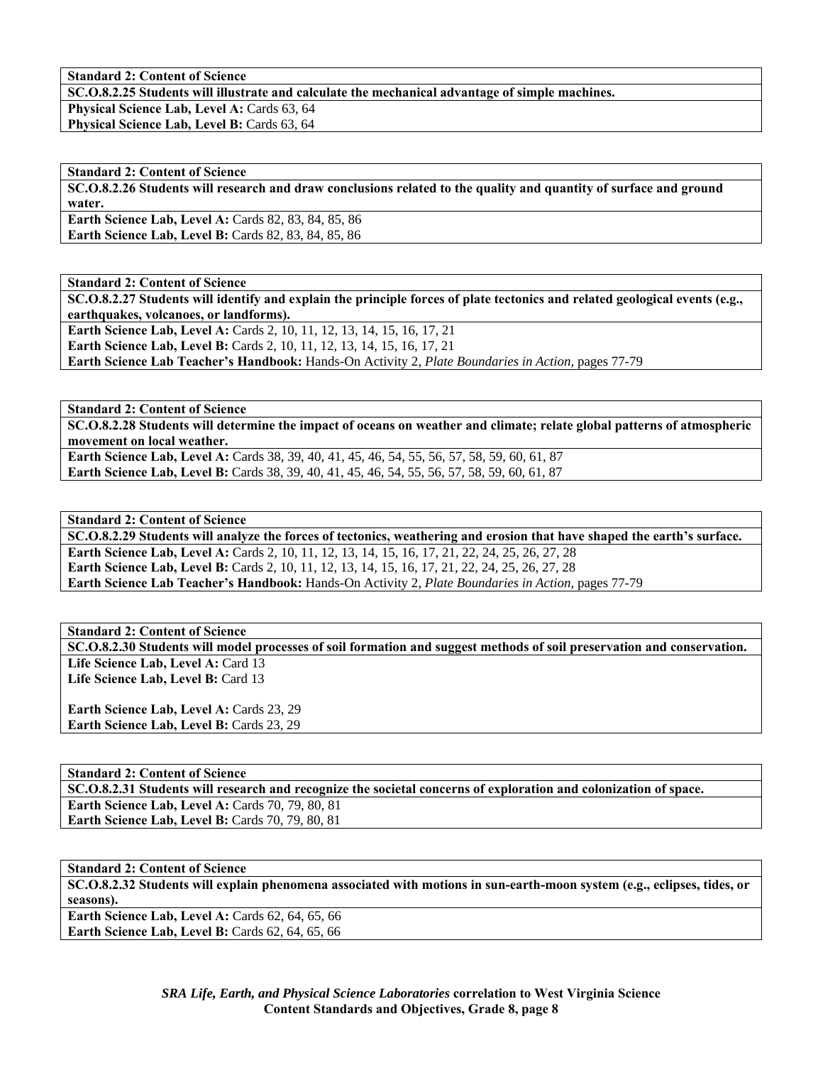**Standard 2: Content of Science**

**SC.O.8.2.25 Students will illustrate and calculate the mechanical advantage of simple machines.**

**Physical Science Lab, Level A:** Cards 63, 64
**Physical Science Lab, Level B:** Cards 63, 64

**Standard 2: Content of Science**

**SC.O.8.2.26 Students will research and draw conclusions related to the quality and quantity of surface and ground water.**

**Earth Science Lab, Level A:** Cards 82, 83, 84, 85, 86
**Earth Science Lab, Level B:** Cards 82, 83, 84, 85, 86

**Standard 2: Content of Science**

**SC.O.8.2.27 Students will identify and explain the principle forces of plate tectonics and related geological events (e.g., earthquakes, volcanoes, or landforms).**

**Earth Science Lab, Level A:** Cards 2, 10, 11, 12, 13, 14, 15, 16, 17, 21
**Earth Science Lab, Level B:** Cards 2, 10, 11, 12, 13, 14, 15, 16, 17, 21
**Earth Science Lab Teacher's Handbook:** Hands-On Activity 2, *Plate Boundaries in Action,* pages 77-79

**Standard 2: Content of Science**

**SC.O.8.2.28 Students will determine the impact of oceans on weather and climate; relate global patterns of atmospheric movement on local weather.**

**Earth Science Lab, Level A:** Cards 38, 39, 40, 41, 45, 46, 54, 55, 56, 57, 58, 59, 60, 61, 87
**Earth Science Lab, Level B:** Cards 38, 39, 40, 41, 45, 46, 54, 55, 56, 57, 58, 59, 60, 61, 87

**Standard 2: Content of Science**

**SC.O.8.2.29 Students will analyze the forces of tectonics, weathering and erosion that have shaped the earth's surface.**

**Earth Science Lab, Level A:** Cards 2, 10, 11, 12, 13, 14, 15, 16, 17, 21, 22, 24, 25, 26, 27, 28
**Earth Science Lab, Level B:** Cards 2, 10, 11, 12, 13, 14, 15, 16, 17, 21, 22, 24, 25, 26, 27, 28
**Earth Science Lab Teacher's Handbook:** Hands-On Activity 2, *Plate Boundaries in Action,* pages 77-79

**Standard 2: Content of Science**

**SC.O.8.2.30 Students will model processes of soil formation and suggest methods of soil preservation and conservation.**

**Life Science Lab, Level A:** Card 13
**Life Science Lab, Level B:** Card 13

**Earth Science Lab, Level A:** Cards 23, 29
**Earth Science Lab, Level B:** Cards 23, 29

**Standard 2: Content of Science**

**SC.O.8.2.31 Students will research and recognize the societal concerns of exploration and colonization of space.**

**Earth Science Lab, Level A:** Cards 70, 79, 80, 81
**Earth Science Lab, Level B:** Cards 70, 79, 80, 81

**Standard 2: Content of Science**

**SC.O.8.2.32 Students will explain phenomena associated with motions in sun-earth-moon system (e.g., eclipses, tides, or seasons).**

**Earth Science Lab, Level A:** Cards 62, 64, 65, 66
**Earth Science Lab, Level B:** Cards 62, 64, 65, 66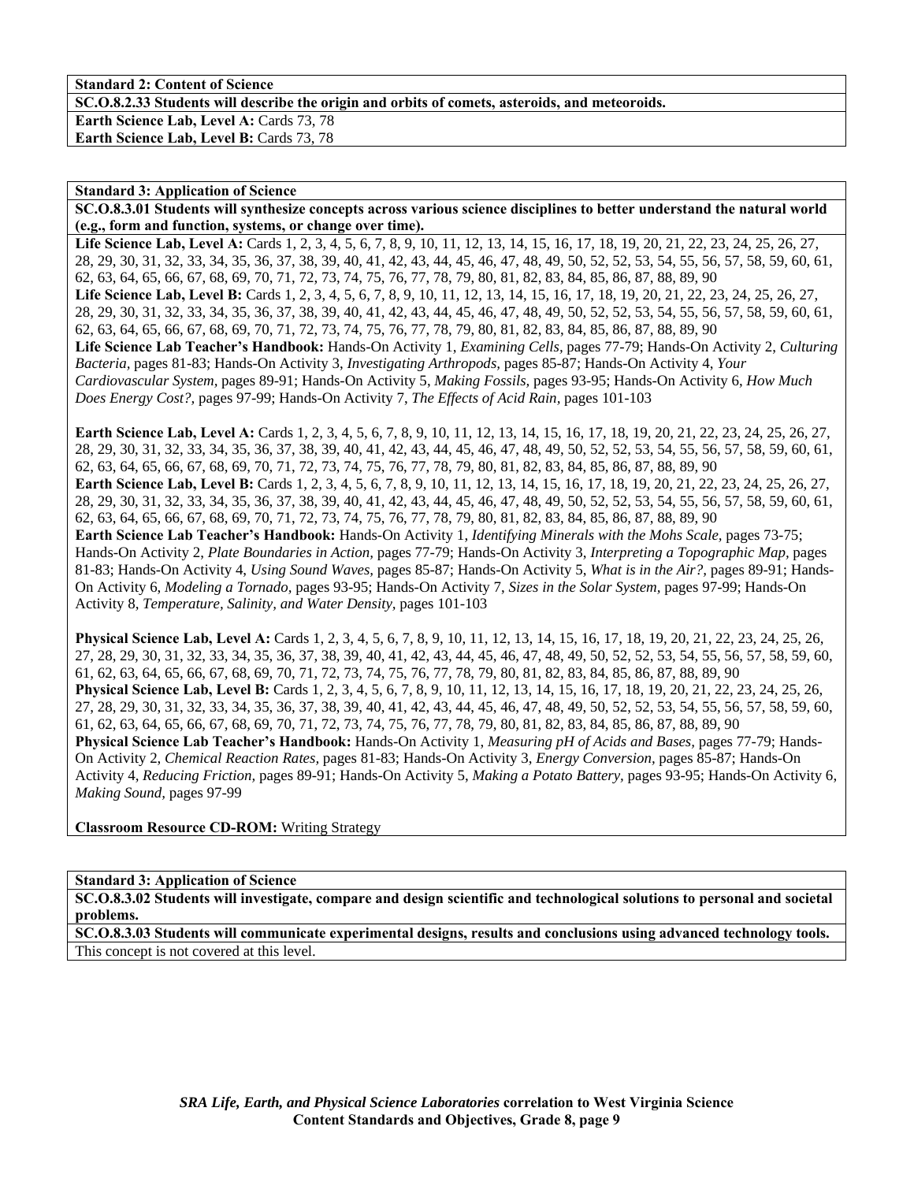**Standard 2: Content of Science**

**SC.O.8.2.33 Students will describe the origin and orbits of comets, asteroids, and meteoroids.**

**Earth Science Lab, Level A:** Cards 73, 78
**Earth Science Lab, Level B:** Cards 73, 78

**Standard 3: Application of Science**

**SC.O.8.3.01 Students will synthesize concepts across various science disciplines to better understand the natural world (e.g., form and function, systems, or change over time).**

**Life Science Lab, Level A:** Cards 1, 2, 3, 4, 5, 6, 7, 8, 9, 10, 11, 12, 13, 14, 15, 16, 17, 18, 19, 20, 21, 22, 23, 24, 25, 26, 27, 28, 29, 30, 31, 32, 33, 34, 35, 36, 37, 38, 39, 40, 41, 42, 43, 44, 45, 46, 47, 48, 49, 50, 52, 52, 53, 54, 55, 56, 57, 58, 59, 60, 61, 62, 63, 64, 65, 66, 67, 68, 69, 70, 71, 72, 73, 74, 75, 76, 77, 78, 79, 80, 81, 82, 83, 84, 85, 86, 87, 88, 89, 90
**Life Science Lab, Level B:** Cards 1, 2, 3, 4, 5, 6, 7, 8, 9, 10, 11, 12, 13, 14, 15, 16, 17, 18, 19, 20, 21, 22, 23, 24, 25, 26, 27, 28, 29, 30, 31, 32, 33, 34, 35, 36, 37, 38, 39, 40, 41, 42, 43, 44, 45, 46, 47, 48, 49, 50, 52, 52, 53, 54, 55, 56, 57, 58, 59, 60, 61, 62, 63, 64, 65, 66, 67, 68, 69, 70, 71, 72, 73, 74, 75, 76, 77, 78, 79, 80, 81, 82, 83, 84, 85, 86, 87, 88, 89, 90
**Life Science Lab Teacher's Handbook:** Hands-On Activity 1, *Examining Cells*, pages 77-79; Hands-On Activity 2, *Culturing Bacteria*, pages 81-83; Hands-On Activity 3, *Investigating Arthropods*, pages 85-87; Hands-On Activity 4, *Your Cardiovascular System*, pages 89-91; Hands-On Activity 5, *Making Fossils*, pages 93-95; Hands-On Activity 6, *How Much Does Energy Cost?*, pages 97-99; Hands-On Activity 7, *The Effects of Acid Rain*, pages 101-103

**Earth Science Lab, Level A:** Cards 1, 2, 3, 4, 5, 6, 7, 8, 9, 10, 11, 12, 13, 14, 15, 16, 17, 18, 19, 20, 21, 22, 23, 24, 25, 26, 27, 28, 29, 30, 31, 32, 33, 34, 35, 36, 37, 38, 39, 40, 41, 42, 43, 44, 45, 46, 47, 48, 49, 50, 52, 52, 53, 54, 55, 56, 57, 58, 59, 60, 61, 62, 63, 64, 65, 66, 67, 68, 69, 70, 71, 72, 73, 74, 75, 76, 77, 78, 79, 80, 81, 82, 83, 84, 85, 86, 87, 88, 89, 90
**Earth Science Lab, Level B:** Cards 1, 2, 3, 4, 5, 6, 7, 8, 9, 10, 11, 12, 13, 14, 15, 16, 17, 18, 19, 20, 21, 22, 23, 24, 25, 26, 27, 28, 29, 30, 31, 32, 33, 34, 35, 36, 37, 38, 39, 40, 41, 42, 43, 44, 45, 46, 47, 48, 49, 50, 52, 52, 53, 54, 55, 56, 57, 58, 59, 60, 61, 62, 63, 64, 65, 66, 67, 68, 69, 70, 71, 72, 73, 74, 75, 76, 77, 78, 79, 80, 81, 82, 83, 84, 85, 86, 87, 88, 89, 90
**Earth Science Lab Teacher's Handbook:** Hands-On Activity 1, *Identifying Minerals with the Mohs Scale*, pages 73-75; Hands-On Activity 2, *Plate Boundaries in Action*, pages 77-79; Hands-On Activity 3, *Interpreting a Topographic Map*, pages 81-83; Hands-On Activity 4, *Using Sound Waves*, pages 85-87; Hands-On Activity 5, *What is in the Air?*, pages 89-91; Hands-On Activity 6, *Modeling a Tornado*, pages 93-95; Hands-On Activity 7, *Sizes in the Solar System*, pages 97-99; Hands-On Activity 8, *Temperature, Salinity, and Water Density*, pages 101-103

**Physical Science Lab, Level A:** Cards 1, 2, 3, 4, 5, 6, 7, 8, 9, 10, 11, 12, 13, 14, 15, 16, 17, 18, 19, 20, 21, 22, 23, 24, 25, 26, 27, 28, 29, 30, 31, 32, 33, 34, 35, 36, 37, 38, 39, 40, 41, 42, 43, 44, 45, 46, 47, 48, 49, 50, 52, 52, 53, 54, 55, 56, 57, 58, 59, 60, 61, 62, 63, 64, 65, 66, 67, 68, 69, 70, 71, 72, 73, 74, 75, 76, 77, 78, 79, 80, 81, 82, 83, 84, 85, 86, 87, 88, 89, 90
**Physical Science Lab, Level B:** Cards 1, 2, 3, 4, 5, 6, 7, 8, 9, 10, 11, 12, 13, 14, 15, 16, 17, 18, 19, 20, 21, 22, 23, 24, 25, 26, 27, 28, 29, 30, 31, 32, 33, 34, 35, 36, 37, 38, 39, 40, 41, 42, 43, 44, 45, 46, 47, 48, 49, 50, 52, 52, 53, 54, 55, 56, 57, 58, 59, 60, 61, 62, 63, 64, 65, 66, 67, 68, 69, 70, 71, 72, 73, 74, 75, 76, 77, 78, 79, 80, 81, 82, 83, 84, 85, 86, 87, 88, 89, 90
**Physical Science Lab Teacher's Handbook:** Hands-On Activity 1, *Measuring pH of Acids and Bases*, pages 77-79; Hands-On Activity 2, *Chemical Reaction Rates*, pages 81-83; Hands-On Activity 3, *Energy Conversion*, pages 85-87; Hands-On Activity 4, *Reducing Friction*, pages 89-91; Hands-On Activity 5, *Making a Potato Battery*, pages 93-95; Hands-On Activity 6, *Making Sound*, pages 97-99

**Classroom Resource CD-ROM:** Writing Strategy

**Standard 3: Application of Science**

**SC.O.8.3.02 Students will investigate, compare and design scientific and technological solutions to personal and societal problems.**

**SC.O.8.3.03 Students will communicate experimental designs, results and conclusions using advanced technology tools.**

This concept is not covered at this level.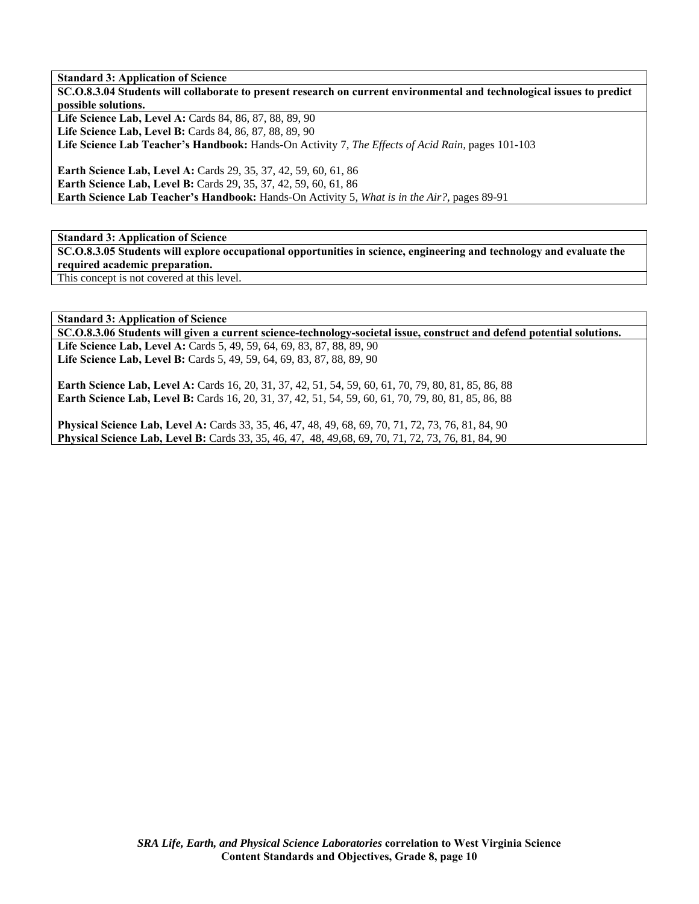**Standard 3: Application of Science**

**SC.O.8.3.04 Students will collaborate to present research on current environmental and technological issues to predict possible solutions.**

**Life Science Lab, Level A:** Cards 84, 86, 87, 88, 89, 90
**Life Science Lab, Level B:** Cards 84, 86, 87, 88, 89, 90
**Life Science Lab Teacher's Handbook:** Hands-On Activity 7, *The Effects of Acid Rain,* pages 101-103

**Earth Science Lab, Level A:** Cards 29, 35, 37, 42, 59, 60, 61, 86
**Earth Science Lab, Level B:** Cards 29, 35, 37, 42, 59, 60, 61, 86
**Earth Science Lab Teacher's Handbook:** Hands-On Activity 5, *What is in the Air?,* pages 89-91

**Standard 3: Application of Science**

**SC.O.8.3.05 Students will explore occupational opportunities in science, engineering and technology and evaluate the required academic preparation.**

This concept is not covered at this level.

**Standard 3: Application of Science**

**SC.O.8.3.06 Students will given a current science-technology-societal issue, construct and defend potential solutions.**

**Life Science Lab, Level A:** Cards 5, 49, 59, 64, 69, 83, 87, 88, 89, 90
**Life Science Lab, Level B:** Cards 5, 49, 59, 64, 69, 83, 87, 88, 89, 90

**Earth Science Lab, Level A:** Cards 16, 20, 31, 37, 42, 51, 54, 59, 60, 61, 70, 79, 80, 81, 85, 86, 88
**Earth Science Lab, Level B:** Cards 16, 20, 31, 37, 42, 51, 54, 59, 60, 61, 70, 79, 80, 81, 85, 86, 88

**Physical Science Lab, Level A:** Cards 33, 35, 46, 47, 48, 49, 68, 69, 70, 71, 72, 73, 76, 81, 84, 90
**Physical Science Lab, Level B:** Cards 33, 35, 46, 47, 48, 49,68, 69, 70, 71, 72, 73, 76, 81, 84, 90